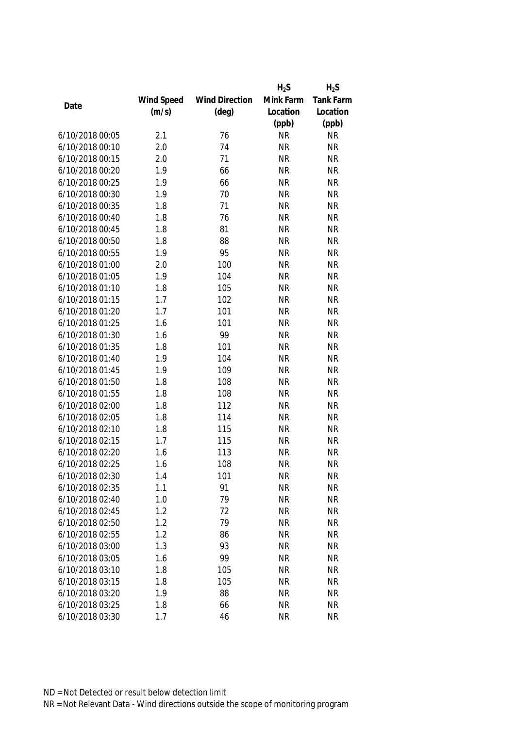| Date | Wind Speed (m/s) | Wind Direction (deg) | $H_2S$ Mink Farm Location (ppb) | $H_2S$ Tank Farm Location (ppb) |
|---|---|---|---|---|
| 6/10/2018 00:05 | 2.1 | 76 | NR | NR |
| 6/10/2018 00:10 | 2.0 | 74 | NR | NR |
| 6/10/2018 00:15 | 2.0 | 71 | NR | NR |
| 6/10/2018 00:20 | 1.9 | 66 | NR | NR |
| 6/10/2018 00:25 | 1.9 | 66 | NR | NR |
| 6/10/2018 00:30 | 1.9 | 70 | NR | NR |
| 6/10/2018 00:35 | 1.8 | 71 | NR | NR |
| 6/10/2018 00:40 | 1.8 | 76 | NR | NR |
| 6/10/2018 00:45 | 1.8 | 81 | NR | NR |
| 6/10/2018 00:50 | 1.8 | 88 | NR | NR |
| 6/10/2018 00:55 | 1.9 | 95 | NR | NR |
| 6/10/2018 01:00 | 2.0 | 100 | NR | NR |
| 6/10/2018 01:05 | 1.9 | 104 | NR | NR |
| 6/10/2018 01:10 | 1.8 | 105 | NR | NR |
| 6/10/2018 01:15 | 1.7 | 102 | NR | NR |
| 6/10/2018 01:20 | 1.7 | 101 | NR | NR |
| 6/10/2018 01:25 | 1.6 | 101 | NR | NR |
| 6/10/2018 01:30 | 1.6 | 99 | NR | NR |
| 6/10/2018 01:35 | 1.8 | 101 | NR | NR |
| 6/10/2018 01:40 | 1.9 | 104 | NR | NR |
| 6/10/2018 01:45 | 1.9 | 109 | NR | NR |
| 6/10/2018 01:50 | 1.8 | 108 | NR | NR |
| 6/10/2018 01:55 | 1.8 | 108 | NR | NR |
| 6/10/2018 02:00 | 1.8 | 112 | NR | NR |
| 6/10/2018 02:05 | 1.8 | 114 | NR | NR |
| 6/10/2018 02:10 | 1.8 | 115 | NR | NR |
| 6/10/2018 02:15 | 1.7 | 115 | NR | NR |
| 6/10/2018 02:20 | 1.6 | 113 | NR | NR |
| 6/10/2018 02:25 | 1.6 | 108 | NR | NR |
| 6/10/2018 02:30 | 1.4 | 101 | NR | NR |
| 6/10/2018 02:35 | 1.1 | 91 | NR | NR |
| 6/10/2018 02:40 | 1.0 | 79 | NR | NR |
| 6/10/2018 02:45 | 1.2 | 72 | NR | NR |
| 6/10/2018 02:50 | 1.2 | 79 | NR | NR |
| 6/10/2018 02:55 | 1.2 | 86 | NR | NR |
| 6/10/2018 03:00 | 1.3 | 93 | NR | NR |
| 6/10/2018 03:05 | 1.6 | 99 | NR | NR |
| 6/10/2018 03:10 | 1.8 | 105 | NR | NR |
| 6/10/2018 03:15 | 1.8 | 105 | NR | NR |
| 6/10/2018 03:20 | 1.9 | 88 | NR | NR |
| 6/10/2018 03:25 | 1.8 | 66 | NR | NR |
| 6/10/2018 03:30 | 1.7 | 46 | NR | NR |

ND = Not Detected or result below detection limit

NR = Not Relevant Data - Wind directions outside the scope of monitoring program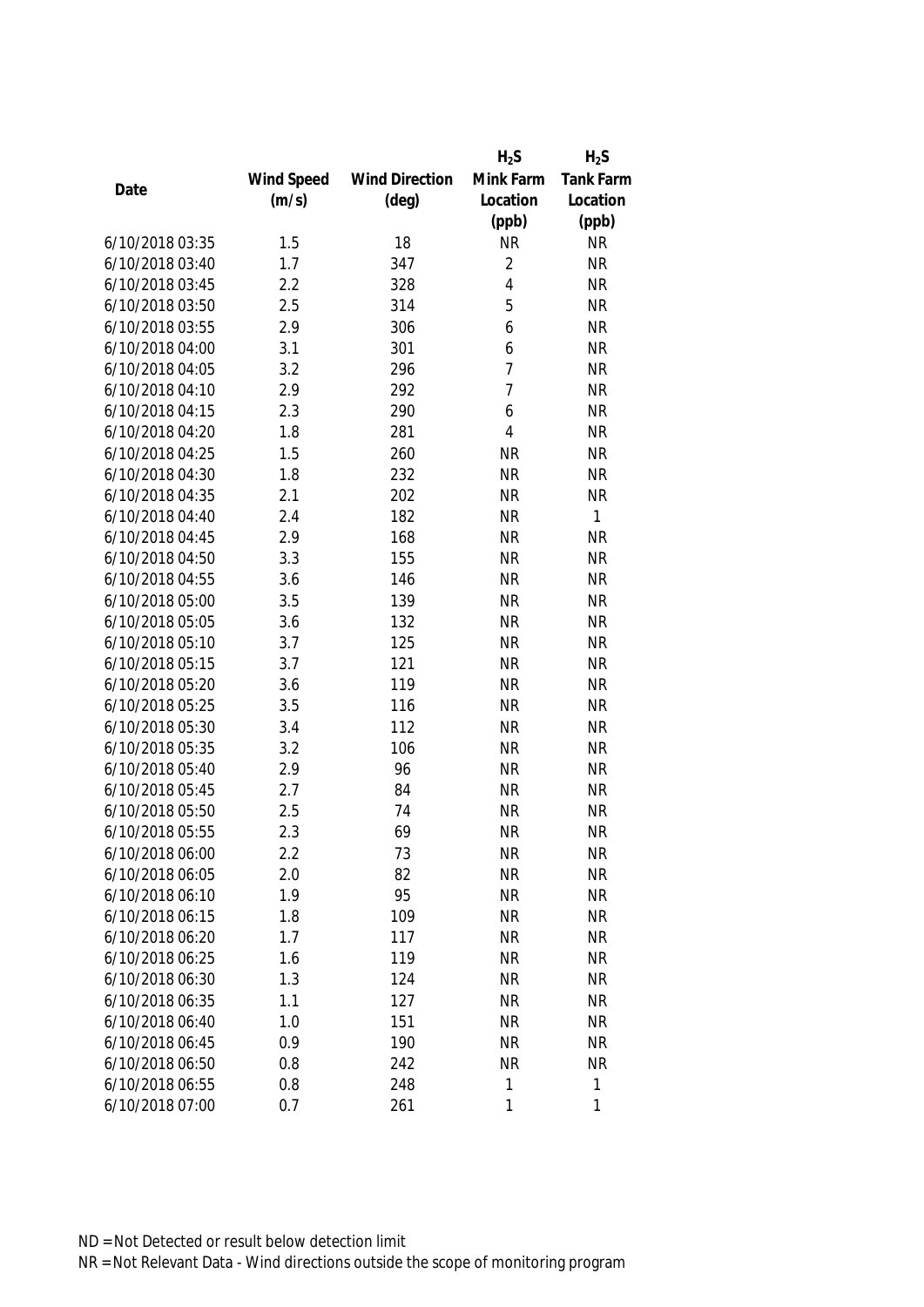| Date | Wind Speed (m/s) | Wind Direction (deg) | $H_2S$ Mink Farm Location (ppb) | $H_2S$ Tank Farm Location (ppb) |
|---|---|---|---|---|
| 6/10/2018 03:35 | 1.5 | 18 | NR | NR |
| 6/10/2018 03:40 | 1.7 | 347 | 2 | NR |
| 6/10/2018 03:45 | 2.2 | 328 | 4 | NR |
| 6/10/2018 03:50 | 2.5 | 314 | 5 | NR |
| 6/10/2018 03:55 | 2.9 | 306 | 6 | NR |
| 6/10/2018 04:00 | 3.1 | 301 | 6 | NR |
| 6/10/2018 04:05 | 3.2 | 296 | 7 | NR |
| 6/10/2018 04:10 | 2.9 | 292 | 7 | NR |
| 6/10/2018 04:15 | 2.3 | 290 | 6 | NR |
| 6/10/2018 04:20 | 1.8 | 281 | 4 | NR |
| 6/10/2018 04:25 | 1.5 | 260 | NR | NR |
| 6/10/2018 04:30 | 1.8 | 232 | NR | NR |
| 6/10/2018 04:35 | 2.1 | 202 | NR | NR |
| 6/10/2018 04:40 | 2.4 | 182 | NR | 1 |
| 6/10/2018 04:45 | 2.9 | 168 | NR | NR |
| 6/10/2018 04:50 | 3.3 | 155 | NR | NR |
| 6/10/2018 04:55 | 3.6 | 146 | NR | NR |
| 6/10/2018 05:00 | 3.5 | 139 | NR | NR |
| 6/10/2018 05:05 | 3.6 | 132 | NR | NR |
| 6/10/2018 05:10 | 3.7 | 125 | NR | NR |
| 6/10/2018 05:15 | 3.7 | 121 | NR | NR |
| 6/10/2018 05:20 | 3.6 | 119 | NR | NR |
| 6/10/2018 05:25 | 3.5 | 116 | NR | NR |
| 6/10/2018 05:30 | 3.4 | 112 | NR | NR |
| 6/10/2018 05:35 | 3.2 | 106 | NR | NR |
| 6/10/2018 05:40 | 2.9 | 96 | NR | NR |
| 6/10/2018 05:45 | 2.7 | 84 | NR | NR |
| 6/10/2018 05:50 | 2.5 | 74 | NR | NR |
| 6/10/2018 05:55 | 2.3 | 69 | NR | NR |
| 6/10/2018 06:00 | 2.2 | 73 | NR | NR |
| 6/10/2018 06:05 | 2.0 | 82 | NR | NR |
| 6/10/2018 06:10 | 1.9 | 95 | NR | NR |
| 6/10/2018 06:15 | 1.8 | 109 | NR | NR |
| 6/10/2018 06:20 | 1.7 | 117 | NR | NR |
| 6/10/2018 06:25 | 1.6 | 119 | NR | NR |
| 6/10/2018 06:30 | 1.3 | 124 | NR | NR |
| 6/10/2018 06:35 | 1.1 | 127 | NR | NR |
| 6/10/2018 06:40 | 1.0 | 151 | NR | NR |
| 6/10/2018 06:45 | 0.9 | 190 | NR | NR |
| 6/10/2018 06:50 | 0.8 | 242 | NR | NR |
| 6/10/2018 06:55 | 0.8 | 248 | 1 | 1 |
| 6/10/2018 07:00 | 0.7 | 261 | 1 | 1 |

ND = Not Detected or result below detection limit

NR = Not Relevant Data - Wind directions outside the scope of monitoring program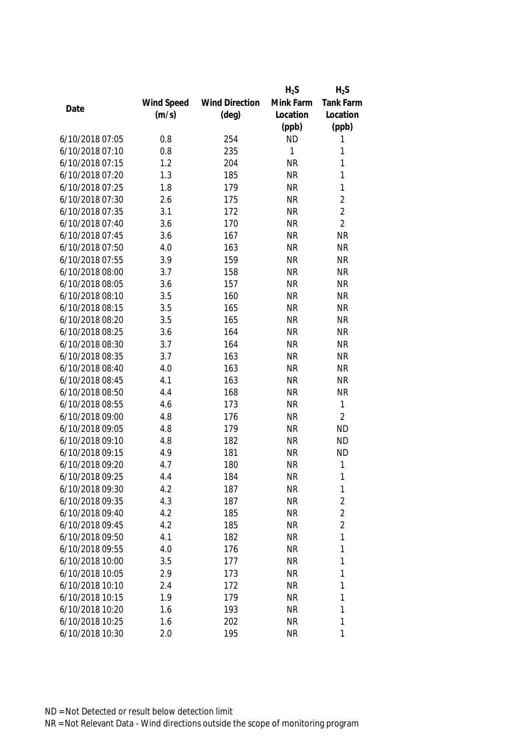| Date | Wind Speed (m/s) | Wind Direction (deg) | $H_2S$ Mink Farm Location (ppb) | $H_2S$ Tank Farm Location (ppb) |
|---|---|---|---|---|
| 6/10/2018 07:05 | 0.8 | 254 | ND | 1 |
| 6/10/2018 07:10 | 0.8 | 235 | 1 | 1 |
| 6/10/2018 07:15 | 1.2 | 204 | NR | 1 |
| 6/10/2018 07:20 | 1.3 | 185 | NR | 1 |
| 6/10/2018 07:25 | 1.8 | 179 | NR | 1 |
| 6/10/2018 07:30 | 2.6 | 175 | NR | 2 |
| 6/10/2018 07:35 | 3.1 | 172 | NR | 2 |
| 6/10/2018 07:40 | 3.6 | 170 | NR | 2 |
| 6/10/2018 07:45 | 3.6 | 167 | NR | NR |
| 6/10/2018 07:50 | 4.0 | 163 | NR | NR |
| 6/10/2018 07:55 | 3.9 | 159 | NR | NR |
| 6/10/2018 08:00 | 3.7 | 158 | NR | NR |
| 6/10/2018 08:05 | 3.6 | 157 | NR | NR |
| 6/10/2018 08:10 | 3.5 | 160 | NR | NR |
| 6/10/2018 08:15 | 3.5 | 165 | NR | NR |
| 6/10/2018 08:20 | 3.5 | 165 | NR | NR |
| 6/10/2018 08:25 | 3.6 | 164 | NR | NR |
| 6/10/2018 08:30 | 3.7 | 164 | NR | NR |
| 6/10/2018 08:35 | 3.7 | 163 | NR | NR |
| 6/10/2018 08:40 | 4.0 | 163 | NR | NR |
| 6/10/2018 08:45 | 4.1 | 163 | NR | NR |
| 6/10/2018 08:50 | 4.4 | 168 | NR | NR |
| 6/10/2018 08:55 | 4.6 | 173 | NR | 1 |
| 6/10/2018 09:00 | 4.8 | 176 | NR | 2 |
| 6/10/2018 09:05 | 4.8 | 179 | NR | ND |
| 6/10/2018 09:10 | 4.8 | 182 | NR | ND |
| 6/10/2018 09:15 | 4.9 | 181 | NR | ND |
| 6/10/2018 09:20 | 4.7 | 180 | NR | 1 |
| 6/10/2018 09:25 | 4.4 | 184 | NR | 1 |
| 6/10/2018 09:30 | 4.2 | 187 | NR | 1 |
| 6/10/2018 09:35 | 4.3 | 187 | NR | 2 |
| 6/10/2018 09:40 | 4.2 | 185 | NR | 2 |
| 6/10/2018 09:45 | 4.2 | 185 | NR | 2 |
| 6/10/2018 09:50 | 4.1 | 182 | NR | 1 |
| 6/10/2018 09:55 | 4.0 | 176 | NR | 1 |
| 6/10/2018 10:00 | 3.5 | 177 | NR | 1 |
| 6/10/2018 10:05 | 2.9 | 173 | NR | 1 |
| 6/10/2018 10:10 | 2.4 | 172 | NR | 1 |
| 6/10/2018 10:15 | 1.9 | 179 | NR | 1 |
| 6/10/2018 10:20 | 1.6 | 193 | NR | 1 |
| 6/10/2018 10:25 | 1.6 | 202 | NR | 1 |
| 6/10/2018 10:30 | 2.0 | 195 | NR | 1 |

ND = Not Detected or result below detection limit

NR = Not Relevant Data - Wind directions outside the scope of monitoring program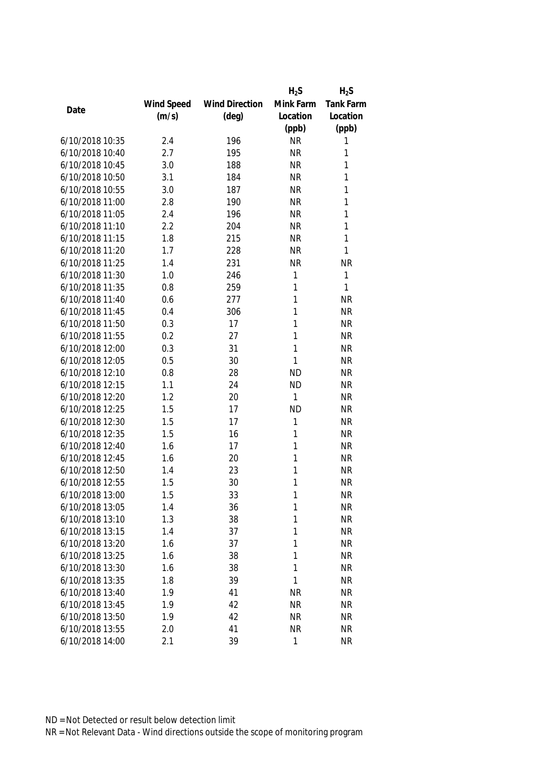| Date | Wind Speed (m/s) | Wind Direction (deg) | $H_2S$ Mink Farm Location (ppb) | $H_2S$ Tank Farm Location (ppb) |
|---|---|---|---|---|
| 6/10/2018 10:35 | 2.4 | 196 | NR | 1 |
| 6/10/2018 10:40 | 2.7 | 195 | NR | 1 |
| 6/10/2018 10:45 | 3.0 | 188 | NR | 1 |
| 6/10/2018 10:50 | 3.1 | 184 | NR | 1 |
| 6/10/2018 10:55 | 3.0 | 187 | NR | 1 |
| 6/10/2018 11:00 | 2.8 | 190 | NR | 1 |
| 6/10/2018 11:05 | 2.4 | 196 | NR | 1 |
| 6/10/2018 11:10 | 2.2 | 204 | NR | 1 |
| 6/10/2018 11:15 | 1.8 | 215 | NR | 1 |
| 6/10/2018 11:20 | 1.7 | 228 | NR | 1 |
| 6/10/2018 11:25 | 1.4 | 231 | NR | NR |
| 6/10/2018 11:30 | 1.0 | 246 | 1 | 1 |
| 6/10/2018 11:35 | 0.8 | 259 | 1 | 1 |
| 6/10/2018 11:40 | 0.6 | 277 | 1 | NR |
| 6/10/2018 11:45 | 0.4 | 306 | 1 | NR |
| 6/10/2018 11:50 | 0.3 | 17 | 1 | NR |
| 6/10/2018 11:55 | 0.2 | 27 | 1 | NR |
| 6/10/2018 12:00 | 0.3 | 31 | 1 | NR |
| 6/10/2018 12:05 | 0.5 | 30 | 1 | NR |
| 6/10/2018 12:10 | 0.8 | 28 | ND | NR |
| 6/10/2018 12:15 | 1.1 | 24 | ND | NR |
| 6/10/2018 12:20 | 1.2 | 20 | 1 | NR |
| 6/10/2018 12:25 | 1.5 | 17 | ND | NR |
| 6/10/2018 12:30 | 1.5 | 17 | 1 | NR |
| 6/10/2018 12:35 | 1.5 | 16 | 1 | NR |
| 6/10/2018 12:40 | 1.6 | 17 | 1 | NR |
| 6/10/2018 12:45 | 1.6 | 20 | 1 | NR |
| 6/10/2018 12:50 | 1.4 | 23 | 1 | NR |
| 6/10/2018 12:55 | 1.5 | 30 | 1 | NR |
| 6/10/2018 13:00 | 1.5 | 33 | 1 | NR |
| 6/10/2018 13:05 | 1.4 | 36 | 1 | NR |
| 6/10/2018 13:10 | 1.3 | 38 | 1 | NR |
| 6/10/2018 13:15 | 1.4 | 37 | 1 | NR |
| 6/10/2018 13:20 | 1.6 | 37 | 1 | NR |
| 6/10/2018 13:25 | 1.6 | 38 | 1 | NR |
| 6/10/2018 13:30 | 1.6 | 38 | 1 | NR |
| 6/10/2018 13:35 | 1.8 | 39 | 1 | NR |
| 6/10/2018 13:40 | 1.9 | 41 | NR | NR |
| 6/10/2018 13:45 | 1.9 | 42 | NR | NR |
| 6/10/2018 13:50 | 1.9 | 42 | NR | NR |
| 6/10/2018 13:55 | 2.0 | 41 | NR | NR |
| 6/10/2018 14:00 | 2.1 | 39 | 1 | NR |

ND = Not Detected or result below detection limit

NR = Not Relevant Data - Wind directions outside the scope of monitoring program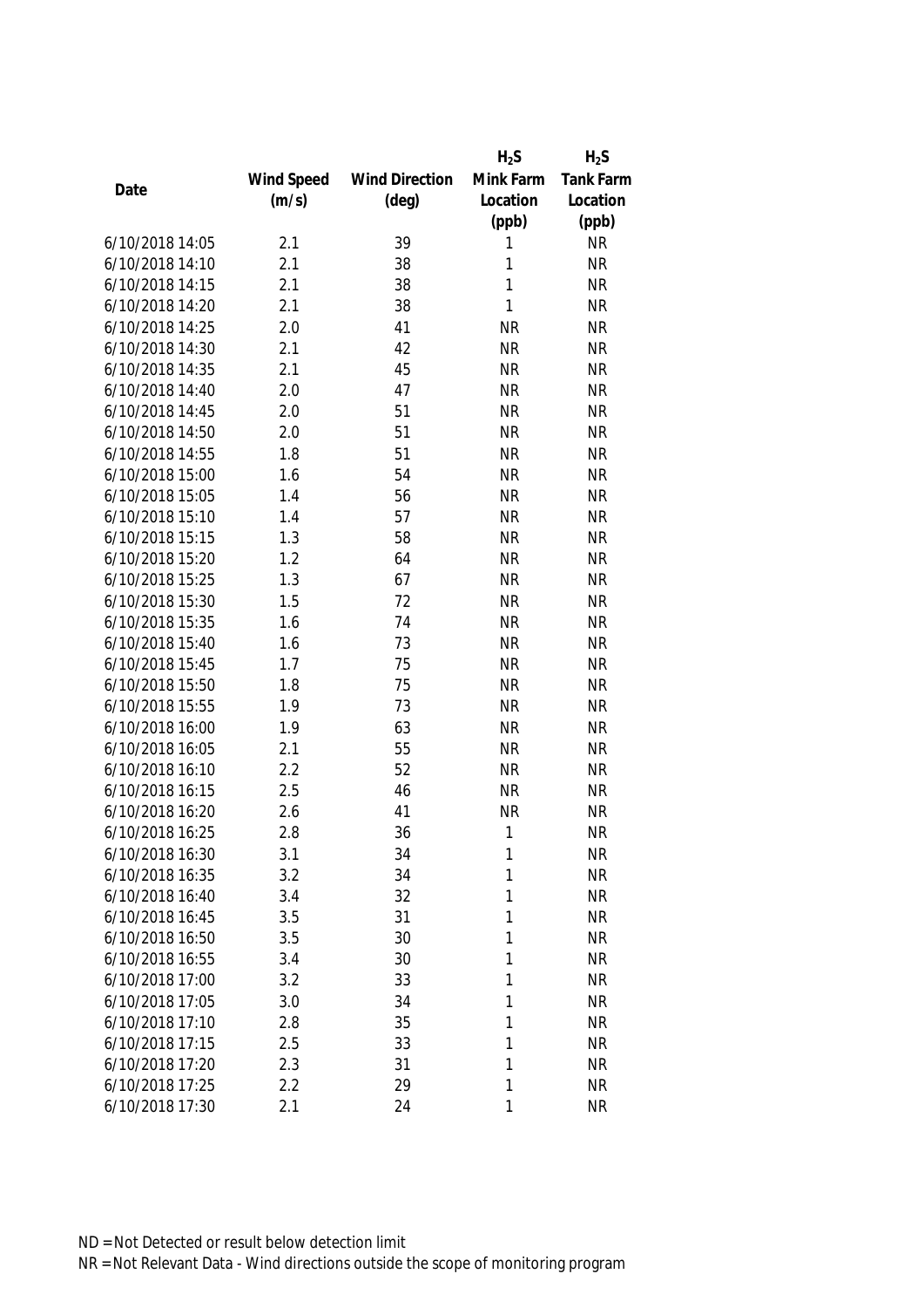| Date | Wind Speed (m/s) | Wind Direction (deg) | $H_2S$ Mink Farm Location (ppb) | $H_2S$ Tank Farm Location (ppb) |
|---|---|---|---|---|
| 6/10/2018 14:05 | 2.1 | 39 | 1 | NR |
| 6/10/2018 14:10 | 2.1 | 38 | 1 | NR |
| 6/10/2018 14:15 | 2.1 | 38 | 1 | NR |
| 6/10/2018 14:20 | 2.1 | 38 | 1 | NR |
| 6/10/2018 14:25 | 2.0 | 41 | NR | NR |
| 6/10/2018 14:30 | 2.1 | 42 | NR | NR |
| 6/10/2018 14:35 | 2.1 | 45 | NR | NR |
| 6/10/2018 14:40 | 2.0 | 47 | NR | NR |
| 6/10/2018 14:45 | 2.0 | 51 | NR | NR |
| 6/10/2018 14:50 | 2.0 | 51 | NR | NR |
| 6/10/2018 14:55 | 1.8 | 51 | NR | NR |
| 6/10/2018 15:00 | 1.6 | 54 | NR | NR |
| 6/10/2018 15:05 | 1.4 | 56 | NR | NR |
| 6/10/2018 15:10 | 1.4 | 57 | NR | NR |
| 6/10/2018 15:15 | 1.3 | 58 | NR | NR |
| 6/10/2018 15:20 | 1.2 | 64 | NR | NR |
| 6/10/2018 15:25 | 1.3 | 67 | NR | NR |
| 6/10/2018 15:30 | 1.5 | 72 | NR | NR |
| 6/10/2018 15:35 | 1.6 | 74 | NR | NR |
| 6/10/2018 15:40 | 1.6 | 73 | NR | NR |
| 6/10/2018 15:45 | 1.7 | 75 | NR | NR |
| 6/10/2018 15:50 | 1.8 | 75 | NR | NR |
| 6/10/2018 15:55 | 1.9 | 73 | NR | NR |
| 6/10/2018 16:00 | 1.9 | 63 | NR | NR |
| 6/10/2018 16:05 | 2.1 | 55 | NR | NR |
| 6/10/2018 16:10 | 2.2 | 52 | NR | NR |
| 6/10/2018 16:15 | 2.5 | 46 | NR | NR |
| 6/10/2018 16:20 | 2.6 | 41 | NR | NR |
| 6/10/2018 16:25 | 2.8 | 36 | 1 | NR |
| 6/10/2018 16:30 | 3.1 | 34 | 1 | NR |
| 6/10/2018 16:35 | 3.2 | 34 | 1 | NR |
| 6/10/2018 16:40 | 3.4 | 32 | 1 | NR |
| 6/10/2018 16:45 | 3.5 | 31 | 1 | NR |
| 6/10/2018 16:50 | 3.5 | 30 | 1 | NR |
| 6/10/2018 16:55 | 3.4 | 30 | 1 | NR |
| 6/10/2018 17:00 | 3.2 | 33 | 1 | NR |
| 6/10/2018 17:05 | 3.0 | 34 | 1 | NR |
| 6/10/2018 17:10 | 2.8 | 35 | 1 | NR |
| 6/10/2018 17:15 | 2.5 | 33 | 1 | NR |
| 6/10/2018 17:20 | 2.3 | 31 | 1 | NR |
| 6/10/2018 17:25 | 2.2 | 29 | 1 | NR |
| 6/10/2018 17:30 | 2.1 | 24 | 1 | NR |

ND = Not Detected or result below detection limit

NR = Not Relevant Data - Wind directions outside the scope of monitoring program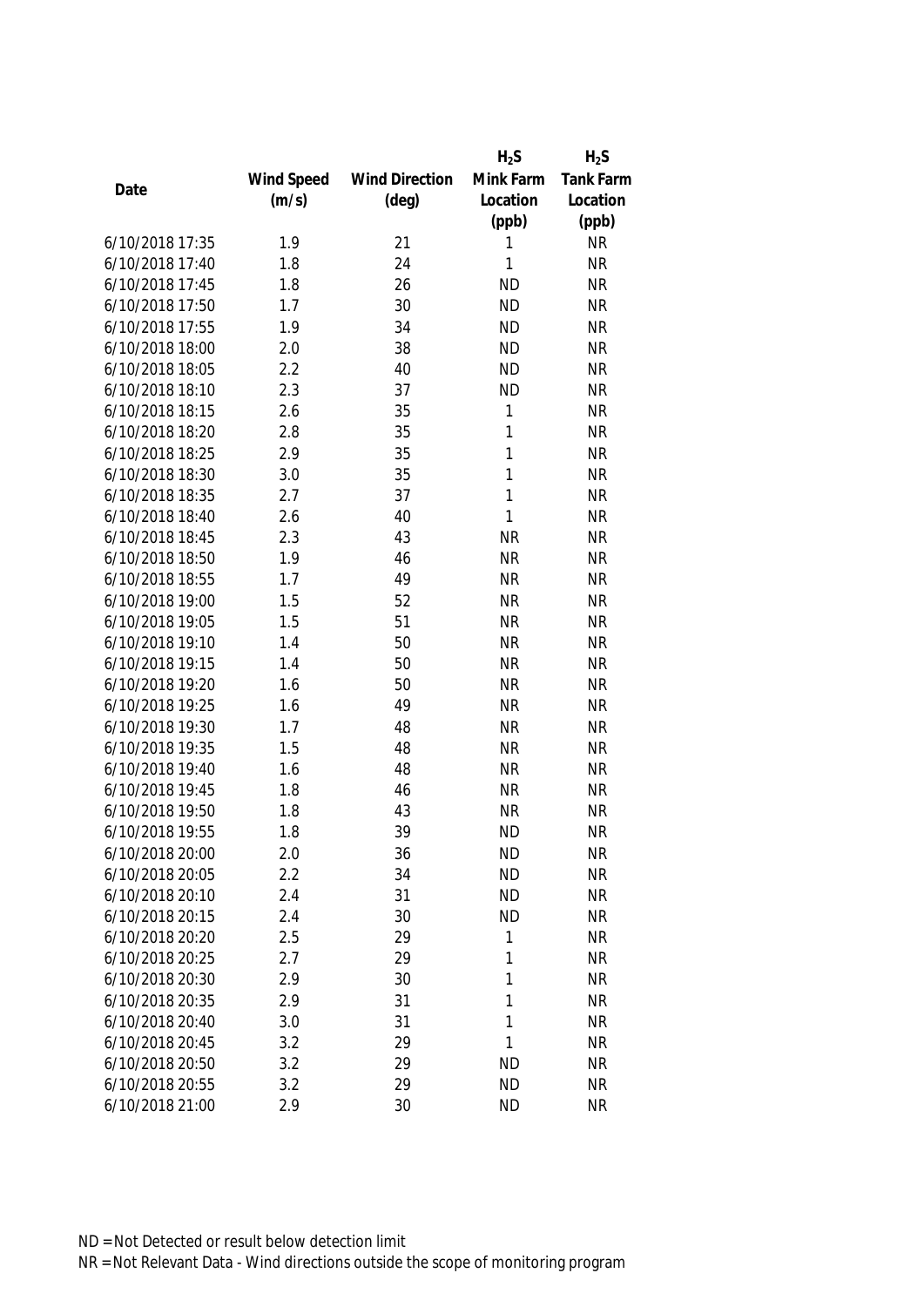| Date | Wind Speed (m/s) | Wind Direction (deg) | $H_2S$ Mink Farm Location (ppb) | $H_2S$ Tank Farm Location (ppb) |
| --- | --- | --- | --- | --- |
| 6/10/2018 17:35 | 1.9 | 21 | 1 | NR |
| 6/10/2018 17:40 | 1.8 | 24 | 1 | NR |
| 6/10/2018 17:45 | 1.8 | 26 | ND | NR |
| 6/10/2018 17:50 | 1.7 | 30 | ND | NR |
| 6/10/2018 17:55 | 1.9 | 34 | ND | NR |
| 6/10/2018 18:00 | 2.0 | 38 | ND | NR |
| 6/10/2018 18:05 | 2.2 | 40 | ND | NR |
| 6/10/2018 18:10 | 2.3 | 37 | ND | NR |
| 6/10/2018 18:15 | 2.6 | 35 | 1 | NR |
| 6/10/2018 18:20 | 2.8 | 35 | 1 | NR |
| 6/10/2018 18:25 | 2.9 | 35 | 1 | NR |
| 6/10/2018 18:30 | 3.0 | 35 | 1 | NR |
| 6/10/2018 18:35 | 2.7 | 37 | 1 | NR |
| 6/10/2018 18:40 | 2.6 | 40 | 1 | NR |
| 6/10/2018 18:45 | 2.3 | 43 | NR | NR |
| 6/10/2018 18:50 | 1.9 | 46 | NR | NR |
| 6/10/2018 18:55 | 1.7 | 49 | NR | NR |
| 6/10/2018 19:00 | 1.5 | 52 | NR | NR |
| 6/10/2018 19:05 | 1.5 | 51 | NR | NR |
| 6/10/2018 19:10 | 1.4 | 50 | NR | NR |
| 6/10/2018 19:15 | 1.4 | 50 | NR | NR |
| 6/10/2018 19:20 | 1.6 | 50 | NR | NR |
| 6/10/2018 19:25 | 1.6 | 49 | NR | NR |
| 6/10/2018 19:30 | 1.7 | 48 | NR | NR |
| 6/10/2018 19:35 | 1.5 | 48 | NR | NR |
| 6/10/2018 19:40 | 1.6 | 48 | NR | NR |
| 6/10/2018 19:45 | 1.8 | 46 | NR | NR |
| 6/10/2018 19:50 | 1.8 | 43 | NR | NR |
| 6/10/2018 19:55 | 1.8 | 39 | ND | NR |
| 6/10/2018 20:00 | 2.0 | 36 | ND | NR |
| 6/10/2018 20:05 | 2.2 | 34 | ND | NR |
| 6/10/2018 20:10 | 2.4 | 31 | ND | NR |
| 6/10/2018 20:15 | 2.4 | 30 | ND | NR |
| 6/10/2018 20:20 | 2.5 | 29 | 1 | NR |
| 6/10/2018 20:25 | 2.7 | 29 | 1 | NR |
| 6/10/2018 20:30 | 2.9 | 30 | 1 | NR |
| 6/10/2018 20:35 | 2.9 | 31 | 1 | NR |
| 6/10/2018 20:40 | 3.0 | 31 | 1 | NR |
| 6/10/2018 20:45 | 3.2 | 29 | 1 | NR |
| 6/10/2018 20:50 | 3.2 | 29 | ND | NR |
| 6/10/2018 20:55 | 3.2 | 29 | ND | NR |
| 6/10/2018 21:00 | 2.9 | 30 | ND | NR |

ND = Not Detected or result below detection limit
NR = Not Relevant Data - Wind directions outside the scope of monitoring program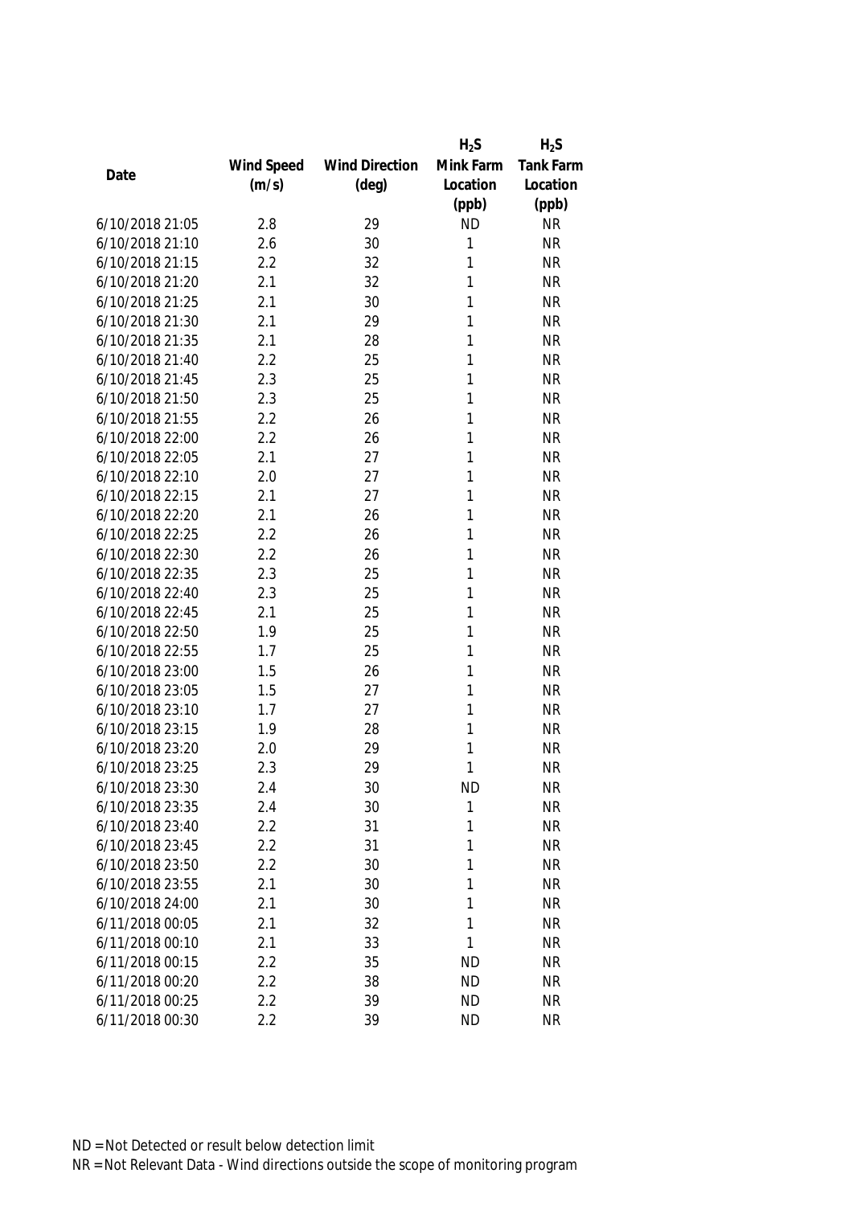| Date | Wind Speed (m/s) | Wind Direction (deg) | $H_2S$ Mink Farm Location (ppb) | $H_2S$ Tank Farm Location (ppb) |
|---|---|---|---|---|
| 6/10/2018 21:05 | 2.8 | 29 | ND | NR |
| 6/10/2018 21:10 | 2.6 | 30 | 1 | NR |
| 6/10/2018 21:15 | 2.2 | 32 | 1 | NR |
| 6/10/2018 21:20 | 2.1 | 32 | 1 | NR |
| 6/10/2018 21:25 | 2.1 | 30 | 1 | NR |
| 6/10/2018 21:30 | 2.1 | 29 | 1 | NR |
| 6/10/2018 21:35 | 2.1 | 28 | 1 | NR |
| 6/10/2018 21:40 | 2.2 | 25 | 1 | NR |
| 6/10/2018 21:45 | 2.3 | 25 | 1 | NR |
| 6/10/2018 21:50 | 2.3 | 25 | 1 | NR |
| 6/10/2018 21:55 | 2.2 | 26 | 1 | NR |
| 6/10/2018 22:00 | 2.2 | 26 | 1 | NR |
| 6/10/2018 22:05 | 2.1 | 27 | 1 | NR |
| 6/10/2018 22:10 | 2.0 | 27 | 1 | NR |
| 6/10/2018 22:15 | 2.1 | 27 | 1 | NR |
| 6/10/2018 22:20 | 2.1 | 26 | 1 | NR |
| 6/10/2018 22:25 | 2.2 | 26 | 1 | NR |
| 6/10/2018 22:30 | 2.2 | 26 | 1 | NR |
| 6/10/2018 22:35 | 2.3 | 25 | 1 | NR |
| 6/10/2018 22:40 | 2.3 | 25 | 1 | NR |
| 6/10/2018 22:45 | 2.1 | 25 | 1 | NR |
| 6/10/2018 22:50 | 1.9 | 25 | 1 | NR |
| 6/10/2018 22:55 | 1.7 | 25 | 1 | NR |
| 6/10/2018 23:00 | 1.5 | 26 | 1 | NR |
| 6/10/2018 23:05 | 1.5 | 27 | 1 | NR |
| 6/10/2018 23:10 | 1.7 | 27 | 1 | NR |
| 6/10/2018 23:15 | 1.9 | 28 | 1 | NR |
| 6/10/2018 23:20 | 2.0 | 29 | 1 | NR |
| 6/10/2018 23:25 | 2.3 | 29 | 1 | NR |
| 6/10/2018 23:30 | 2.4 | 30 | ND | NR |
| 6/10/2018 23:35 | 2.4 | 30 | 1 | NR |
| 6/10/2018 23:40 | 2.2 | 31 | 1 | NR |
| 6/10/2018 23:45 | 2.2 | 31 | 1 | NR |
| 6/10/2018 23:50 | 2.2 | 30 | 1 | NR |
| 6/10/2018 23:55 | 2.1 | 30 | 1 | NR |
| 6/10/2018 24:00 | 2.1 | 30 | 1 | NR |
| 6/11/2018 00:05 | 2.1 | 32 | 1 | NR |
| 6/11/2018 00:10 | 2.1 | 33 | 1 | NR |
| 6/11/2018 00:15 | 2.2 | 35 | ND | NR |
| 6/11/2018 00:20 | 2.2 | 38 | ND | NR |
| 6/11/2018 00:25 | 2.2 | 39 | ND | NR |
| 6/11/2018 00:30 | 2.2 | 39 | ND | NR |

ND = Not Detected or result below detection limit

NR = Not Relevant Data - Wind directions outside the scope of monitoring program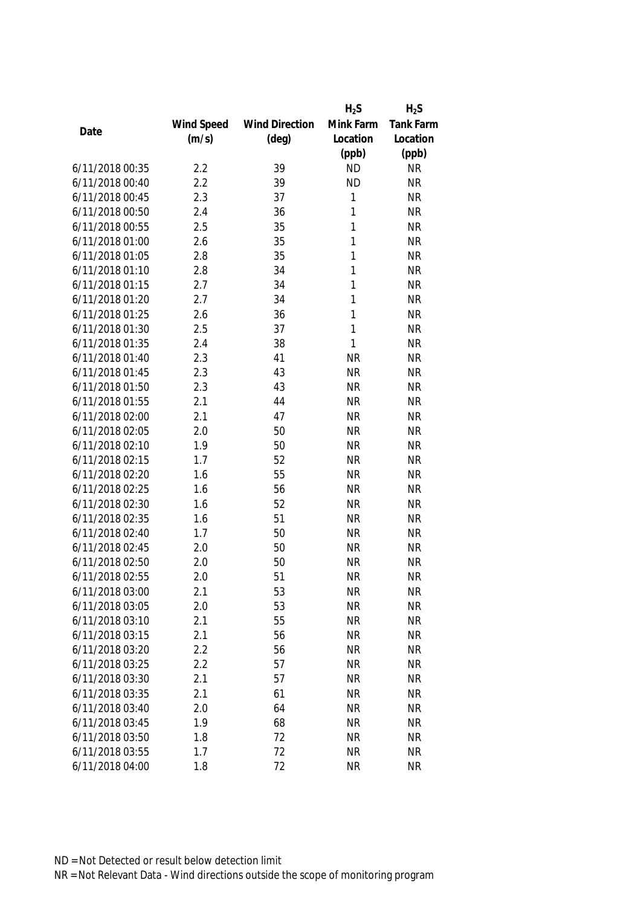| Date | Wind Speed (m/s) | Wind Direction (deg) | $H_2S$ Mink Farm Location (ppb) | $H_2S$ Tank Farm Location (ppb) |
|---|---|---|---|---|
| 6/11/2018 00:35 | 2.2 | 39 | ND | NR |
| 6/11/2018 00:40 | 2.2 | 39 | ND | NR |
| 6/11/2018 00:45 | 2.3 | 37 | 1 | NR |
| 6/11/2018 00:50 | 2.4 | 36 | 1 | NR |
| 6/11/2018 00:55 | 2.5 | 35 | 1 | NR |
| 6/11/2018 01:00 | 2.6 | 35 | 1 | NR |
| 6/11/2018 01:05 | 2.8 | 35 | 1 | NR |
| 6/11/2018 01:10 | 2.8 | 34 | 1 | NR |
| 6/11/2018 01:15 | 2.7 | 34 | 1 | NR |
| 6/11/2018 01:20 | 2.7 | 34 | 1 | NR |
| 6/11/2018 01:25 | 2.6 | 36 | 1 | NR |
| 6/11/2018 01:30 | 2.5 | 37 | 1 | NR |
| 6/11/2018 01:35 | 2.4 | 38 | 1 | NR |
| 6/11/2018 01:40 | 2.3 | 41 | NR | NR |
| 6/11/2018 01:45 | 2.3 | 43 | NR | NR |
| 6/11/2018 01:50 | 2.3 | 43 | NR | NR |
| 6/11/2018 01:55 | 2.1 | 44 | NR | NR |
| 6/11/2018 02:00 | 2.1 | 47 | NR | NR |
| 6/11/2018 02:05 | 2.0 | 50 | NR | NR |
| 6/11/2018 02:10 | 1.9 | 50 | NR | NR |
| 6/11/2018 02:15 | 1.7 | 52 | NR | NR |
| 6/11/2018 02:20 | 1.6 | 55 | NR | NR |
| 6/11/2018 02:25 | 1.6 | 56 | NR | NR |
| 6/11/2018 02:30 | 1.6 | 52 | NR | NR |
| 6/11/2018 02:35 | 1.6 | 51 | NR | NR |
| 6/11/2018 02:40 | 1.7 | 50 | NR | NR |
| 6/11/2018 02:45 | 2.0 | 50 | NR | NR |
| 6/11/2018 02:50 | 2.0 | 50 | NR | NR |
| 6/11/2018 02:55 | 2.0 | 51 | NR | NR |
| 6/11/2018 03:00 | 2.1 | 53 | NR | NR |
| 6/11/2018 03:05 | 2.0 | 53 | NR | NR |
| 6/11/2018 03:10 | 2.1 | 55 | NR | NR |
| 6/11/2018 03:15 | 2.1 | 56 | NR | NR |
| 6/11/2018 03:20 | 2.2 | 56 | NR | NR |
| 6/11/2018 03:25 | 2.2 | 57 | NR | NR |
| 6/11/2018 03:30 | 2.1 | 57 | NR | NR |
| 6/11/2018 03:35 | 2.1 | 61 | NR | NR |
| 6/11/2018 03:40 | 2.0 | 64 | NR | NR |
| 6/11/2018 03:45 | 1.9 | 68 | NR | NR |
| 6/11/2018 03:50 | 1.8 | 72 | NR | NR |
| 6/11/2018 03:55 | 1.7 | 72 | NR | NR |
| 6/11/2018 04:00 | 1.8 | 72 | NR | NR |

ND = Not Detected or result below detection limit
NR = Not Relevant Data - Wind directions outside the scope of monitoring program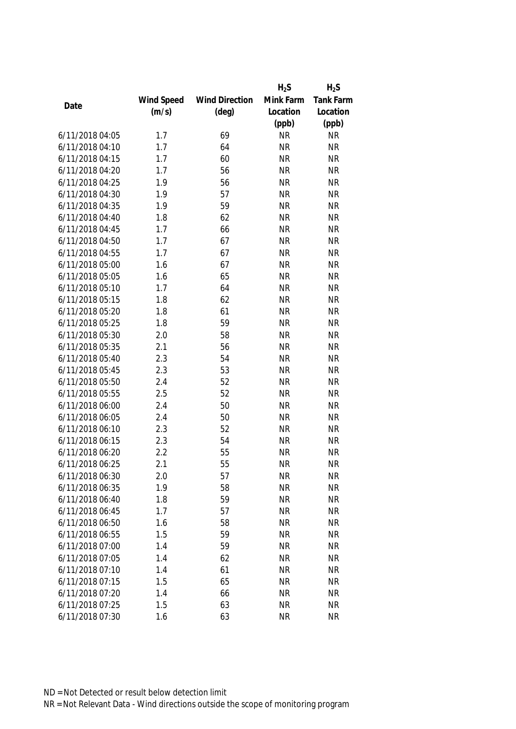| Date | Wind Speed (m/s) | Wind Direction (deg) | $H_2S$ Mink Farm Location (ppb) | $H_2S$ Tank Farm Location (ppb) |
|---|---|---|---|---|
| 6/11/2018 04:05 | 1.7 | 69 | NR | NR |
| 6/11/2018 04:10 | 1.7 | 64 | NR | NR |
| 6/11/2018 04:15 | 1.7 | 60 | NR | NR |
| 6/11/2018 04:20 | 1.7 | 56 | NR | NR |
| 6/11/2018 04:25 | 1.9 | 56 | NR | NR |
| 6/11/2018 04:30 | 1.9 | 57 | NR | NR |
| 6/11/2018 04:35 | 1.9 | 59 | NR | NR |
| 6/11/2018 04:40 | 1.8 | 62 | NR | NR |
| 6/11/2018 04:45 | 1.7 | 66 | NR | NR |
| 6/11/2018 04:50 | 1.7 | 67 | NR | NR |
| 6/11/2018 04:55 | 1.7 | 67 | NR | NR |
| 6/11/2018 05:00 | 1.6 | 67 | NR | NR |
| 6/11/2018 05:05 | 1.6 | 65 | NR | NR |
| 6/11/2018 05:10 | 1.7 | 64 | NR | NR |
| 6/11/2018 05:15 | 1.8 | 62 | NR | NR |
| 6/11/2018 05:20 | 1.8 | 61 | NR | NR |
| 6/11/2018 05:25 | 1.8 | 59 | NR | NR |
| 6/11/2018 05:30 | 2.0 | 58 | NR | NR |
| 6/11/2018 05:35 | 2.1 | 56 | NR | NR |
| 6/11/2018 05:40 | 2.3 | 54 | NR | NR |
| 6/11/2018 05:45 | 2.3 | 53 | NR | NR |
| 6/11/2018 05:50 | 2.4 | 52 | NR | NR |
| 6/11/2018 05:55 | 2.5 | 52 | NR | NR |
| 6/11/2018 06:00 | 2.4 | 50 | NR | NR |
| 6/11/2018 06:05 | 2.4 | 50 | NR | NR |
| 6/11/2018 06:10 | 2.3 | 52 | NR | NR |
| 6/11/2018 06:15 | 2.3 | 54 | NR | NR |
| 6/11/2018 06:20 | 2.2 | 55 | NR | NR |
| 6/11/2018 06:25 | 2.1 | 55 | NR | NR |
| 6/11/2018 06:30 | 2.0 | 57 | NR | NR |
| 6/11/2018 06:35 | 1.9 | 58 | NR | NR |
| 6/11/2018 06:40 | 1.8 | 59 | NR | NR |
| 6/11/2018 06:45 | 1.7 | 57 | NR | NR |
| 6/11/2018 06:50 | 1.6 | 58 | NR | NR |
| 6/11/2018 06:55 | 1.5 | 59 | NR | NR |
| 6/11/2018 07:00 | 1.4 | 59 | NR | NR |
| 6/11/2018 07:05 | 1.4 | 62 | NR | NR |
| 6/11/2018 07:10 | 1.4 | 61 | NR | NR |
| 6/11/2018 07:15 | 1.5 | 65 | NR | NR |
| 6/11/2018 07:20 | 1.4 | 66 | NR | NR |
| 6/11/2018 07:25 | 1.5 | 63 | NR | NR |
| 6/11/2018 07:30 | 1.6 | 63 | NR | NR |

ND = Not Detected or result below detection limit

NR = Not Relevant Data - Wind directions outside the scope of monitoring program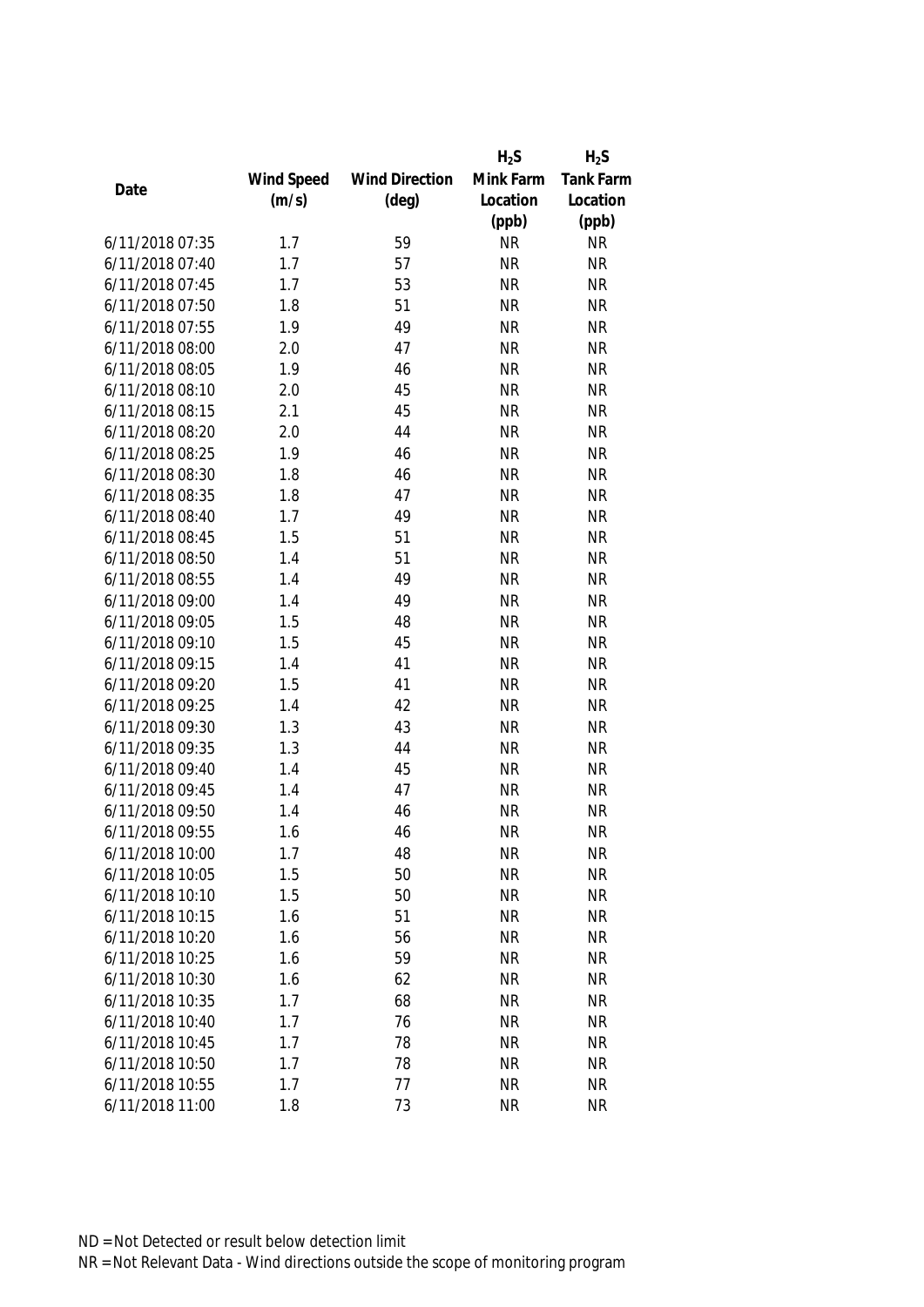| Date | Wind Speed (m/s) | Wind Direction (deg) | $H_2S$ Mink Farm Location (ppb) | $H_2S$ Tank Farm Location (ppb) |
|---|---|---|---|---|
| 6/11/2018 07:35 | 1.7 | 59 | NR | NR |
| 6/11/2018 07:40 | 1.7 | 57 | NR | NR |
| 6/11/2018 07:45 | 1.7 | 53 | NR | NR |
| 6/11/2018 07:50 | 1.8 | 51 | NR | NR |
| 6/11/2018 07:55 | 1.9 | 49 | NR | NR |
| 6/11/2018 08:00 | 2.0 | 47 | NR | NR |
| 6/11/2018 08:05 | 1.9 | 46 | NR | NR |
| 6/11/2018 08:10 | 2.0 | 45 | NR | NR |
| 6/11/2018 08:15 | 2.1 | 45 | NR | NR |
| 6/11/2018 08:20 | 2.0 | 44 | NR | NR |
| 6/11/2018 08:25 | 1.9 | 46 | NR | NR |
| 6/11/2018 08:30 | 1.8 | 46 | NR | NR |
| 6/11/2018 08:35 | 1.8 | 47 | NR | NR |
| 6/11/2018 08:40 | 1.7 | 49 | NR | NR |
| 6/11/2018 08:45 | 1.5 | 51 | NR | NR |
| 6/11/2018 08:50 | 1.4 | 51 | NR | NR |
| 6/11/2018 08:55 | 1.4 | 49 | NR | NR |
| 6/11/2018 09:00 | 1.4 | 49 | NR | NR |
| 6/11/2018 09:05 | 1.5 | 48 | NR | NR |
| 6/11/2018 09:10 | 1.5 | 45 | NR | NR |
| 6/11/2018 09:15 | 1.4 | 41 | NR | NR |
| 6/11/2018 09:20 | 1.5 | 41 | NR | NR |
| 6/11/2018 09:25 | 1.4 | 42 | NR | NR |
| 6/11/2018 09:30 | 1.3 | 43 | NR | NR |
| 6/11/2018 09:35 | 1.3 | 44 | NR | NR |
| 6/11/2018 09:40 | 1.4 | 45 | NR | NR |
| 6/11/2018 09:45 | 1.4 | 47 | NR | NR |
| 6/11/2018 09:50 | 1.4 | 46 | NR | NR |
| 6/11/2018 09:55 | 1.6 | 46 | NR | NR |
| 6/11/2018 10:00 | 1.7 | 48 | NR | NR |
| 6/11/2018 10:05 | 1.5 | 50 | NR | NR |
| 6/11/2018 10:10 | 1.5 | 50 | NR | NR |
| 6/11/2018 10:15 | 1.6 | 51 | NR | NR |
| 6/11/2018 10:20 | 1.6 | 56 | NR | NR |
| 6/11/2018 10:25 | 1.6 | 59 | NR | NR |
| 6/11/2018 10:30 | 1.6 | 62 | NR | NR |
| 6/11/2018 10:35 | 1.7 | 68 | NR | NR |
| 6/11/2018 10:40 | 1.7 | 76 | NR | NR |
| 6/11/2018 10:45 | 1.7 | 78 | NR | NR |
| 6/11/2018 10:50 | 1.7 | 78 | NR | NR |
| 6/11/2018 10:55 | 1.7 | 77 | NR | NR |
| 6/11/2018 11:00 | 1.8 | 73 | NR | NR |

ND = Not Detected or result below detection limit
NR = Not Relevant Data - Wind directions outside the scope of monitoring program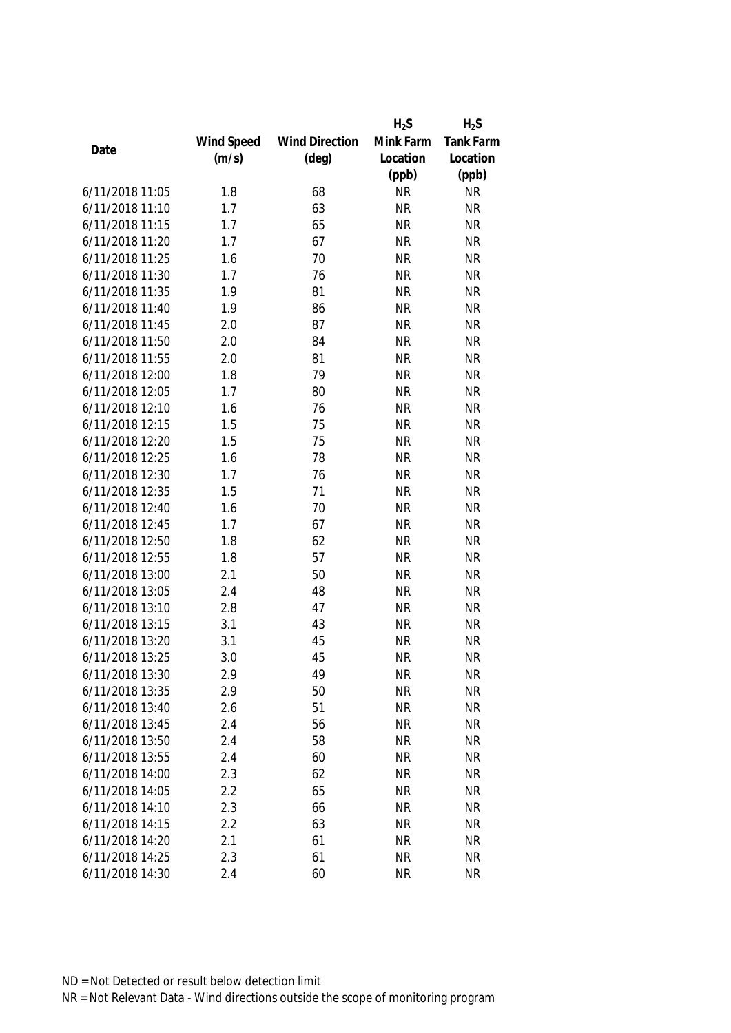| Date | Wind Speed (m/s) | Wind Direction (deg) | $H_2S$ Mink Farm Location (ppb) | $H_2S$ Tank Farm Location (ppb) |
|---|---|---|---|---|
| 6/11/2018 11:05 | 1.8 | 68 | NR | NR |
| 6/11/2018 11:10 | 1.7 | 63 | NR | NR |
| 6/11/2018 11:15 | 1.7 | 65 | NR | NR |
| 6/11/2018 11:20 | 1.7 | 67 | NR | NR |
| 6/11/2018 11:25 | 1.6 | 70 | NR | NR |
| 6/11/2018 11:30 | 1.7 | 76 | NR | NR |
| 6/11/2018 11:35 | 1.9 | 81 | NR | NR |
| 6/11/2018 11:40 | 1.9 | 86 | NR | NR |
| 6/11/2018 11:45 | 2.0 | 87 | NR | NR |
| 6/11/2018 11:50 | 2.0 | 84 | NR | NR |
| 6/11/2018 11:55 | 2.0 | 81 | NR | NR |
| 6/11/2018 12:00 | 1.8 | 79 | NR | NR |
| 6/11/2018 12:05 | 1.7 | 80 | NR | NR |
| 6/11/2018 12:10 | 1.6 | 76 | NR | NR |
| 6/11/2018 12:15 | 1.5 | 75 | NR | NR |
| 6/11/2018 12:20 | 1.5 | 75 | NR | NR |
| 6/11/2018 12:25 | 1.6 | 78 | NR | NR |
| 6/11/2018 12:30 | 1.7 | 76 | NR | NR |
| 6/11/2018 12:35 | 1.5 | 71 | NR | NR |
| 6/11/2018 12:40 | 1.6 | 70 | NR | NR |
| 6/11/2018 12:45 | 1.7 | 67 | NR | NR |
| 6/11/2018 12:50 | 1.8 | 62 | NR | NR |
| 6/11/2018 12:55 | 1.8 | 57 | NR | NR |
| 6/11/2018 13:00 | 2.1 | 50 | NR | NR |
| 6/11/2018 13:05 | 2.4 | 48 | NR | NR |
| 6/11/2018 13:10 | 2.8 | 47 | NR | NR |
| 6/11/2018 13:15 | 3.1 | 43 | NR | NR |
| 6/11/2018 13:20 | 3.1 | 45 | NR | NR |
| 6/11/2018 13:25 | 3.0 | 45 | NR | NR |
| 6/11/2018 13:30 | 2.9 | 49 | NR | NR |
| 6/11/2018 13:35 | 2.9 | 50 | NR | NR |
| 6/11/2018 13:40 | 2.6 | 51 | NR | NR |
| 6/11/2018 13:45 | 2.4 | 56 | NR | NR |
| 6/11/2018 13:50 | 2.4 | 58 | NR | NR |
| 6/11/2018 13:55 | 2.4 | 60 | NR | NR |
| 6/11/2018 14:00 | 2.3 | 62 | NR | NR |
| 6/11/2018 14:05 | 2.2 | 65 | NR | NR |
| 6/11/2018 14:10 | 2.3 | 66 | NR | NR |
| 6/11/2018 14:15 | 2.2 | 63 | NR | NR |
| 6/11/2018 14:20 | 2.1 | 61 | NR | NR |
| 6/11/2018 14:25 | 2.3 | 61 | NR | NR |
| 6/11/2018 14:30 | 2.4 | 60 | NR | NR |

ND = Not Detected or result below detection limit
NR = Not Relevant Data - Wind directions outside the scope of monitoring program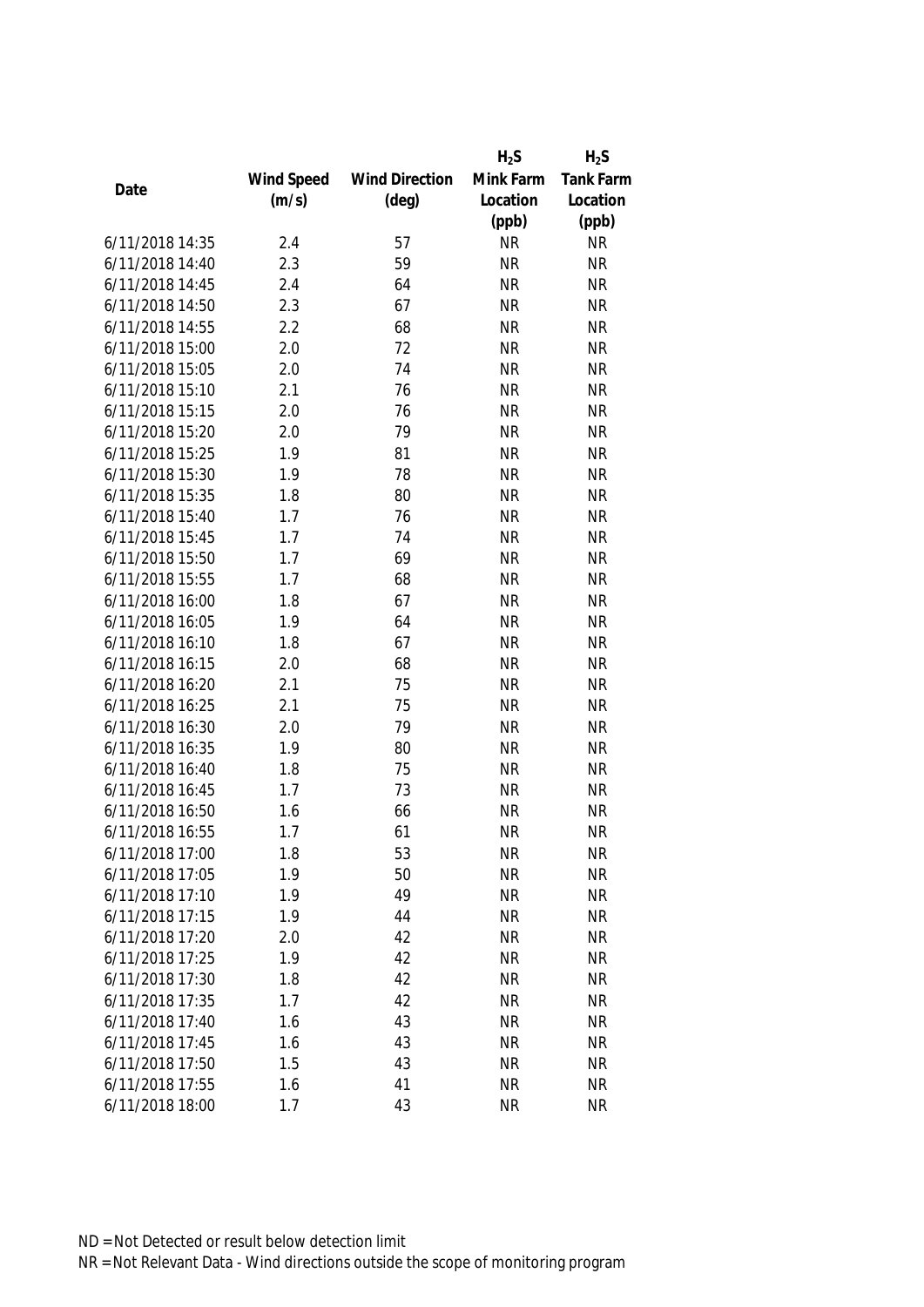| Date | Wind Speed (m/s) | Wind Direction (deg) | $H_2S$ Mink Farm Location (ppb) | $H_2S$ Tank Farm Location (ppb) |
|---|---|---|---|---|
| 6/11/2018 14:35 | 2.4 | 57 | NR | NR |
| 6/11/2018 14:40 | 2.3 | 59 | NR | NR |
| 6/11/2018 14:45 | 2.4 | 64 | NR | NR |
| 6/11/2018 14:50 | 2.3 | 67 | NR | NR |
| 6/11/2018 14:55 | 2.2 | 68 | NR | NR |
| 6/11/2018 15:00 | 2.0 | 72 | NR | NR |
| 6/11/2018 15:05 | 2.0 | 74 | NR | NR |
| 6/11/2018 15:10 | 2.1 | 76 | NR | NR |
| 6/11/2018 15:15 | 2.0 | 76 | NR | NR |
| 6/11/2018 15:20 | 2.0 | 79 | NR | NR |
| 6/11/2018 15:25 | 1.9 | 81 | NR | NR |
| 6/11/2018 15:30 | 1.9 | 78 | NR | NR |
| 6/11/2018 15:35 | 1.8 | 80 | NR | NR |
| 6/11/2018 15:40 | 1.7 | 76 | NR | NR |
| 6/11/2018 15:45 | 1.7 | 74 | NR | NR |
| 6/11/2018 15:50 | 1.7 | 69 | NR | NR |
| 6/11/2018 15:55 | 1.7 | 68 | NR | NR |
| 6/11/2018 16:00 | 1.8 | 67 | NR | NR |
| 6/11/2018 16:05 | 1.9 | 64 | NR | NR |
| 6/11/2018 16:10 | 1.8 | 67 | NR | NR |
| 6/11/2018 16:15 | 2.0 | 68 | NR | NR |
| 6/11/2018 16:20 | 2.1 | 75 | NR | NR |
| 6/11/2018 16:25 | 2.1 | 75 | NR | NR |
| 6/11/2018 16:30 | 2.0 | 79 | NR | NR |
| 6/11/2018 16:35 | 1.9 | 80 | NR | NR |
| 6/11/2018 16:40 | 1.8 | 75 | NR | NR |
| 6/11/2018 16:45 | 1.7 | 73 | NR | NR |
| 6/11/2018 16:50 | 1.6 | 66 | NR | NR |
| 6/11/2018 16:55 | 1.7 | 61 | NR | NR |
| 6/11/2018 17:00 | 1.8 | 53 | NR | NR |
| 6/11/2018 17:05 | 1.9 | 50 | NR | NR |
| 6/11/2018 17:10 | 1.9 | 49 | NR | NR |
| 6/11/2018 17:15 | 1.9 | 44 | NR | NR |
| 6/11/2018 17:20 | 2.0 | 42 | NR | NR |
| 6/11/2018 17:25 | 1.9 | 42 | NR | NR |
| 6/11/2018 17:30 | 1.8 | 42 | NR | NR |
| 6/11/2018 17:35 | 1.7 | 42 | NR | NR |
| 6/11/2018 17:40 | 1.6 | 43 | NR | NR |
| 6/11/2018 17:45 | 1.6 | 43 | NR | NR |
| 6/11/2018 17:50 | 1.5 | 43 | NR | NR |
| 6/11/2018 17:55 | 1.6 | 41 | NR | NR |
| 6/11/2018 18:00 | 1.7 | 43 | NR | NR |

ND = Not Detected or result below detection limit

NR = Not Relevant Data - Wind directions outside the scope of monitoring program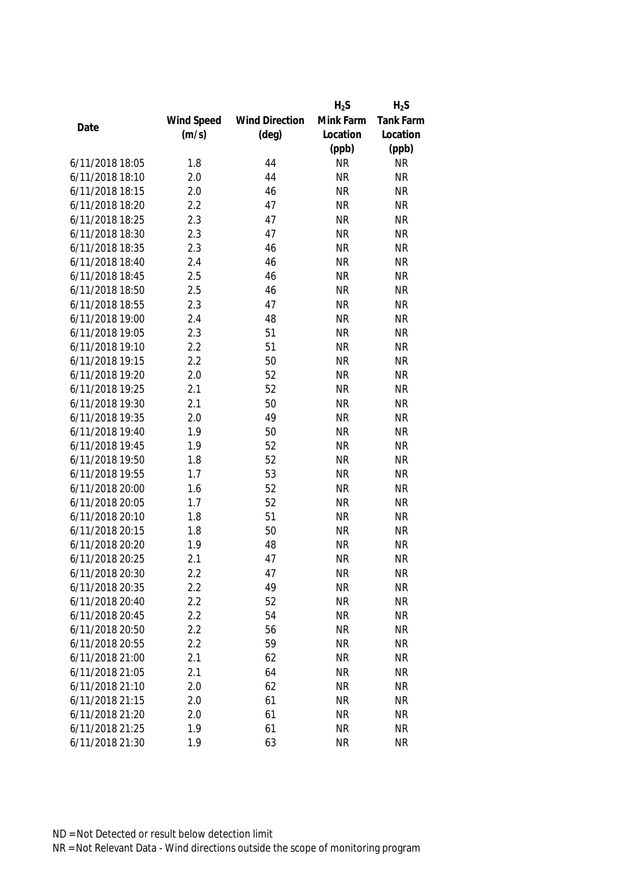| Date | Wind Speed (m/s) | Wind Direction (deg) | $H_2S$ Mink Farm Location (ppb) | $H_2S$ Tank Farm Location (ppb) |
|---|---|---|---|---|
| 6/11/2018 18:05 | 1.8 | 44 | NR | NR |
| 6/11/2018 18:10 | 2.0 | 44 | NR | NR |
| 6/11/2018 18:15 | 2.0 | 46 | NR | NR |
| 6/11/2018 18:20 | 2.2 | 47 | NR | NR |
| 6/11/2018 18:25 | 2.3 | 47 | NR | NR |
| 6/11/2018 18:30 | 2.3 | 47 | NR | NR |
| 6/11/2018 18:35 | 2.3 | 46 | NR | NR |
| 6/11/2018 18:40 | 2.4 | 46 | NR | NR |
| 6/11/2018 18:45 | 2.5 | 46 | NR | NR |
| 6/11/2018 18:50 | 2.5 | 46 | NR | NR |
| 6/11/2018 18:55 | 2.3 | 47 | NR | NR |
| 6/11/2018 19:00 | 2.4 | 48 | NR | NR |
| 6/11/2018 19:05 | 2.3 | 51 | NR | NR |
| 6/11/2018 19:10 | 2.2 | 51 | NR | NR |
| 6/11/2018 19:15 | 2.2 | 50 | NR | NR |
| 6/11/2018 19:20 | 2.0 | 52 | NR | NR |
| 6/11/2018 19:25 | 2.1 | 52 | NR | NR |
| 6/11/2018 19:30 | 2.1 | 50 | NR | NR |
| 6/11/2018 19:35 | 2.0 | 49 | NR | NR |
| 6/11/2018 19:40 | 1.9 | 50 | NR | NR |
| 6/11/2018 19:45 | 1.9 | 52 | NR | NR |
| 6/11/2018 19:50 | 1.8 | 52 | NR | NR |
| 6/11/2018 19:55 | 1.7 | 53 | NR | NR |
| 6/11/2018 20:00 | 1.6 | 52 | NR | NR |
| 6/11/2018 20:05 | 1.7 | 52 | NR | NR |
| 6/11/2018 20:10 | 1.8 | 51 | NR | NR |
| 6/11/2018 20:15 | 1.8 | 50 | NR | NR |
| 6/11/2018 20:20 | 1.9 | 48 | NR | NR |
| 6/11/2018 20:25 | 2.1 | 47 | NR | NR |
| 6/11/2018 20:30 | 2.2 | 47 | NR | NR |
| 6/11/2018 20:35 | 2.2 | 49 | NR | NR |
| 6/11/2018 20:40 | 2.2 | 52 | NR | NR |
| 6/11/2018 20:45 | 2.2 | 54 | NR | NR |
| 6/11/2018 20:50 | 2.2 | 56 | NR | NR |
| 6/11/2018 20:55 | 2.2 | 59 | NR | NR |
| 6/11/2018 21:00 | 2.1 | 62 | NR | NR |
| 6/11/2018 21:05 | 2.1 | 64 | NR | NR |
| 6/11/2018 21:10 | 2.0 | 62 | NR | NR |
| 6/11/2018 21:15 | 2.0 | 61 | NR | NR |
| 6/11/2018 21:20 | 2.0 | 61 | NR | NR |
| 6/11/2018 21:25 | 1.9 | 61 | NR | NR |
| 6/11/2018 21:30 | 1.9 | 63 | NR | NR |

ND = Not Detected or result below detection limit

NR = Not Relevant Data - Wind directions outside the scope of monitoring program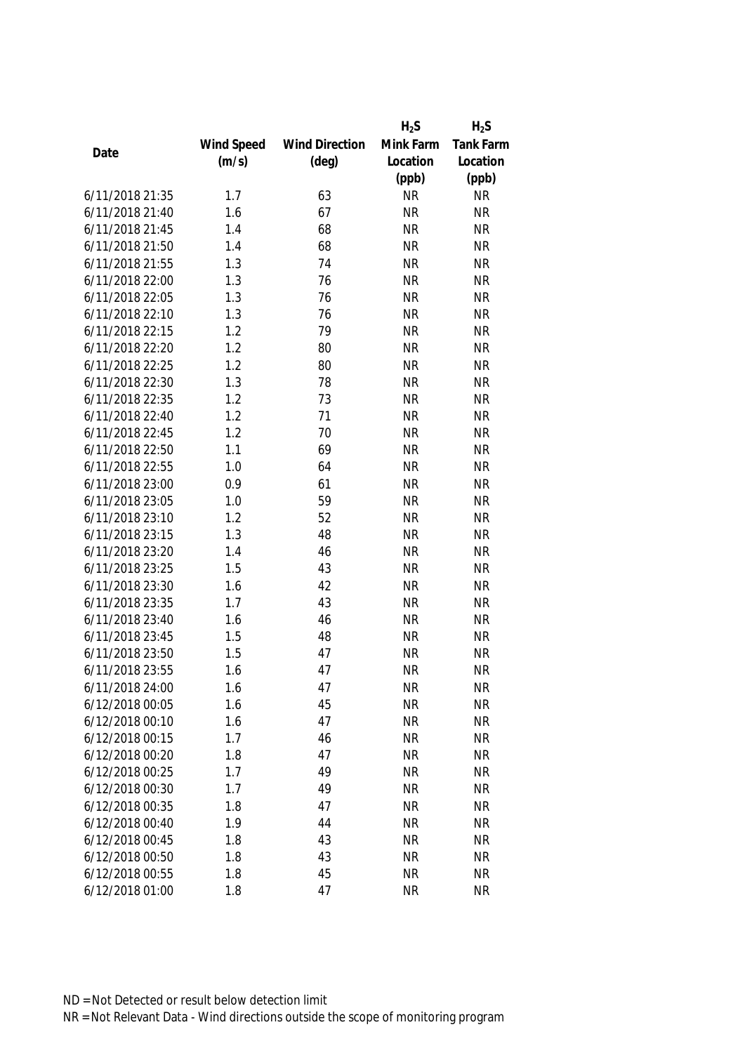| Date | Wind Speed (m/s) | Wind Direction (deg) | $H_2S$ Mink Farm Location (ppb) | $H_2S$ Tank Farm Location (ppb) |
|---|---|---|---|---|
| 6/11/2018 21:35 | 1.7 | 63 | NR | NR |
| 6/11/2018 21:40 | 1.6 | 67 | NR | NR |
| 6/11/2018 21:45 | 1.4 | 68 | NR | NR |
| 6/11/2018 21:50 | 1.4 | 68 | NR | NR |
| 6/11/2018 21:55 | 1.3 | 74 | NR | NR |
| 6/11/2018 22:00 | 1.3 | 76 | NR | NR |
| 6/11/2018 22:05 | 1.3 | 76 | NR | NR |
| 6/11/2018 22:10 | 1.3 | 76 | NR | NR |
| 6/11/2018 22:15 | 1.2 | 79 | NR | NR |
| 6/11/2018 22:20 | 1.2 | 80 | NR | NR |
| 6/11/2018 22:25 | 1.2 | 80 | NR | NR |
| 6/11/2018 22:30 | 1.3 | 78 | NR | NR |
| 6/11/2018 22:35 | 1.2 | 73 | NR | NR |
| 6/11/2018 22:40 | 1.2 | 71 | NR | NR |
| 6/11/2018 22:45 | 1.2 | 70 | NR | NR |
| 6/11/2018 22:50 | 1.1 | 69 | NR | NR |
| 6/11/2018 22:55 | 1.0 | 64 | NR | NR |
| 6/11/2018 23:00 | 0.9 | 61 | NR | NR |
| 6/11/2018 23:05 | 1.0 | 59 | NR | NR |
| 6/11/2018 23:10 | 1.2 | 52 | NR | NR |
| 6/11/2018 23:15 | 1.3 | 48 | NR | NR |
| 6/11/2018 23:20 | 1.4 | 46 | NR | NR |
| 6/11/2018 23:25 | 1.5 | 43 | NR | NR |
| 6/11/2018 23:30 | 1.6 | 42 | NR | NR |
| 6/11/2018 23:35 | 1.7 | 43 | NR | NR |
| 6/11/2018 23:40 | 1.6 | 46 | NR | NR |
| 6/11/2018 23:45 | 1.5 | 48 | NR | NR |
| 6/11/2018 23:50 | 1.5 | 47 | NR | NR |
| 6/11/2018 23:55 | 1.6 | 47 | NR | NR |
| 6/11/2018 24:00 | 1.6 | 47 | NR | NR |
| 6/12/2018 00:05 | 1.6 | 45 | NR | NR |
| 6/12/2018 00:10 | 1.6 | 47 | NR | NR |
| 6/12/2018 00:15 | 1.7 | 46 | NR | NR |
| 6/12/2018 00:20 | 1.8 | 47 | NR | NR |
| 6/12/2018 00:25 | 1.7 | 49 | NR | NR |
| 6/12/2018 00:30 | 1.7 | 49 | NR | NR |
| 6/12/2018 00:35 | 1.8 | 47 | NR | NR |
| 6/12/2018 00:40 | 1.9 | 44 | NR | NR |
| 6/12/2018 00:45 | 1.8 | 43 | NR | NR |
| 6/12/2018 00:50 | 1.8 | 43 | NR | NR |
| 6/12/2018 00:55 | 1.8 | 45 | NR | NR |
| 6/12/2018 01:00 | 1.8 | 47 | NR | NR |

ND = Not Detected or result below detection limit

NR = Not Relevant Data - Wind directions outside the scope of monitoring program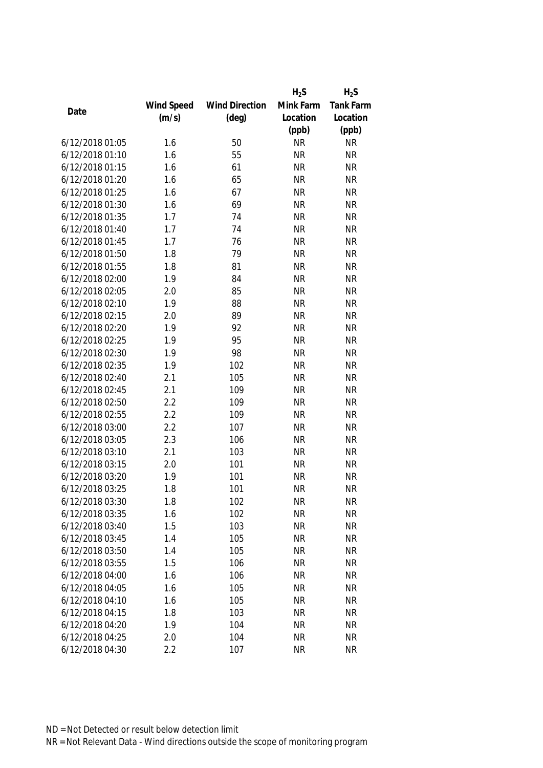| Date | Wind Speed (m/s) | Wind Direction (deg) | $H_2S$ Mink Farm Location (ppb) | $H_2S$ Tank Farm Location (ppb) |
|---|---|---|---|---|
| 6/12/2018 01:05 | 1.6 | 50 | NR | NR |
| 6/12/2018 01:10 | 1.6 | 55 | NR | NR |
| 6/12/2018 01:15 | 1.6 | 61 | NR | NR |
| 6/12/2018 01:20 | 1.6 | 65 | NR | NR |
| 6/12/2018 01:25 | 1.6 | 67 | NR | NR |
| 6/12/2018 01:30 | 1.6 | 69 | NR | NR |
| 6/12/2018 01:35 | 1.7 | 74 | NR | NR |
| 6/12/2018 01:40 | 1.7 | 74 | NR | NR |
| 6/12/2018 01:45 | 1.7 | 76 | NR | NR |
| 6/12/2018 01:50 | 1.8 | 79 | NR | NR |
| 6/12/2018 01:55 | 1.8 | 81 | NR | NR |
| 6/12/2018 02:00 | 1.9 | 84 | NR | NR |
| 6/12/2018 02:05 | 2.0 | 85 | NR | NR |
| 6/12/2018 02:10 | 1.9 | 88 | NR | NR |
| 6/12/2018 02:15 | 2.0 | 89 | NR | NR |
| 6/12/2018 02:20 | 1.9 | 92 | NR | NR |
| 6/12/2018 02:25 | 1.9 | 95 | NR | NR |
| 6/12/2018 02:30 | 1.9 | 98 | NR | NR |
| 6/12/2018 02:35 | 1.9 | 102 | NR | NR |
| 6/12/2018 02:40 | 2.1 | 105 | NR | NR |
| 6/12/2018 02:45 | 2.1 | 109 | NR | NR |
| 6/12/2018 02:50 | 2.2 | 109 | NR | NR |
| 6/12/2018 02:55 | 2.2 | 109 | NR | NR |
| 6/12/2018 03:00 | 2.2 | 107 | NR | NR |
| 6/12/2018 03:05 | 2.3 | 106 | NR | NR |
| 6/12/2018 03:10 | 2.1 | 103 | NR | NR |
| 6/12/2018 03:15 | 2.0 | 101 | NR | NR |
| 6/12/2018 03:20 | 1.9 | 101 | NR | NR |
| 6/12/2018 03:25 | 1.8 | 101 | NR | NR |
| 6/12/2018 03:30 | 1.8 | 102 | NR | NR |
| 6/12/2018 03:35 | 1.6 | 102 | NR | NR |
| 6/12/2018 03:40 | 1.5 | 103 | NR | NR |
| 6/12/2018 03:45 | 1.4 | 105 | NR | NR |
| 6/12/2018 03:50 | 1.4 | 105 | NR | NR |
| 6/12/2018 03:55 | 1.5 | 106 | NR | NR |
| 6/12/2018 04:00 | 1.6 | 106 | NR | NR |
| 6/12/2018 04:05 | 1.6 | 105 | NR | NR |
| 6/12/2018 04:10 | 1.6 | 105 | NR | NR |
| 6/12/2018 04:15 | 1.8 | 103 | NR | NR |
| 6/12/2018 04:20 | 1.9 | 104 | NR | NR |
| 6/12/2018 04:25 | 2.0 | 104 | NR | NR |
| 6/12/2018 04:30 | 2.2 | 107 | NR | NR |

ND = Not Detected or result below detection limit
NR = Not Relevant Data - Wind directions outside the scope of monitoring program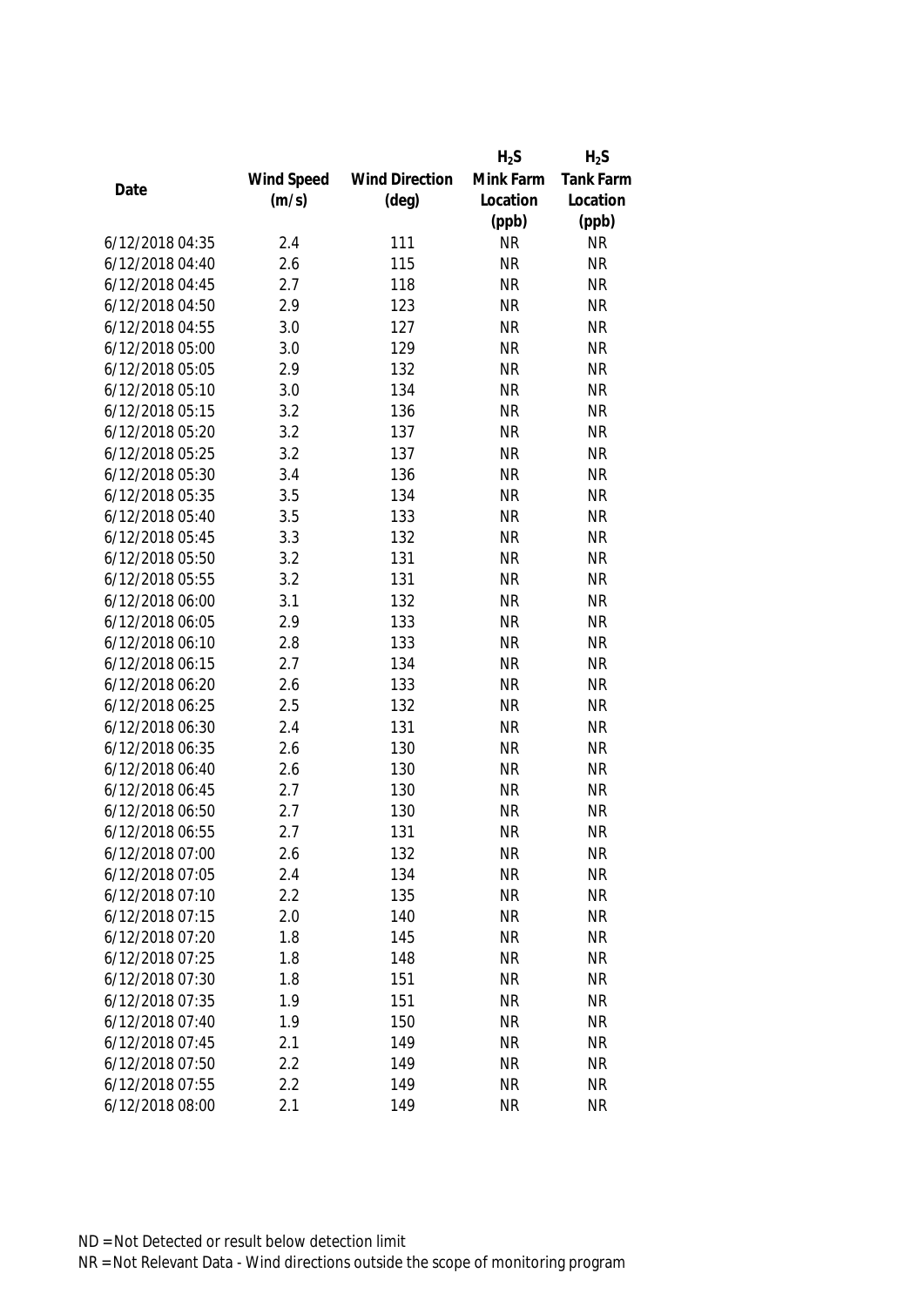| Date | Wind Speed (m/s) | Wind Direction (deg) | $H_2S$ Mink Farm Location (ppb) | $H_2S$ Tank Farm Location (ppb) |
|---|---|---|---|---|
| 6/12/2018 04:35 | 2.4 | 111 | NR | NR |
| 6/12/2018 04:40 | 2.6 | 115 | NR | NR |
| 6/12/2018 04:45 | 2.7 | 118 | NR | NR |
| 6/12/2018 04:50 | 2.9 | 123 | NR | NR |
| 6/12/2018 04:55 | 3.0 | 127 | NR | NR |
| 6/12/2018 05:00 | 3.0 | 129 | NR | NR |
| 6/12/2018 05:05 | 2.9 | 132 | NR | NR |
| 6/12/2018 05:10 | 3.0 | 134 | NR | NR |
| 6/12/2018 05:15 | 3.2 | 136 | NR | NR |
| 6/12/2018 05:20 | 3.2 | 137 | NR | NR |
| 6/12/2018 05:25 | 3.2 | 137 | NR | NR |
| 6/12/2018 05:30 | 3.4 | 136 | NR | NR |
| 6/12/2018 05:35 | 3.5 | 134 | NR | NR |
| 6/12/2018 05:40 | 3.5 | 133 | NR | NR |
| 6/12/2018 05:45 | 3.3 | 132 | NR | NR |
| 6/12/2018 05:50 | 3.2 | 131 | NR | NR |
| 6/12/2018 05:55 | 3.2 | 131 | NR | NR |
| 6/12/2018 06:00 | 3.1 | 132 | NR | NR |
| 6/12/2018 06:05 | 2.9 | 133 | NR | NR |
| 6/12/2018 06:10 | 2.8 | 133 | NR | NR |
| 6/12/2018 06:15 | 2.7 | 134 | NR | NR |
| 6/12/2018 06:20 | 2.6 | 133 | NR | NR |
| 6/12/2018 06:25 | 2.5 | 132 | NR | NR |
| 6/12/2018 06:30 | 2.4 | 131 | NR | NR |
| 6/12/2018 06:35 | 2.6 | 130 | NR | NR |
| 6/12/2018 06:40 | 2.6 | 130 | NR | NR |
| 6/12/2018 06:45 | 2.7 | 130 | NR | NR |
| 6/12/2018 06:50 | 2.7 | 130 | NR | NR |
| 6/12/2018 06:55 | 2.7 | 131 | NR | NR |
| 6/12/2018 07:00 | 2.6 | 132 | NR | NR |
| 6/12/2018 07:05 | 2.4 | 134 | NR | NR |
| 6/12/2018 07:10 | 2.2 | 135 | NR | NR |
| 6/12/2018 07:15 | 2.0 | 140 | NR | NR |
| 6/12/2018 07:20 | 1.8 | 145 | NR | NR |
| 6/12/2018 07:25 | 1.8 | 148 | NR | NR |
| 6/12/2018 07:30 | 1.8 | 151 | NR | NR |
| 6/12/2018 07:35 | 1.9 | 151 | NR | NR |
| 6/12/2018 07:40 | 1.9 | 150 | NR | NR |
| 6/12/2018 07:45 | 2.1 | 149 | NR | NR |
| 6/12/2018 07:50 | 2.2 | 149 | NR | NR |
| 6/12/2018 07:55 | 2.2 | 149 | NR | NR |
| 6/12/2018 08:00 | 2.1 | 149 | NR | NR |

ND = Not Detected or result below detection limit

NR = Not Relevant Data - Wind directions outside the scope of monitoring program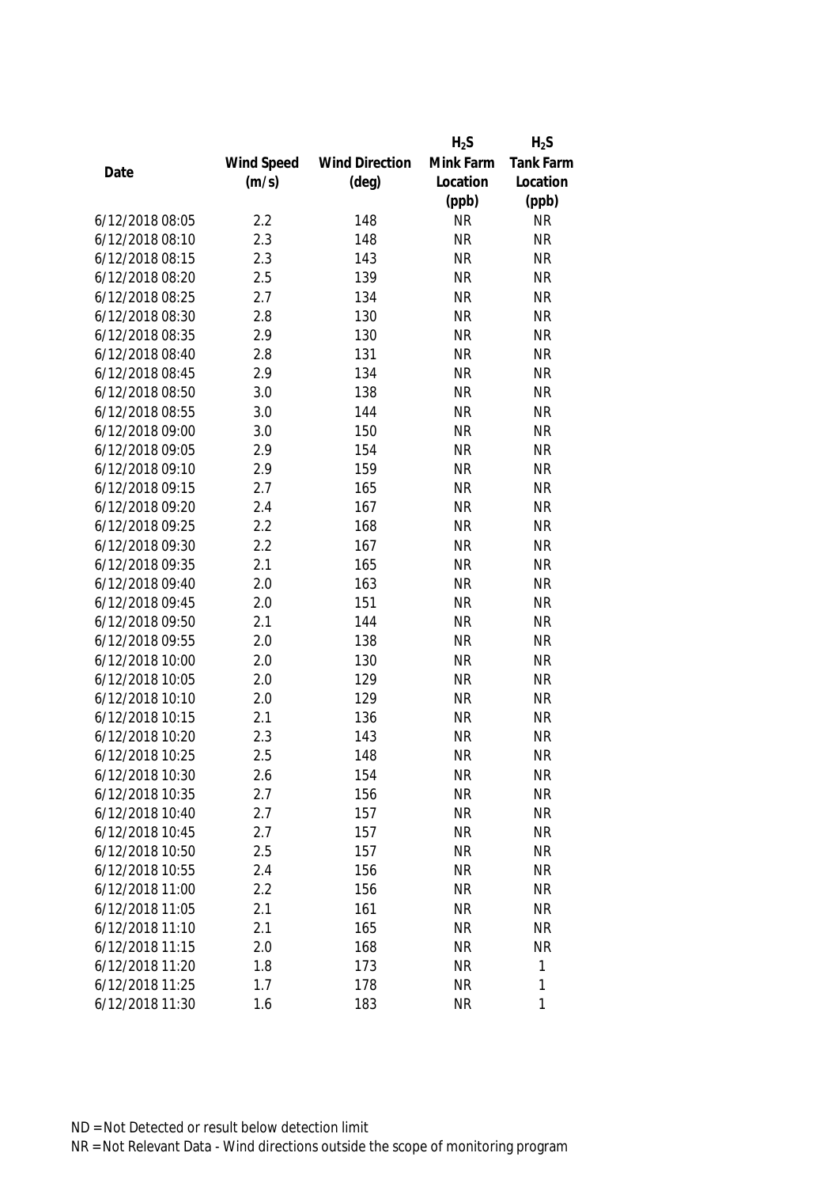| Date | Wind Speed (m/s) | Wind Direction (deg) | $H_2S$ Mink Farm Location (ppb) | $H_2S$ Tank Farm Location (ppb) |
|---|---|---|---|---|
| 6/12/2018 08:05 | 2.2 | 148 | NR | NR |
| 6/12/2018 08:10 | 2.3 | 148 | NR | NR |
| 6/12/2018 08:15 | 2.3 | 143 | NR | NR |
| 6/12/2018 08:20 | 2.5 | 139 | NR | NR |
| 6/12/2018 08:25 | 2.7 | 134 | NR | NR |
| 6/12/2018 08:30 | 2.8 | 130 | NR | NR |
| 6/12/2018 08:35 | 2.9 | 130 | NR | NR |
| 6/12/2018 08:40 | 2.8 | 131 | NR | NR |
| 6/12/2018 08:45 | 2.9 | 134 | NR | NR |
| 6/12/2018 08:50 | 3.0 | 138 | NR | NR |
| 6/12/2018 08:55 | 3.0 | 144 | NR | NR |
| 6/12/2018 09:00 | 3.0 | 150 | NR | NR |
| 6/12/2018 09:05 | 2.9 | 154 | NR | NR |
| 6/12/2018 09:10 | 2.9 | 159 | NR | NR |
| 6/12/2018 09:15 | 2.7 | 165 | NR | NR |
| 6/12/2018 09:20 | 2.4 | 167 | NR | NR |
| 6/12/2018 09:25 | 2.2 | 168 | NR | NR |
| 6/12/2018 09:30 | 2.2 | 167 | NR | NR |
| 6/12/2018 09:35 | 2.1 | 165 | NR | NR |
| 6/12/2018 09:40 | 2.0 | 163 | NR | NR |
| 6/12/2018 09:45 | 2.0 | 151 | NR | NR |
| 6/12/2018 09:50 | 2.1 | 144 | NR | NR |
| 6/12/2018 09:55 | 2.0 | 138 | NR | NR |
| 6/12/2018 10:00 | 2.0 | 130 | NR | NR |
| 6/12/2018 10:05 | 2.0 | 129 | NR | NR |
| 6/12/2018 10:10 | 2.0 | 129 | NR | NR |
| 6/12/2018 10:15 | 2.1 | 136 | NR | NR |
| 6/12/2018 10:20 | 2.3 | 143 | NR | NR |
| 6/12/2018 10:25 | 2.5 | 148 | NR | NR |
| 6/12/2018 10:30 | 2.6 | 154 | NR | NR |
| 6/12/2018 10:35 | 2.7 | 156 | NR | NR |
| 6/12/2018 10:40 | 2.7 | 157 | NR | NR |
| 6/12/2018 10:45 | 2.7 | 157 | NR | NR |
| 6/12/2018 10:50 | 2.5 | 157 | NR | NR |
| 6/12/2018 10:55 | 2.4 | 156 | NR | NR |
| 6/12/2018 11:00 | 2.2 | 156 | NR | NR |
| 6/12/2018 11:05 | 2.1 | 161 | NR | NR |
| 6/12/2018 11:10 | 2.1 | 165 | NR | NR |
| 6/12/2018 11:15 | 2.0 | 168 | NR | NR |
| 6/12/2018 11:20 | 1.8 | 173 | NR | 1 |
| 6/12/2018 11:25 | 1.7 | 178 | NR | 1 |
| 6/12/2018 11:30 | 1.6 | 183 | NR | 1 |

ND = Not Detected or result below detection limit

NR = Not Relevant Data - Wind directions outside the scope of monitoring program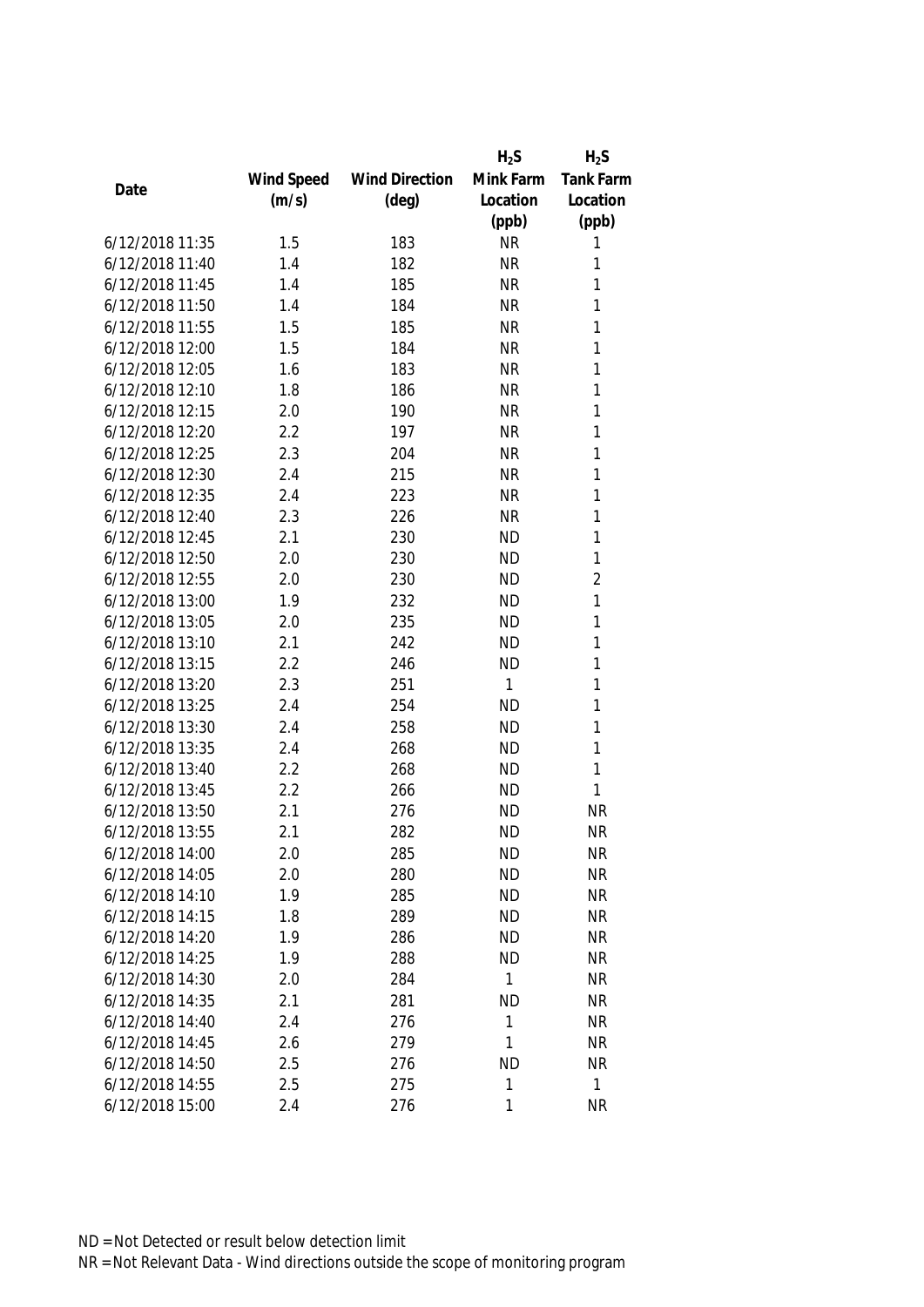| Date | Wind Speed (m/s) | Wind Direction (deg) | $H_2S$ Mink Farm Location (ppb) | $H_2S$ Tank Farm Location (ppb) |
|---|---|---|---|---|
| 6/12/2018 11:35 | 1.5 | 183 | NR | 1 |
| 6/12/2018 11:40 | 1.4 | 182 | NR | 1 |
| 6/12/2018 11:45 | 1.4 | 185 | NR | 1 |
| 6/12/2018 11:50 | 1.4 | 184 | NR | 1 |
| 6/12/2018 11:55 | 1.5 | 185 | NR | 1 |
| 6/12/2018 12:00 | 1.5 | 184 | NR | 1 |
| 6/12/2018 12:05 | 1.6 | 183 | NR | 1 |
| 6/12/2018 12:10 | 1.8 | 186 | NR | 1 |
| 6/12/2018 12:15 | 2.0 | 190 | NR | 1 |
| 6/12/2018 12:20 | 2.2 | 197 | NR | 1 |
| 6/12/2018 12:25 | 2.3 | 204 | NR | 1 |
| 6/12/2018 12:30 | 2.4 | 215 | NR | 1 |
| 6/12/2018 12:35 | 2.4 | 223 | NR | 1 |
| 6/12/2018 12:40 | 2.3 | 226 | NR | 1 |
| 6/12/2018 12:45 | 2.1 | 230 | ND | 1 |
| 6/12/2018 12:50 | 2.0 | 230 | ND | 1 |
| 6/12/2018 12:55 | 2.0 | 230 | ND | 2 |
| 6/12/2018 13:00 | 1.9 | 232 | ND | 1 |
| 6/12/2018 13:05 | 2.0 | 235 | ND | 1 |
| 6/12/2018 13:10 | 2.1 | 242 | ND | 1 |
| 6/12/2018 13:15 | 2.2 | 246 | ND | 1 |
| 6/12/2018 13:20 | 2.3 | 251 | 1 | 1 |
| 6/12/2018 13:25 | 2.4 | 254 | ND | 1 |
| 6/12/2018 13:30 | 2.4 | 258 | ND | 1 |
| 6/12/2018 13:35 | 2.4 | 268 | ND | 1 |
| 6/12/2018 13:40 | 2.2 | 268 | ND | 1 |
| 6/12/2018 13:45 | 2.2 | 266 | ND | 1 |
| 6/12/2018 13:50 | 2.1 | 276 | ND | NR |
| 6/12/2018 13:55 | 2.1 | 282 | ND | NR |
| 6/12/2018 14:00 | 2.0 | 285 | ND | NR |
| 6/12/2018 14:05 | 2.0 | 280 | ND | NR |
| 6/12/2018 14:10 | 1.9 | 285 | ND | NR |
| 6/12/2018 14:15 | 1.8 | 289 | ND | NR |
| 6/12/2018 14:20 | 1.9 | 286 | ND | NR |
| 6/12/2018 14:25 | 1.9 | 288 | ND | NR |
| 6/12/2018 14:30 | 2.0 | 284 | 1 | NR |
| 6/12/2018 14:35 | 2.1 | 281 | ND | NR |
| 6/12/2018 14:40 | 2.4 | 276 | 1 | NR |
| 6/12/2018 14:45 | 2.6 | 279 | 1 | NR |
| 6/12/2018 14:50 | 2.5 | 276 | ND | NR |
| 6/12/2018 14:55 | 2.5 | 275 | 1 | 1 |
| 6/12/2018 15:00 | 2.4 | 276 | 1 | NR |

ND = Not Detected or result below detection limit

NR = Not Relevant Data - Wind directions outside the scope of monitoring program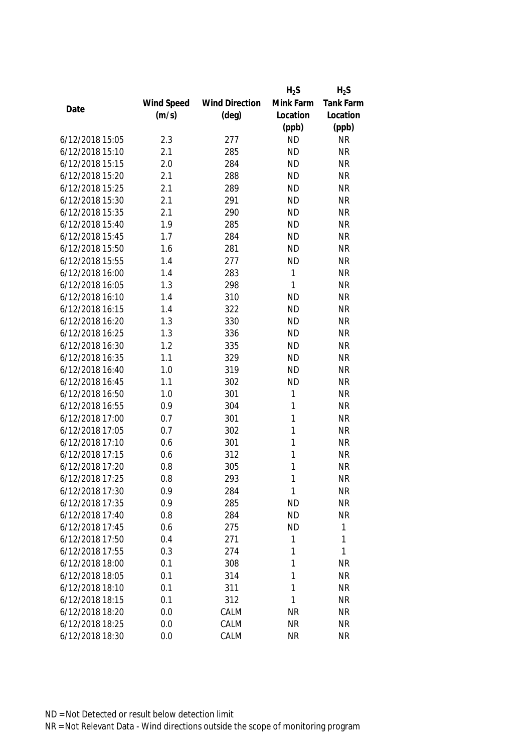| Date | Wind Speed (m/s) | Wind Direction (deg) | $H_2S$ Mink Farm Location (ppb) | $H_2S$ Tank Farm Location (ppb) |
|---|---|---|---|---|
| 6/12/2018 15:05 | 2.3 | 277 | ND | NR |
| 6/12/2018 15:10 | 2.1 | 285 | ND | NR |
| 6/12/2018 15:15 | 2.0 | 284 | ND | NR |
| 6/12/2018 15:20 | 2.1 | 288 | ND | NR |
| 6/12/2018 15:25 | 2.1 | 289 | ND | NR |
| 6/12/2018 15:30 | 2.1 | 291 | ND | NR |
| 6/12/2018 15:35 | 2.1 | 290 | ND | NR |
| 6/12/2018 15:40 | 1.9 | 285 | ND | NR |
| 6/12/2018 15:45 | 1.7 | 284 | ND | NR |
| 6/12/2018 15:50 | 1.6 | 281 | ND | NR |
| 6/12/2018 15:55 | 1.4 | 277 | ND | NR |
| 6/12/2018 16:00 | 1.4 | 283 | 1 | NR |
| 6/12/2018 16:05 | 1.3 | 298 | 1 | NR |
| 6/12/2018 16:10 | 1.4 | 310 | ND | NR |
| 6/12/2018 16:15 | 1.4 | 322 | ND | NR |
| 6/12/2018 16:20 | 1.3 | 330 | ND | NR |
| 6/12/2018 16:25 | 1.3 | 336 | ND | NR |
| 6/12/2018 16:30 | 1.2 | 335 | ND | NR |
| 6/12/2018 16:35 | 1.1 | 329 | ND | NR |
| 6/12/2018 16:40 | 1.0 | 319 | ND | NR |
| 6/12/2018 16:45 | 1.1 | 302 | ND | NR |
| 6/12/2018 16:50 | 1.0 | 301 | 1 | NR |
| 6/12/2018 16:55 | 0.9 | 304 | 1 | NR |
| 6/12/2018 17:00 | 0.7 | 301 | 1 | NR |
| 6/12/2018 17:05 | 0.7 | 302 | 1 | NR |
| 6/12/2018 17:10 | 0.6 | 301 | 1 | NR |
| 6/12/2018 17:15 | 0.6 | 312 | 1 | NR |
| 6/12/2018 17:20 | 0.8 | 305 | 1 | NR |
| 6/12/2018 17:25 | 0.8 | 293 | 1 | NR |
| 6/12/2018 17:30 | 0.9 | 284 | 1 | NR |
| 6/12/2018 17:35 | 0.9 | 285 | ND | NR |
| 6/12/2018 17:40 | 0.8 | 284 | ND | NR |
| 6/12/2018 17:45 | 0.6 | 275 | ND | 1 |
| 6/12/2018 17:50 | 0.4 | 271 | 1 | 1 |
| 6/12/2018 17:55 | 0.3 | 274 | 1 | 1 |
| 6/12/2018 18:00 | 0.1 | 308 | 1 | NR |
| 6/12/2018 18:05 | 0.1 | 314 | 1 | NR |
| 6/12/2018 18:10 | 0.1 | 311 | 1 | NR |
| 6/12/2018 18:15 | 0.1 | 312 | 1 | NR |
| 6/12/2018 18:20 | 0.0 | CALM | NR | NR |
| 6/12/2018 18:25 | 0.0 | CALM | NR | NR |
| 6/12/2018 18:30 | 0.0 | CALM | NR | NR |

ND = Not Detected or result below detection limit

NR = Not Relevant Data - Wind directions outside the scope of monitoring program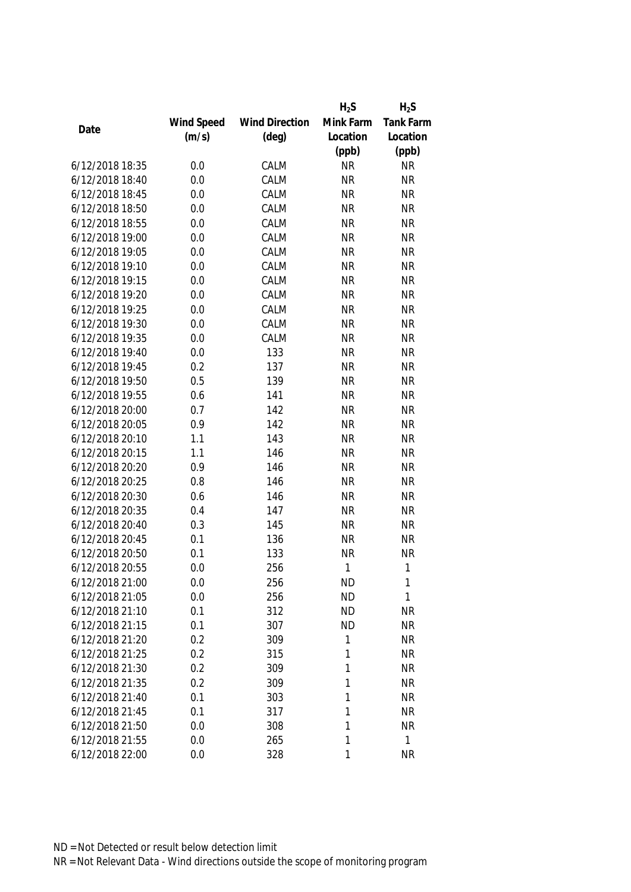| Date | Wind Speed (m/s) | Wind Direction (deg) | $H_2S$ Mink Farm Location (ppb) | $H_2S$ Tank Farm Location (ppb) |
|---|---|---|---|---|
| 6/12/2018 18:35 | 0.0 | CALM | NR | NR |
| 6/12/2018 18:40 | 0.0 | CALM | NR | NR |
| 6/12/2018 18:45 | 0.0 | CALM | NR | NR |
| 6/12/2018 18:50 | 0.0 | CALM | NR | NR |
| 6/12/2018 18:55 | 0.0 | CALM | NR | NR |
| 6/12/2018 19:00 | 0.0 | CALM | NR | NR |
| 6/12/2018 19:05 | 0.0 | CALM | NR | NR |
| 6/12/2018 19:10 | 0.0 | CALM | NR | NR |
| 6/12/2018 19:15 | 0.0 | CALM | NR | NR |
| 6/12/2018 19:20 | 0.0 | CALM | NR | NR |
| 6/12/2018 19:25 | 0.0 | CALM | NR | NR |
| 6/12/2018 19:30 | 0.0 | CALM | NR | NR |
| 6/12/2018 19:35 | 0.0 | CALM | NR | NR |
| 6/12/2018 19:40 | 0.0 | 133 | NR | NR |
| 6/12/2018 19:45 | 0.2 | 137 | NR | NR |
| 6/12/2018 19:50 | 0.5 | 139 | NR | NR |
| 6/12/2018 19:55 | 0.6 | 141 | NR | NR |
| 6/12/2018 20:00 | 0.7 | 142 | NR | NR |
| 6/12/2018 20:05 | 0.9 | 142 | NR | NR |
| 6/12/2018 20:10 | 1.1 | 143 | NR | NR |
| 6/12/2018 20:15 | 1.1 | 146 | NR | NR |
| 6/12/2018 20:20 | 0.9 | 146 | NR | NR |
| 6/12/2018 20:25 | 0.8 | 146 | NR | NR |
| 6/12/2018 20:30 | 0.6 | 146 | NR | NR |
| 6/12/2018 20:35 | 0.4 | 147 | NR | NR |
| 6/12/2018 20:40 | 0.3 | 145 | NR | NR |
| 6/12/2018 20:45 | 0.1 | 136 | NR | NR |
| 6/12/2018 20:50 | 0.1 | 133 | NR | NR |
| 6/12/2018 20:55 | 0.0 | 256 | 1 | 1 |
| 6/12/2018 21:00 | 0.0 | 256 | ND | 1 |
| 6/12/2018 21:05 | 0.0 | 256 | ND | 1 |
| 6/12/2018 21:10 | 0.1 | 312 | ND | NR |
| 6/12/2018 21:15 | 0.1 | 307 | ND | NR |
| 6/12/2018 21:20 | 0.2 | 309 | 1 | NR |
| 6/12/2018 21:25 | 0.2 | 315 | 1 | NR |
| 6/12/2018 21:30 | 0.2 | 309 | 1 | NR |
| 6/12/2018 21:35 | 0.2 | 309 | 1 | NR |
| 6/12/2018 21:40 | 0.1 | 303 | 1 | NR |
| 6/12/2018 21:45 | 0.1 | 317 | 1 | NR |
| 6/12/2018 21:50 | 0.0 | 308 | 1 | NR |
| 6/12/2018 21:55 | 0.0 | 265 | 1 | 1 |
| 6/12/2018 22:00 | 0.0 | 328 | 1 | NR |

ND = Not Detected or result below detection limit

NR = Not Relevant Data - Wind directions outside the scope of monitoring program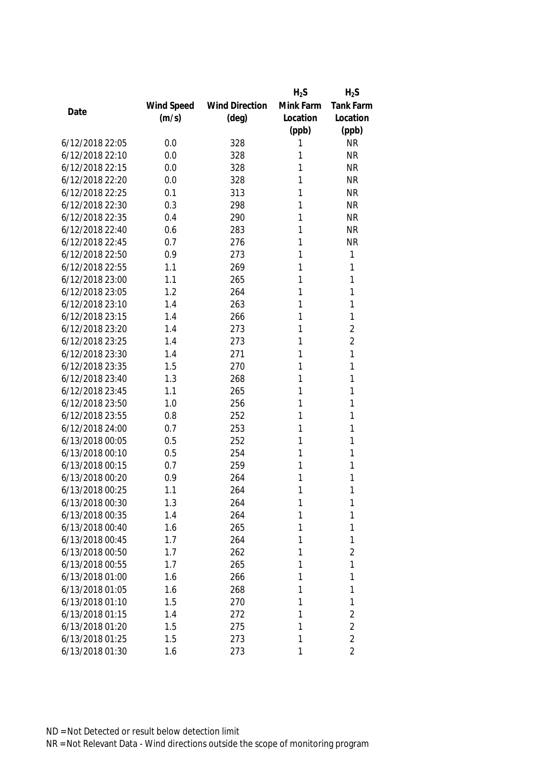| Date | Wind Speed (m/s) | Wind Direction (deg) | $H_2S$ Mink Farm Location (ppb) | $H_2S$ Tank Farm Location (ppb) |
|---|---|---|---|---|
| 6/12/2018 22:05 | 0.0 | 328 | 1 | NR |
| 6/12/2018 22:10 | 0.0 | 328 | 1 | NR |
| 6/12/2018 22:15 | 0.0 | 328 | 1 | NR |
| 6/12/2018 22:20 | 0.0 | 328 | 1 | NR |
| 6/12/2018 22:25 | 0.1 | 313 | 1 | NR |
| 6/12/2018 22:30 | 0.3 | 298 | 1 | NR |
| 6/12/2018 22:35 | 0.4 | 290 | 1 | NR |
| 6/12/2018 22:40 | 0.6 | 283 | 1 | NR |
| 6/12/2018 22:45 | 0.7 | 276 | 1 | NR |
| 6/12/2018 22:50 | 0.9 | 273 | 1 | 1 |
| 6/12/2018 22:55 | 1.1 | 269 | 1 | 1 |
| 6/12/2018 23:00 | 1.1 | 265 | 1 | 1 |
| 6/12/2018 23:05 | 1.2 | 264 | 1 | 1 |
| 6/12/2018 23:10 | 1.4 | 263 | 1 | 1 |
| 6/12/2018 23:15 | 1.4 | 266 | 1 | 1 |
| 6/12/2018 23:20 | 1.4 | 273 | 1 | 2 |
| 6/12/2018 23:25 | 1.4 | 273 | 1 | 2 |
| 6/12/2018 23:30 | 1.4 | 271 | 1 | 1 |
| 6/12/2018 23:35 | 1.5 | 270 | 1 | 1 |
| 6/12/2018 23:40 | 1.3 | 268 | 1 | 1 |
| 6/12/2018 23:45 | 1.1 | 265 | 1 | 1 |
| 6/12/2018 23:50 | 1.0 | 256 | 1 | 1 |
| 6/12/2018 23:55 | 0.8 | 252 | 1 | 1 |
| 6/12/2018 24:00 | 0.7 | 253 | 1 | 1 |
| 6/13/2018 00:05 | 0.5 | 252 | 1 | 1 |
| 6/13/2018 00:10 | 0.5 | 254 | 1 | 1 |
| 6/13/2018 00:15 | 0.7 | 259 | 1 | 1 |
| 6/13/2018 00:20 | 0.9 | 264 | 1 | 1 |
| 6/13/2018 00:25 | 1.1 | 264 | 1 | 1 |
| 6/13/2018 00:30 | 1.3 | 264 | 1 | 1 |
| 6/13/2018 00:35 | 1.4 | 264 | 1 | 1 |
| 6/13/2018 00:40 | 1.6 | 265 | 1 | 1 |
| 6/13/2018 00:45 | 1.7 | 264 | 1 | 1 |
| 6/13/2018 00:50 | 1.7 | 262 | 1 | 2 |
| 6/13/2018 00:55 | 1.7 | 265 | 1 | 1 |
| 6/13/2018 01:00 | 1.6 | 266 | 1 | 1 |
| 6/13/2018 01:05 | 1.6 | 268 | 1 | 1 |
| 6/13/2018 01:10 | 1.5 | 270 | 1 | 1 |
| 6/13/2018 01:15 | 1.4 | 272 | 1 | 2 |
| 6/13/2018 01:20 | 1.5 | 275 | 1 | 2 |
| 6/13/2018 01:25 | 1.5 | 273 | 1 | 2 |
| 6/13/2018 01:30 | 1.6 | 273 | 1 | 2 |

ND = Not Detected or result below detection limit

NR = Not Relevant Data - Wind directions outside the scope of monitoring program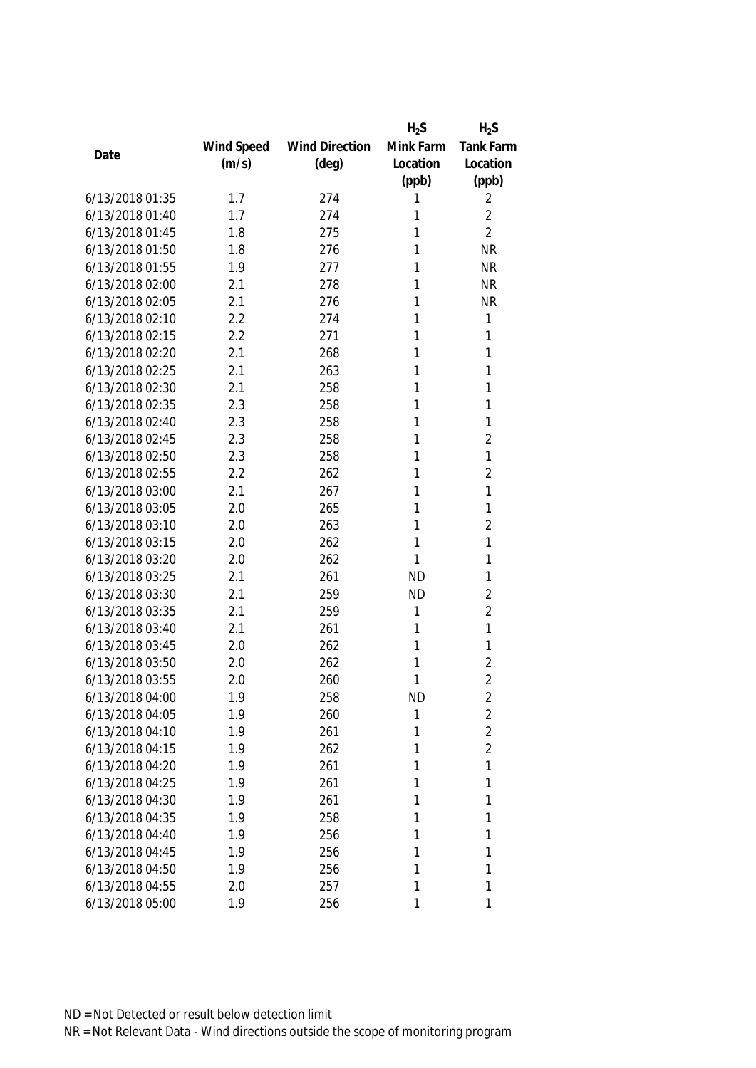| Date | Wind Speed (m/s) | Wind Direction (deg) | $H_2S$ Mink Farm Location (ppb) | $H_2S$ Tank Farm Location (ppb) |
|---|---|---|---|---|
| 6/13/2018 01:35 | 1.7 | 274 | 1 | 2 |
| 6/13/2018 01:40 | 1.7 | 274 | 1 | 2 |
| 6/13/2018 01:45 | 1.8 | 275 | 1 | 2 |
| 6/13/2018 01:50 | 1.8 | 276 | 1 | NR |
| 6/13/2018 01:55 | 1.9 | 277 | 1 | NR |
| 6/13/2018 02:00 | 2.1 | 278 | 1 | NR |
| 6/13/2018 02:05 | 2.1 | 276 | 1 | NR |
| 6/13/2018 02:10 | 2.2 | 274 | 1 | 1 |
| 6/13/2018 02:15 | 2.2 | 271 | 1 | 1 |
| 6/13/2018 02:20 | 2.1 | 268 | 1 | 1 |
| 6/13/2018 02:25 | 2.1 | 263 | 1 | 1 |
| 6/13/2018 02:30 | 2.1 | 258 | 1 | 1 |
| 6/13/2018 02:35 | 2.3 | 258 | 1 | 1 |
| 6/13/2018 02:40 | 2.3 | 258 | 1 | 1 |
| 6/13/2018 02:45 | 2.3 | 258 | 1 | 2 |
| 6/13/2018 02:50 | 2.3 | 258 | 1 | 1 |
| 6/13/2018 02:55 | 2.2 | 262 | 1 | 2 |
| 6/13/2018 03:00 | 2.1 | 267 | 1 | 1 |
| 6/13/2018 03:05 | 2.0 | 265 | 1 | 1 |
| 6/13/2018 03:10 | 2.0 | 263 | 1 | 2 |
| 6/13/2018 03:15 | 2.0 | 262 | 1 | 1 |
| 6/13/2018 03:20 | 2.0 | 262 | 1 | 1 |
| 6/13/2018 03:25 | 2.1 | 261 | ND | 1 |
| 6/13/2018 03:30 | 2.1 | 259 | ND | 2 |
| 6/13/2018 03:35 | 2.1 | 259 | 1 | 2 |
| 6/13/2018 03:40 | 2.1 | 261 | 1 | 1 |
| 6/13/2018 03:45 | 2.0 | 262 | 1 | 1 |
| 6/13/2018 03:50 | 2.0 | 262 | 1 | 2 |
| 6/13/2018 03:55 | 2.0 | 260 | 1 | 2 |
| 6/13/2018 04:00 | 1.9 | 258 | ND | 2 |
| 6/13/2018 04:05 | 1.9 | 260 | 1 | 2 |
| 6/13/2018 04:10 | 1.9 | 261 | 1 | 2 |
| 6/13/2018 04:15 | 1.9 | 262 | 1 | 2 |
| 6/13/2018 04:20 | 1.9 | 261 | 1 | 1 |
| 6/13/2018 04:25 | 1.9 | 261 | 1 | 1 |
| 6/13/2018 04:30 | 1.9 | 261 | 1 | 1 |
| 6/13/2018 04:35 | 1.9 | 258 | 1 | 1 |
| 6/13/2018 04:40 | 1.9 | 256 | 1 | 1 |
| 6/13/2018 04:45 | 1.9 | 256 | 1 | 1 |
| 6/13/2018 04:50 | 1.9 | 256 | 1 | 1 |
| 6/13/2018 04:55 | 2.0 | 257 | 1 | 1 |
| 6/13/2018 05:00 | 1.9 | 256 | 1 | 1 |

ND = Not Detected or result below detection limit

NR = Not Relevant Data - Wind directions outside the scope of monitoring program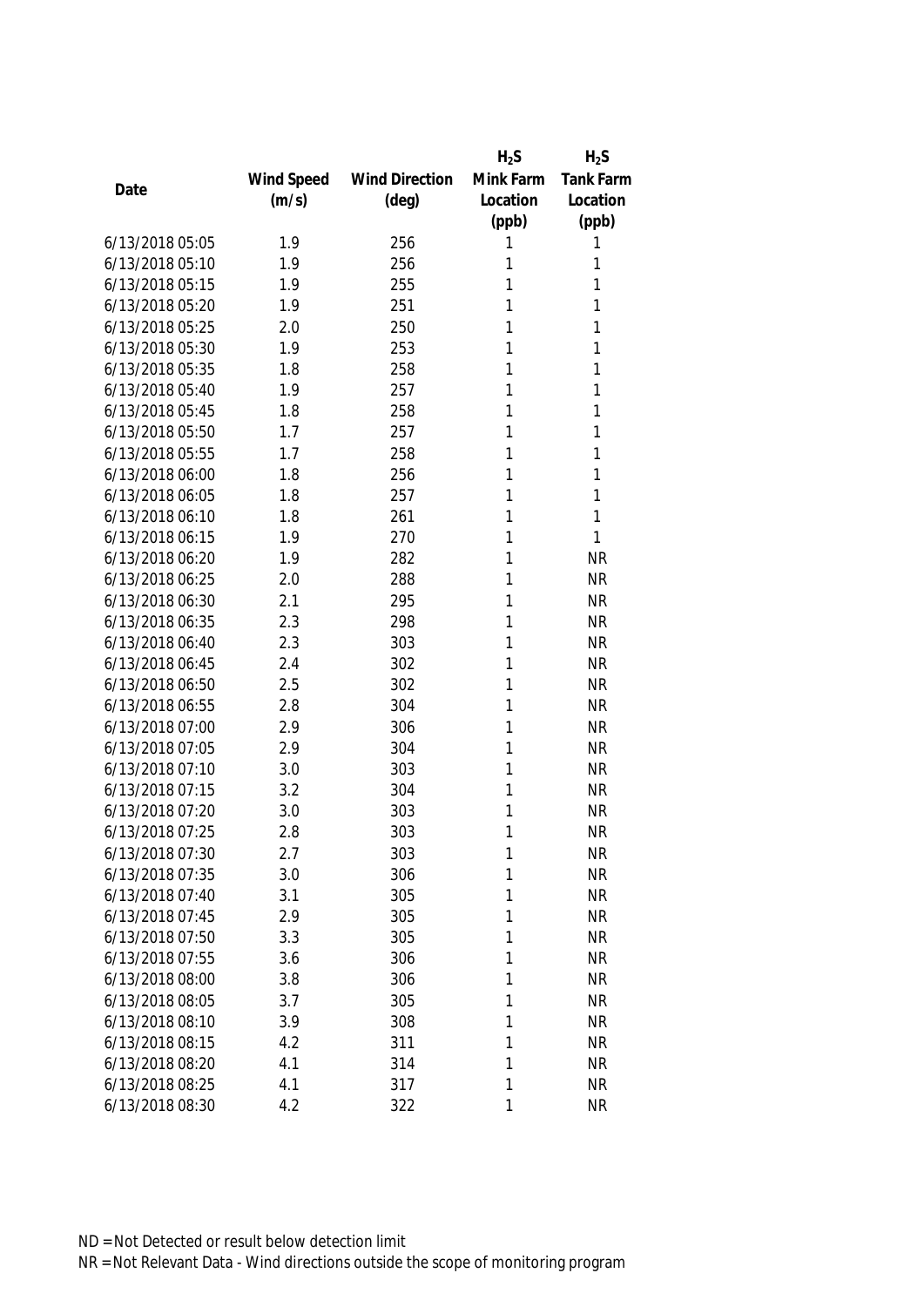| Date | Wind Speed (m/s) | Wind Direction (deg) | $H_2S$ Mink Farm Location (ppb) | $H_2S$ Tank Farm Location (ppb) |
| --- | --- | --- | --- | --- |
| 6/13/2018 05:05 | 1.9 | 256 | 1 | 1 |
| 6/13/2018 05:10 | 1.9 | 256 | 1 | 1 |
| 6/13/2018 05:15 | 1.9 | 255 | 1 | 1 |
| 6/13/2018 05:20 | 1.9 | 251 | 1 | 1 |
| 6/13/2018 05:25 | 2.0 | 250 | 1 | 1 |
| 6/13/2018 05:30 | 1.9 | 253 | 1 | 1 |
| 6/13/2018 05:35 | 1.8 | 258 | 1 | 1 |
| 6/13/2018 05:40 | 1.9 | 257 | 1 | 1 |
| 6/13/2018 05:45 | 1.8 | 258 | 1 | 1 |
| 6/13/2018 05:50 | 1.7 | 257 | 1 | 1 |
| 6/13/2018 05:55 | 1.7 | 258 | 1 | 1 |
| 6/13/2018 06:00 | 1.8 | 256 | 1 | 1 |
| 6/13/2018 06:05 | 1.8 | 257 | 1 | 1 |
| 6/13/2018 06:10 | 1.8 | 261 | 1 | 1 |
| 6/13/2018 06:15 | 1.9 | 270 | 1 | 1 |
| 6/13/2018 06:20 | 1.9 | 282 | 1 | NR |
| 6/13/2018 06:25 | 2.0 | 288 | 1 | NR |
| 6/13/2018 06:30 | 2.1 | 295 | 1 | NR |
| 6/13/2018 06:35 | 2.3 | 298 | 1 | NR |
| 6/13/2018 06:40 | 2.3 | 303 | 1 | NR |
| 6/13/2018 06:45 | 2.4 | 302 | 1 | NR |
| 6/13/2018 06:50 | 2.5 | 302 | 1 | NR |
| 6/13/2018 06:55 | 2.8 | 304 | 1 | NR |
| 6/13/2018 07:00 | 2.9 | 306 | 1 | NR |
| 6/13/2018 07:05 | 2.9 | 304 | 1 | NR |
| 6/13/2018 07:10 | 3.0 | 303 | 1 | NR |
| 6/13/2018 07:15 | 3.2 | 304 | 1 | NR |
| 6/13/2018 07:20 | 3.0 | 303 | 1 | NR |
| 6/13/2018 07:25 | 2.8 | 303 | 1 | NR |
| 6/13/2018 07:30 | 2.7 | 303 | 1 | NR |
| 6/13/2018 07:35 | 3.0 | 306 | 1 | NR |
| 6/13/2018 07:40 | 3.1 | 305 | 1 | NR |
| 6/13/2018 07:45 | 2.9 | 305 | 1 | NR |
| 6/13/2018 07:50 | 3.3 | 305 | 1 | NR |
| 6/13/2018 07:55 | 3.6 | 306 | 1 | NR |
| 6/13/2018 08:00 | 3.8 | 306 | 1 | NR |
| 6/13/2018 08:05 | 3.7 | 305 | 1 | NR |
| 6/13/2018 08:10 | 3.9 | 308 | 1 | NR |
| 6/13/2018 08:15 | 4.2 | 311 | 1 | NR |
| 6/13/2018 08:20 | 4.1 | 314 | 1 | NR |
| 6/13/2018 08:25 | 4.1 | 317 | 1 | NR |
| 6/13/2018 08:30 | 4.2 | 322 | 1 | NR |

ND = Not Detected or result below detection limit

NR = Not Relevant Data - Wind directions outside the scope of monitoring program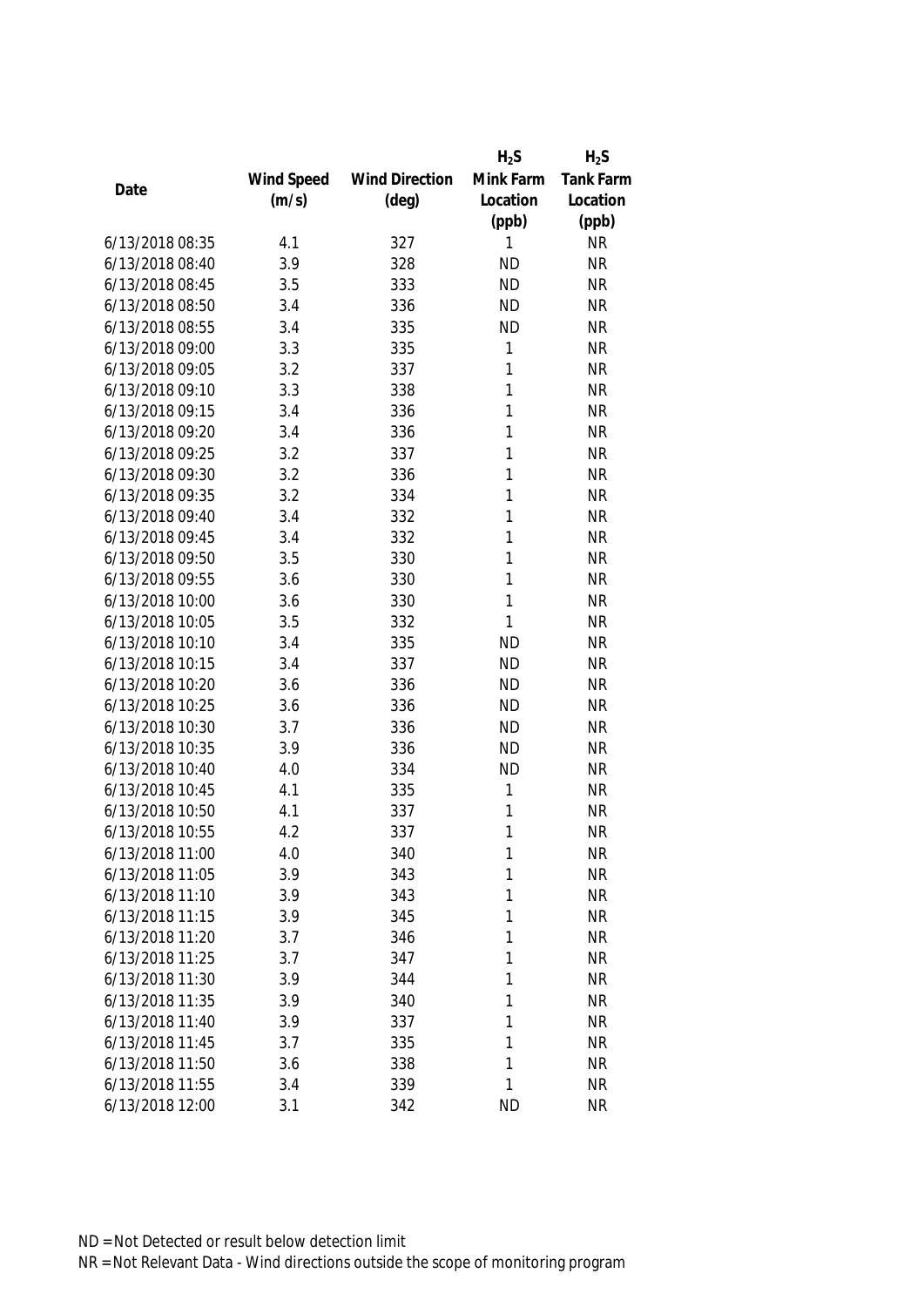| Date | Wind Speed (m/s) | Wind Direction (deg) | $H_2S$ Mink Farm Location (ppb) | $H_2S$ Tank Farm Location (ppb) |
|---|---|---|---|---|
| 6/13/2018 08:35 | 4.1 | 327 | 1 | NR |
| 6/13/2018 08:40 | 3.9 | 328 | ND | NR |
| 6/13/2018 08:45 | 3.5 | 333 | ND | NR |
| 6/13/2018 08:50 | 3.4 | 336 | ND | NR |
| 6/13/2018 08:55 | 3.4 | 335 | ND | NR |
| 6/13/2018 09:00 | 3.3 | 335 | 1 | NR |
| 6/13/2018 09:05 | 3.2 | 337 | 1 | NR |
| 6/13/2018 09:10 | 3.3 | 338 | 1 | NR |
| 6/13/2018 09:15 | 3.4 | 336 | 1 | NR |
| 6/13/2018 09:20 | 3.4 | 336 | 1 | NR |
| 6/13/2018 09:25 | 3.2 | 337 | 1 | NR |
| 6/13/2018 09:30 | 3.2 | 336 | 1 | NR |
| 6/13/2018 09:35 | 3.2 | 334 | 1 | NR |
| 6/13/2018 09:40 | 3.4 | 332 | 1 | NR |
| 6/13/2018 09:45 | 3.4 | 332 | 1 | NR |
| 6/13/2018 09:50 | 3.5 | 330 | 1 | NR |
| 6/13/2018 09:55 | 3.6 | 330 | 1 | NR |
| 6/13/2018 10:00 | 3.6 | 330 | 1 | NR |
| 6/13/2018 10:05 | 3.5 | 332 | 1 | NR |
| 6/13/2018 10:10 | 3.4 | 335 | ND | NR |
| 6/13/2018 10:15 | 3.4 | 337 | ND | NR |
| 6/13/2018 10:20 | 3.6 | 336 | ND | NR |
| 6/13/2018 10:25 | 3.6 | 336 | ND | NR |
| 6/13/2018 10:30 | 3.7 | 336 | ND | NR |
| 6/13/2018 10:35 | 3.9 | 336 | ND | NR |
| 6/13/2018 10:40 | 4.0 | 334 | ND | NR |
| 6/13/2018 10:45 | 4.1 | 335 | 1 | NR |
| 6/13/2018 10:50 | 4.1 | 337 | 1 | NR |
| 6/13/2018 10:55 | 4.2 | 337 | 1 | NR |
| 6/13/2018 11:00 | 4.0 | 340 | 1 | NR |
| 6/13/2018 11:05 | 3.9 | 343 | 1 | NR |
| 6/13/2018 11:10 | 3.9 | 343 | 1 | NR |
| 6/13/2018 11:15 | 3.9 | 345 | 1 | NR |
| 6/13/2018 11:20 | 3.7 | 346 | 1 | NR |
| 6/13/2018 11:25 | 3.7 | 347 | 1 | NR |
| 6/13/2018 11:30 | 3.9 | 344 | 1 | NR |
| 6/13/2018 11:35 | 3.9 | 340 | 1 | NR |
| 6/13/2018 11:40 | 3.9 | 337 | 1 | NR |
| 6/13/2018 11:45 | 3.7 | 335 | 1 | NR |
| 6/13/2018 11:50 | 3.6 | 338 | 1 | NR |
| 6/13/2018 11:55 | 3.4 | 339 | 1 | NR |
| 6/13/2018 12:00 | 3.1 | 342 | ND | NR |

ND = Not Detected or result below detection limit

NR = Not Relevant Data - Wind directions outside the scope of monitoring program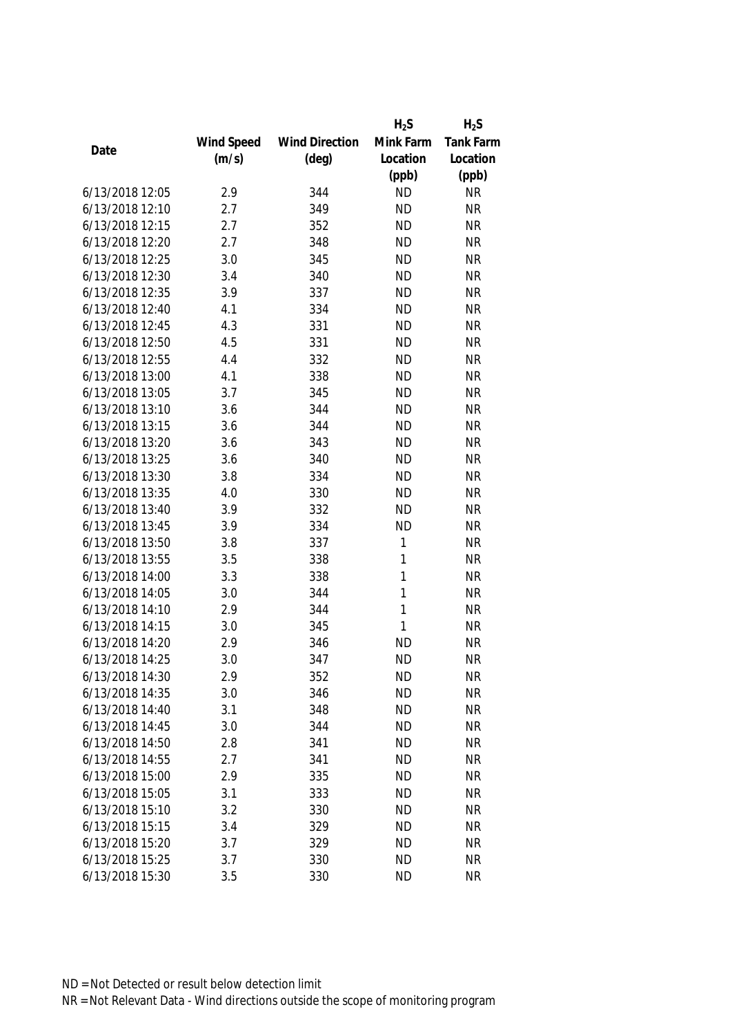| Date | Wind Speed (m/s) | Wind Direction (deg) | $H_2S$ Mink Farm Location (ppb) | $H_2S$ Tank Farm Location (ppb) |
|---|---|---|---|---|
| 6/13/2018 12:05 | 2.9 | 344 | ND | NR |
| 6/13/2018 12:10 | 2.7 | 349 | ND | NR |
| 6/13/2018 12:15 | 2.7 | 352 | ND | NR |
| 6/13/2018 12:20 | 2.7 | 348 | ND | NR |
| 6/13/2018 12:25 | 3.0 | 345 | ND | NR |
| 6/13/2018 12:30 | 3.4 | 340 | ND | NR |
| 6/13/2018 12:35 | 3.9 | 337 | ND | NR |
| 6/13/2018 12:40 | 4.1 | 334 | ND | NR |
| 6/13/2018 12:45 | 4.3 | 331 | ND | NR |
| 6/13/2018 12:50 | 4.5 | 331 | ND | NR |
| 6/13/2018 12:55 | 4.4 | 332 | ND | NR |
| 6/13/2018 13:00 | 4.1 | 338 | ND | NR |
| 6/13/2018 13:05 | 3.7 | 345 | ND | NR |
| 6/13/2018 13:10 | 3.6 | 344 | ND | NR |
| 6/13/2018 13:15 | 3.6 | 344 | ND | NR |
| 6/13/2018 13:20 | 3.6 | 343 | ND | NR |
| 6/13/2018 13:25 | 3.6 | 340 | ND | NR |
| 6/13/2018 13:30 | 3.8 | 334 | ND | NR |
| 6/13/2018 13:35 | 4.0 | 330 | ND | NR |
| 6/13/2018 13:40 | 3.9 | 332 | ND | NR |
| 6/13/2018 13:45 | 3.9 | 334 | ND | NR |
| 6/13/2018 13:50 | 3.8 | 337 | 1 | NR |
| 6/13/2018 13:55 | 3.5 | 338 | 1 | NR |
| 6/13/2018 14:00 | 3.3 | 338 | 1 | NR |
| 6/13/2018 14:05 | 3.0 | 344 | 1 | NR |
| 6/13/2018 14:10 | 2.9 | 344 | 1 | NR |
| 6/13/2018 14:15 | 3.0 | 345 | 1 | NR |
| 6/13/2018 14:20 | 2.9 | 346 | ND | NR |
| 6/13/2018 14:25 | 3.0 | 347 | ND | NR |
| 6/13/2018 14:30 | 2.9 | 352 | ND | NR |
| 6/13/2018 14:35 | 3.0 | 346 | ND | NR |
| 6/13/2018 14:40 | 3.1 | 348 | ND | NR |
| 6/13/2018 14:45 | 3.0 | 344 | ND | NR |
| 6/13/2018 14:50 | 2.8 | 341 | ND | NR |
| 6/13/2018 14:55 | 2.7 | 341 | ND | NR |
| 6/13/2018 15:00 | 2.9 | 335 | ND | NR |
| 6/13/2018 15:05 | 3.1 | 333 | ND | NR |
| 6/13/2018 15:10 | 3.2 | 330 | ND | NR |
| 6/13/2018 15:15 | 3.4 | 329 | ND | NR |
| 6/13/2018 15:20 | 3.7 | 329 | ND | NR |
| 6/13/2018 15:25 | 3.7 | 330 | ND | NR |
| 6/13/2018 15:30 | 3.5 | 330 | ND | NR |

ND = Not Detected or result below detection limit

NR = Not Relevant Data - Wind directions outside the scope of monitoring program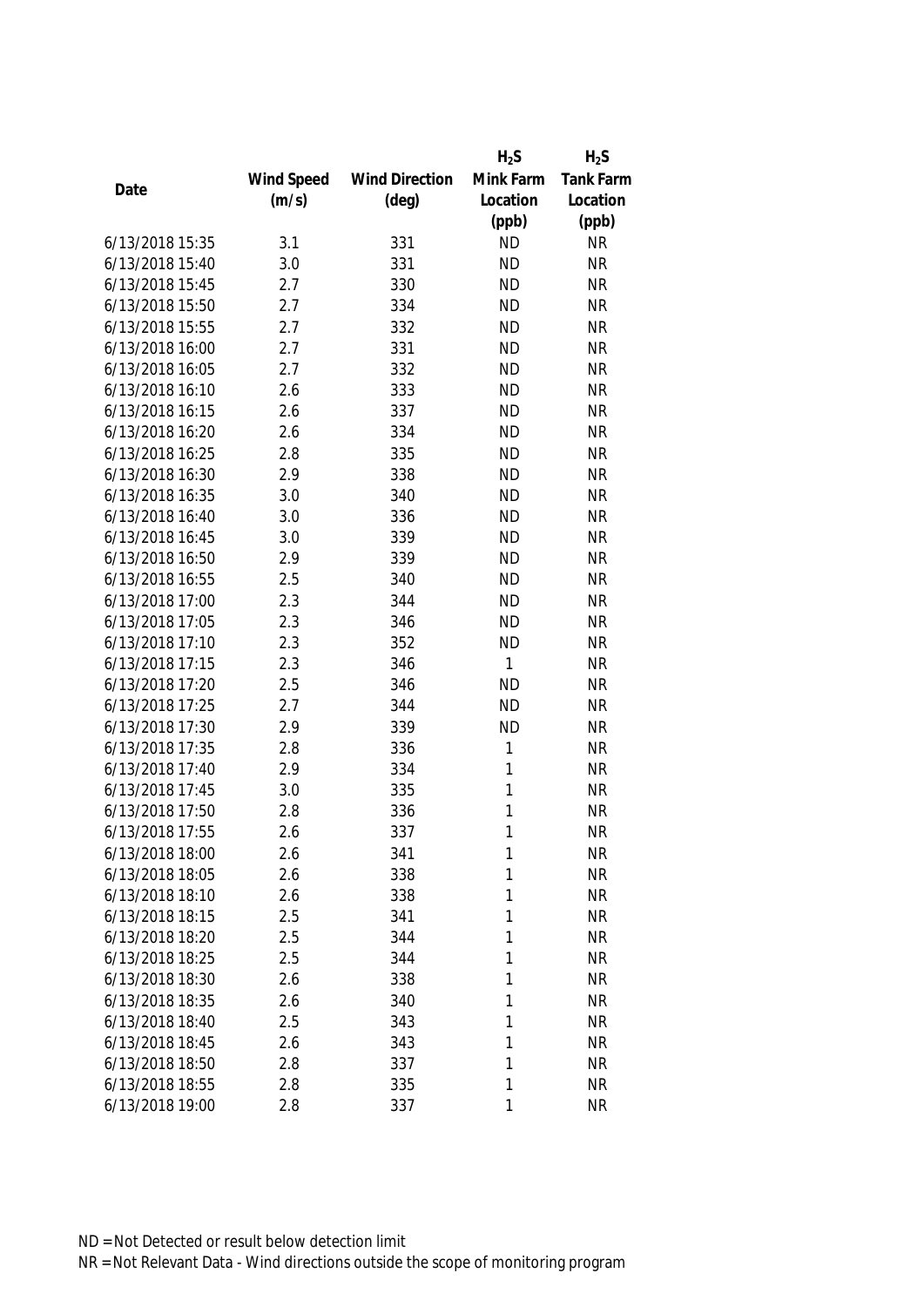| Date | Wind Speed (m/s) | Wind Direction (deg) | $H_2S$ Mink Farm Location (ppb) | $H_2S$ Tank Farm Location (ppb) |
|---|---|---|---|---|
| 6/13/2018 15:35 | 3.1 | 331 | ND | NR |
| 6/13/2018 15:40 | 3.0 | 331 | ND | NR |
| 6/13/2018 15:45 | 2.7 | 330 | ND | NR |
| 6/13/2018 15:50 | 2.7 | 334 | ND | NR |
| 6/13/2018 15:55 | 2.7 | 332 | ND | NR |
| 6/13/2018 16:00 | 2.7 | 331 | ND | NR |
| 6/13/2018 16:05 | 2.7 | 332 | ND | NR |
| 6/13/2018 16:10 | 2.6 | 333 | ND | NR |
| 6/13/2018 16:15 | 2.6 | 337 | ND | NR |
| 6/13/2018 16:20 | 2.6 | 334 | ND | NR |
| 6/13/2018 16:25 | 2.8 | 335 | ND | NR |
| 6/13/2018 16:30 | 2.9 | 338 | ND | NR |
| 6/13/2018 16:35 | 3.0 | 340 | ND | NR |
| 6/13/2018 16:40 | 3.0 | 336 | ND | NR |
| 6/13/2018 16:45 | 3.0 | 339 | ND | NR |
| 6/13/2018 16:50 | 2.9 | 339 | ND | NR |
| 6/13/2018 16:55 | 2.5 | 340 | ND | NR |
| 6/13/2018 17:00 | 2.3 | 344 | ND | NR |
| 6/13/2018 17:05 | 2.3 | 346 | ND | NR |
| 6/13/2018 17:10 | 2.3 | 352 | ND | NR |
| 6/13/2018 17:15 | 2.3 | 346 | 1 | NR |
| 6/13/2018 17:20 | 2.5 | 346 | ND | NR |
| 6/13/2018 17:25 | 2.7 | 344 | ND | NR |
| 6/13/2018 17:30 | 2.9 | 339 | ND | NR |
| 6/13/2018 17:35 | 2.8 | 336 | 1 | NR |
| 6/13/2018 17:40 | 2.9 | 334 | 1 | NR |
| 6/13/2018 17:45 | 3.0 | 335 | 1 | NR |
| 6/13/2018 17:50 | 2.8 | 336 | 1 | NR |
| 6/13/2018 17:55 | 2.6 | 337 | 1 | NR |
| 6/13/2018 18:00 | 2.6 | 341 | 1 | NR |
| 6/13/2018 18:05 | 2.6 | 338 | 1 | NR |
| 6/13/2018 18:10 | 2.6 | 338 | 1 | NR |
| 6/13/2018 18:15 | 2.5 | 341 | 1 | NR |
| 6/13/2018 18:20 | 2.5 | 344 | 1 | NR |
| 6/13/2018 18:25 | 2.5 | 344 | 1 | NR |
| 6/13/2018 18:30 | 2.6 | 338 | 1 | NR |
| 6/13/2018 18:35 | 2.6 | 340 | 1 | NR |
| 6/13/2018 18:40 | 2.5 | 343 | 1 | NR |
| 6/13/2018 18:45 | 2.6 | 343 | 1 | NR |
| 6/13/2018 18:50 | 2.8 | 337 | 1 | NR |
| 6/13/2018 18:55 | 2.8 | 335 | 1 | NR |
| 6/13/2018 19:00 | 2.8 | 337 | 1 | NR |

ND = Not Detected or result below detection limit

NR = Not Relevant Data - Wind directions outside the scope of monitoring program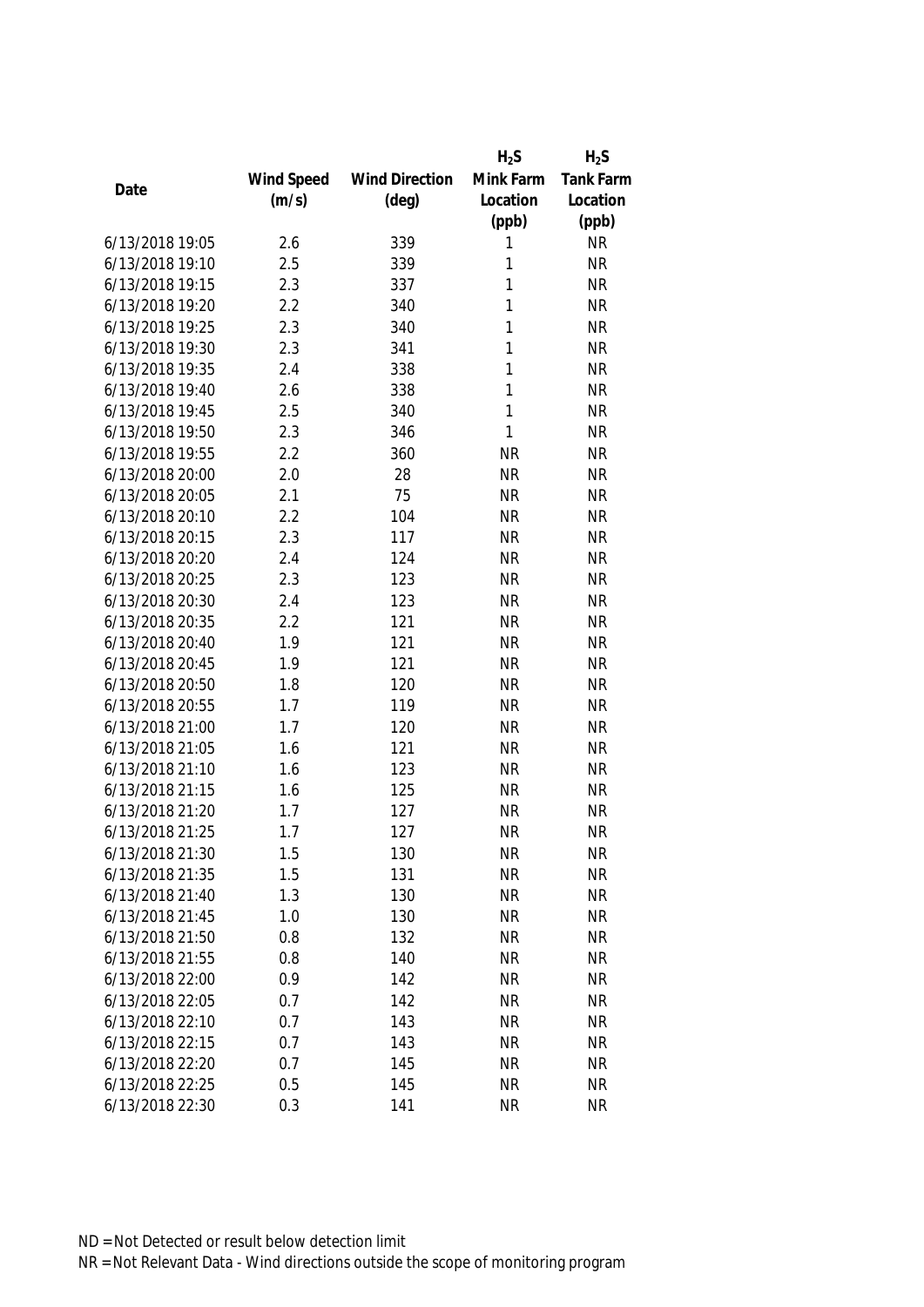| Date | Wind Speed (m/s) | Wind Direction (deg) | $H_2S$ Mink Farm Location (ppb) | $H_2S$ Tank Farm Location (ppb) |
|---|---|---|---|---|
| 6/13/2018 19:05 | 2.6 | 339 | 1 | NR |
| 6/13/2018 19:10 | 2.5 | 339 | 1 | NR |
| 6/13/2018 19:15 | 2.3 | 337 | 1 | NR |
| 6/13/2018 19:20 | 2.2 | 340 | 1 | NR |
| 6/13/2018 19:25 | 2.3 | 340 | 1 | NR |
| 6/13/2018 19:30 | 2.3 | 341 | 1 | NR |
| 6/13/2018 19:35 | 2.4 | 338 | 1 | NR |
| 6/13/2018 19:40 | 2.6 | 338 | 1 | NR |
| 6/13/2018 19:45 | 2.5 | 340 | 1 | NR |
| 6/13/2018 19:50 | 2.3 | 346 | 1 | NR |
| 6/13/2018 19:55 | 2.2 | 360 | NR | NR |
| 6/13/2018 20:00 | 2.0 | 28 | NR | NR |
| 6/13/2018 20:05 | 2.1 | 75 | NR | NR |
| 6/13/2018 20:10 | 2.2 | 104 | NR | NR |
| 6/13/2018 20:15 | 2.3 | 117 | NR | NR |
| 6/13/2018 20:20 | 2.4 | 124 | NR | NR |
| 6/13/2018 20:25 | 2.3 | 123 | NR | NR |
| 6/13/2018 20:30 | 2.4 | 123 | NR | NR |
| 6/13/2018 20:35 | 2.2 | 121 | NR | NR |
| 6/13/2018 20:40 | 1.9 | 121 | NR | NR |
| 6/13/2018 20:45 | 1.9 | 121 | NR | NR |
| 6/13/2018 20:50 | 1.8 | 120 | NR | NR |
| 6/13/2018 20:55 | 1.7 | 119 | NR | NR |
| 6/13/2018 21:00 | 1.7 | 120 | NR | NR |
| 6/13/2018 21:05 | 1.6 | 121 | NR | NR |
| 6/13/2018 21:10 | 1.6 | 123 | NR | NR |
| 6/13/2018 21:15 | 1.6 | 125 | NR | NR |
| 6/13/2018 21:20 | 1.7 | 127 | NR | NR |
| 6/13/2018 21:25 | 1.7 | 127 | NR | NR |
| 6/13/2018 21:30 | 1.5 | 130 | NR | NR |
| 6/13/2018 21:35 | 1.5 | 131 | NR | NR |
| 6/13/2018 21:40 | 1.3 | 130 | NR | NR |
| 6/13/2018 21:45 | 1.0 | 130 | NR | NR |
| 6/13/2018 21:50 | 0.8 | 132 | NR | NR |
| 6/13/2018 21:55 | 0.8 | 140 | NR | NR |
| 6/13/2018 22:00 | 0.9 | 142 | NR | NR |
| 6/13/2018 22:05 | 0.7 | 142 | NR | NR |
| 6/13/2018 22:10 | 0.7 | 143 | NR | NR |
| 6/13/2018 22:15 | 0.7 | 143 | NR | NR |
| 6/13/2018 22:20 | 0.7 | 145 | NR | NR |
| 6/13/2018 22:25 | 0.5 | 145 | NR | NR |
| 6/13/2018 22:30 | 0.3 | 141 | NR | NR |

ND = Not Detected or result below detection limit

NR = Not Relevant Data - Wind directions outside the scope of monitoring program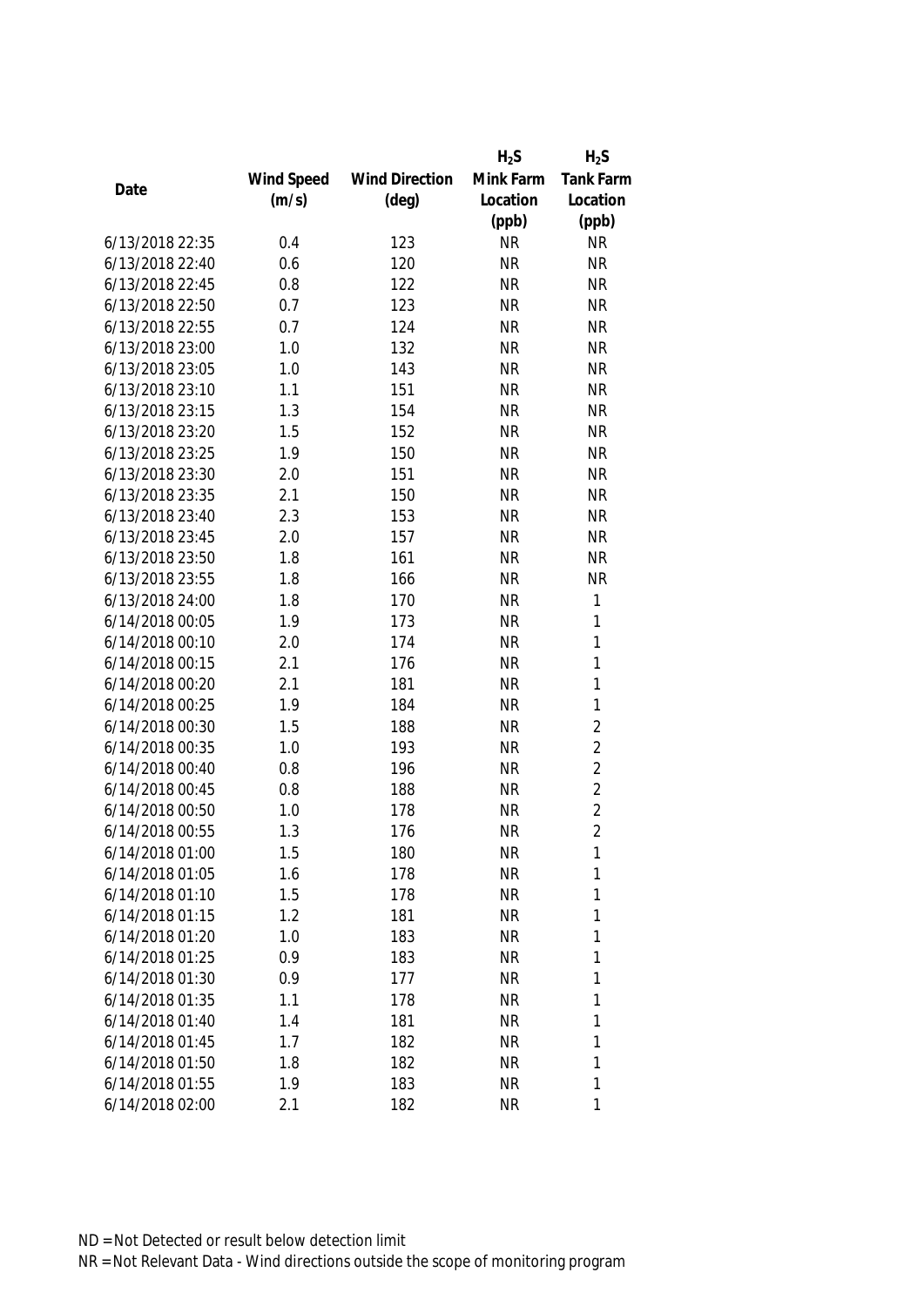| Date | Wind Speed (m/s) | Wind Direction (deg) | $H_2S$ Mink Farm Location (ppb) | $H_2S$ Tank Farm Location (ppb) |
|---|---|---|---|---|
| 6/13/2018 22:35 | 0.4 | 123 | NR | NR |
| 6/13/2018 22:40 | 0.6 | 120 | NR | NR |
| 6/13/2018 22:45 | 0.8 | 122 | NR | NR |
| 6/13/2018 22:50 | 0.7 | 123 | NR | NR |
| 6/13/2018 22:55 | 0.7 | 124 | NR | NR |
| 6/13/2018 23:00 | 1.0 | 132 | NR | NR |
| 6/13/2018 23:05 | 1.0 | 143 | NR | NR |
| 6/13/2018 23:10 | 1.1 | 151 | NR | NR |
| 6/13/2018 23:15 | 1.3 | 154 | NR | NR |
| 6/13/2018 23:20 | 1.5 | 152 | NR | NR |
| 6/13/2018 23:25 | 1.9 | 150 | NR | NR |
| 6/13/2018 23:30 | 2.0 | 151 | NR | NR |
| 6/13/2018 23:35 | 2.1 | 150 | NR | NR |
| 6/13/2018 23:40 | 2.3 | 153 | NR | NR |
| 6/13/2018 23:45 | 2.0 | 157 | NR | NR |
| 6/13/2018 23:50 | 1.8 | 161 | NR | NR |
| 6/13/2018 23:55 | 1.8 | 166 | NR | NR |
| 6/13/2018 24:00 | 1.8 | 170 | NR | 1 |
| 6/14/2018 00:05 | 1.9 | 173 | NR | 1 |
| 6/14/2018 00:10 | 2.0 | 174 | NR | 1 |
| 6/14/2018 00:15 | 2.1 | 176 | NR | 1 |
| 6/14/2018 00:20 | 2.1 | 181 | NR | 1 |
| 6/14/2018 00:25 | 1.9 | 184 | NR | 1 |
| 6/14/2018 00:30 | 1.5 | 188 | NR | 2 |
| 6/14/2018 00:35 | 1.0 | 193 | NR | 2 |
| 6/14/2018 00:40 | 0.8 | 196 | NR | 2 |
| 6/14/2018 00:45 | 0.8 | 188 | NR | 2 |
| 6/14/2018 00:50 | 1.0 | 178 | NR | 2 |
| 6/14/2018 00:55 | 1.3 | 176 | NR | 2 |
| 6/14/2018 01:00 | 1.5 | 180 | NR | 1 |
| 6/14/2018 01:05 | 1.6 | 178 | NR | 1 |
| 6/14/2018 01:10 | 1.5 | 178 | NR | 1 |
| 6/14/2018 01:15 | 1.2 | 181 | NR | 1 |
| 6/14/2018 01:20 | 1.0 | 183 | NR | 1 |
| 6/14/2018 01:25 | 0.9 | 183 | NR | 1 |
| 6/14/2018 01:30 | 0.9 | 177 | NR | 1 |
| 6/14/2018 01:35 | 1.1 | 178 | NR | 1 |
| 6/14/2018 01:40 | 1.4 | 181 | NR | 1 |
| 6/14/2018 01:45 | 1.7 | 182 | NR | 1 |
| 6/14/2018 01:50 | 1.8 | 182 | NR | 1 |
| 6/14/2018 01:55 | 1.9 | 183 | NR | 1 |
| 6/14/2018 02:00 | 2.1 | 182 | NR | 1 |

ND = Not Detected or result below detection limit

NR = Not Relevant Data - Wind directions outside the scope of monitoring program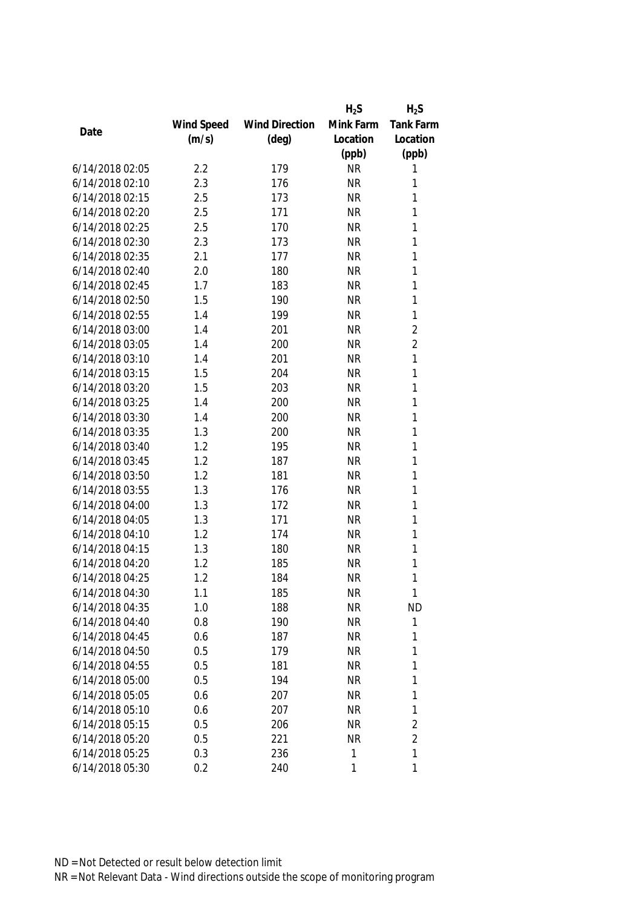| Date | Wind Speed (m/s) | Wind Direction (deg) | $H_2S$ Mink Farm Location (ppb) | $H_2S$ Tank Farm Location (ppb) |
|---|---|---|---|---|
| 6/14/2018 02:05 | 2.2 | 179 | NR | 1 |
| 6/14/2018 02:10 | 2.3 | 176 | NR | 1 |
| 6/14/2018 02:15 | 2.5 | 173 | NR | 1 |
| 6/14/2018 02:20 | 2.5 | 171 | NR | 1 |
| 6/14/2018 02:25 | 2.5 | 170 | NR | 1 |
| 6/14/2018 02:30 | 2.3 | 173 | NR | 1 |
| 6/14/2018 02:35 | 2.1 | 177 | NR | 1 |
| 6/14/2018 02:40 | 2.0 | 180 | NR | 1 |
| 6/14/2018 02:45 | 1.7 | 183 | NR | 1 |
| 6/14/2018 02:50 | 1.5 | 190 | NR | 1 |
| 6/14/2018 02:55 | 1.4 | 199 | NR | 1 |
| 6/14/2018 03:00 | 1.4 | 201 | NR | 2 |
| 6/14/2018 03:05 | 1.4 | 200 | NR | 2 |
| 6/14/2018 03:10 | 1.4 | 201 | NR | 1 |
| 6/14/2018 03:15 | 1.5 | 204 | NR | 1 |
| 6/14/2018 03:20 | 1.5 | 203 | NR | 1 |
| 6/14/2018 03:25 | 1.4 | 200 | NR | 1 |
| 6/14/2018 03:30 | 1.4 | 200 | NR | 1 |
| 6/14/2018 03:35 | 1.3 | 200 | NR | 1 |
| 6/14/2018 03:40 | 1.2 | 195 | NR | 1 |
| 6/14/2018 03:45 | 1.2 | 187 | NR | 1 |
| 6/14/2018 03:50 | 1.2 | 181 | NR | 1 |
| 6/14/2018 03:55 | 1.3 | 176 | NR | 1 |
| 6/14/2018 04:00 | 1.3 | 172 | NR | 1 |
| 6/14/2018 04:05 | 1.3 | 171 | NR | 1 |
| 6/14/2018 04:10 | 1.2 | 174 | NR | 1 |
| 6/14/2018 04:15 | 1.3 | 180 | NR | 1 |
| 6/14/2018 04:20 | 1.2 | 185 | NR | 1 |
| 6/14/2018 04:25 | 1.2 | 184 | NR | 1 |
| 6/14/2018 04:30 | 1.1 | 185 | NR | 1 |
| 6/14/2018 04:35 | 1.0 | 188 | NR | ND |
| 6/14/2018 04:40 | 0.8 | 190 | NR | 1 |
| 6/14/2018 04:45 | 0.6 | 187 | NR | 1 |
| 6/14/2018 04:50 | 0.5 | 179 | NR | 1 |
| 6/14/2018 04:55 | 0.5 | 181 | NR | 1 |
| 6/14/2018 05:00 | 0.5 | 194 | NR | 1 |
| 6/14/2018 05:05 | 0.6 | 207 | NR | 1 |
| 6/14/2018 05:10 | 0.6 | 207 | NR | 1 |
| 6/14/2018 05:15 | 0.5 | 206 | NR | 2 |
| 6/14/2018 05:20 | 0.5 | 221 | NR | 2 |
| 6/14/2018 05:25 | 0.3 | 236 | 1 | 1 |
| 6/14/2018 05:30 | 0.2 | 240 | 1 | 1 |

ND = Not Detected or result below detection limit

NR = Not Relevant Data - Wind directions outside the scope of monitoring program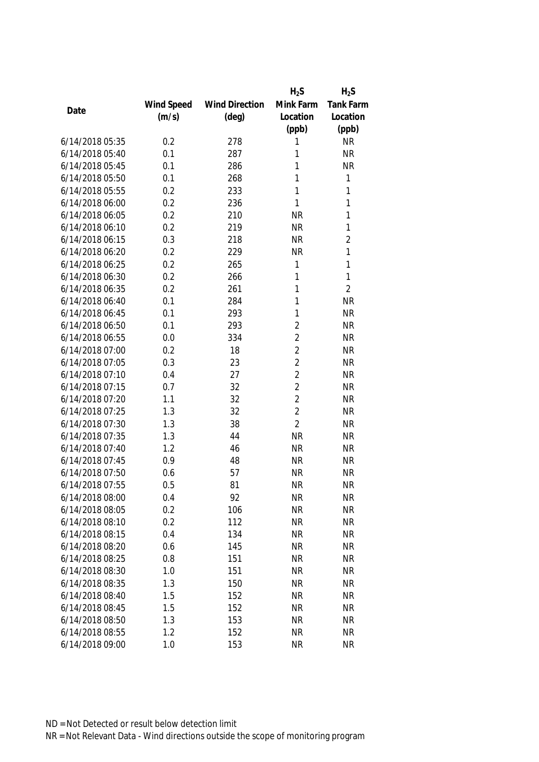| Date | Wind Speed (m/s) | Wind Direction (deg) | $H_2S$ Mink Farm Location (ppb) | $H_2S$ Tank Farm Location (ppb) |
|---|---|---|---|---|
| 6/14/2018 05:35 | 0.2 | 278 | 1 | NR |
| 6/14/2018 05:40 | 0.1 | 287 | 1 | NR |
| 6/14/2018 05:45 | 0.1 | 286 | 1 | NR |
| 6/14/2018 05:50 | 0.1 | 268 | 1 | 1 |
| 6/14/2018 05:55 | 0.2 | 233 | 1 | 1 |
| 6/14/2018 06:00 | 0.2 | 236 | 1 | 1 |
| 6/14/2018 06:05 | 0.2 | 210 | NR | 1 |
| 6/14/2018 06:10 | 0.2 | 219 | NR | 1 |
| 6/14/2018 06:15 | 0.3 | 218 | NR | 2 |
| 6/14/2018 06:20 | 0.2 | 229 | NR | 1 |
| 6/14/2018 06:25 | 0.2 | 265 | 1 | 1 |
| 6/14/2018 06:30 | 0.2 | 266 | 1 | 1 |
| 6/14/2018 06:35 | 0.2 | 261 | 1 | 2 |
| 6/14/2018 06:40 | 0.1 | 284 | 1 | NR |
| 6/14/2018 06:45 | 0.1 | 293 | 1 | NR |
| 6/14/2018 06:50 | 0.1 | 293 | 2 | NR |
| 6/14/2018 06:55 | 0.0 | 334 | 2 | NR |
| 6/14/2018 07:00 | 0.2 | 18 | 2 | NR |
| 6/14/2018 07:05 | 0.3 | 23 | 2 | NR |
| 6/14/2018 07:10 | 0.4 | 27 | 2 | NR |
| 6/14/2018 07:15 | 0.7 | 32 | 2 | NR |
| 6/14/2018 07:20 | 1.1 | 32 | 2 | NR |
| 6/14/2018 07:25 | 1.3 | 32 | 2 | NR |
| 6/14/2018 07:30 | 1.3 | 38 | 2 | NR |
| 6/14/2018 07:35 | 1.3 | 44 | NR | NR |
| 6/14/2018 07:40 | 1.2 | 46 | NR | NR |
| 6/14/2018 07:45 | 0.9 | 48 | NR | NR |
| 6/14/2018 07:50 | 0.6 | 57 | NR | NR |
| 6/14/2018 07:55 | 0.5 | 81 | NR | NR |
| 6/14/2018 08:00 | 0.4 | 92 | NR | NR |
| 6/14/2018 08:05 | 0.2 | 106 | NR | NR |
| 6/14/2018 08:10 | 0.2 | 112 | NR | NR |
| 6/14/2018 08:15 | 0.4 | 134 | NR | NR |
| 6/14/2018 08:20 | 0.6 | 145 | NR | NR |
| 6/14/2018 08:25 | 0.8 | 151 | NR | NR |
| 6/14/2018 08:30 | 1.0 | 151 | NR | NR |
| 6/14/2018 08:35 | 1.3 | 150 | NR | NR |
| 6/14/2018 08:40 | 1.5 | 152 | NR | NR |
| 6/14/2018 08:45 | 1.5 | 152 | NR | NR |
| 6/14/2018 08:50 | 1.3 | 153 | NR | NR |
| 6/14/2018 08:55 | 1.2 | 152 | NR | NR |
| 6/14/2018 09:00 | 1.0 | 153 | NR | NR |

ND = Not Detected or result below detection limit

NR = Not Relevant Data - Wind directions outside the scope of monitoring program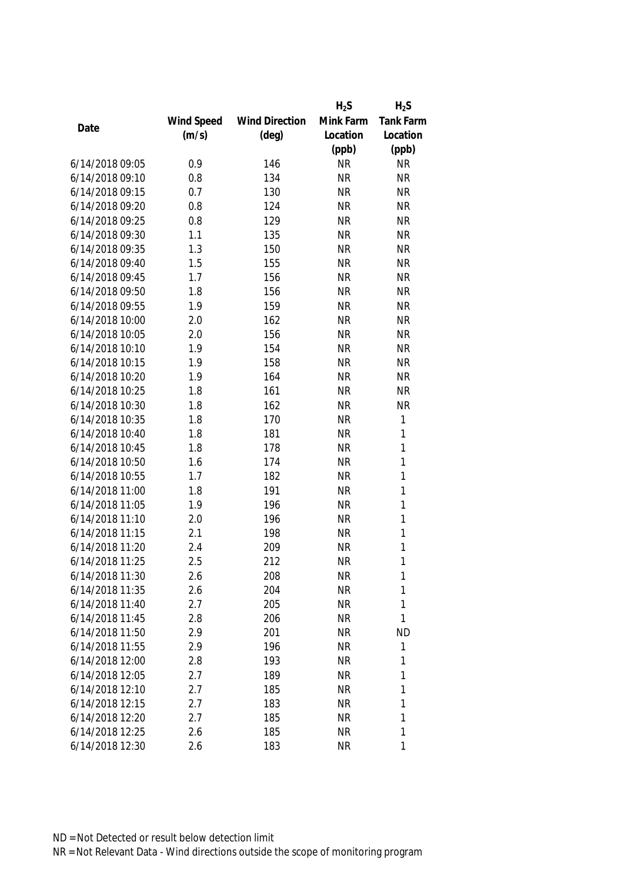| Date | Wind Speed (m/s) | Wind Direction (deg) | $H_2S$ Mink Farm Location (ppb) | $H_2S$ Tank Farm Location (ppb) |
|---|---|---|---|---|
| 6/14/2018 09:05 | 0.9 | 146 | NR | NR |
| 6/14/2018 09:10 | 0.8 | 134 | NR | NR |
| 6/14/2018 09:15 | 0.7 | 130 | NR | NR |
| 6/14/2018 09:20 | 0.8 | 124 | NR | NR |
| 6/14/2018 09:25 | 0.8 | 129 | NR | NR |
| 6/14/2018 09:30 | 1.1 | 135 | NR | NR |
| 6/14/2018 09:35 | 1.3 | 150 | NR | NR |
| 6/14/2018 09:40 | 1.5 | 155 | NR | NR |
| 6/14/2018 09:45 | 1.7 | 156 | NR | NR |
| 6/14/2018 09:50 | 1.8 | 156 | NR | NR |
| 6/14/2018 09:55 | 1.9 | 159 | NR | NR |
| 6/14/2018 10:00 | 2.0 | 162 | NR | NR |
| 6/14/2018 10:05 | 2.0 | 156 | NR | NR |
| 6/14/2018 10:10 | 1.9 | 154 | NR | NR |
| 6/14/2018 10:15 | 1.9 | 158 | NR | NR |
| 6/14/2018 10:20 | 1.9 | 164 | NR | NR |
| 6/14/2018 10:25 | 1.8 | 161 | NR | NR |
| 6/14/2018 10:30 | 1.8 | 162 | NR | NR |
| 6/14/2018 10:35 | 1.8 | 170 | NR | 1 |
| 6/14/2018 10:40 | 1.8 | 181 | NR | 1 |
| 6/14/2018 10:45 | 1.8 | 178 | NR | 1 |
| 6/14/2018 10:50 | 1.6 | 174 | NR | 1 |
| 6/14/2018 10:55 | 1.7 | 182 | NR | 1 |
| 6/14/2018 11:00 | 1.8 | 191 | NR | 1 |
| 6/14/2018 11:05 | 1.9 | 196 | NR | 1 |
| 6/14/2018 11:10 | 2.0 | 196 | NR | 1 |
| 6/14/2018 11:15 | 2.1 | 198 | NR | 1 |
| 6/14/2018 11:20 | 2.4 | 209 | NR | 1 |
| 6/14/2018 11:25 | 2.5 | 212 | NR | 1 |
| 6/14/2018 11:30 | 2.6 | 208 | NR | 1 |
| 6/14/2018 11:35 | 2.6 | 204 | NR | 1 |
| 6/14/2018 11:40 | 2.7 | 205 | NR | 1 |
| 6/14/2018 11:45 | 2.8 | 206 | NR | 1 |
| 6/14/2018 11:50 | 2.9 | 201 | NR | ND |
| 6/14/2018 11:55 | 2.9 | 196 | NR | 1 |
| 6/14/2018 12:00 | 2.8 | 193 | NR | 1 |
| 6/14/2018 12:05 | 2.7 | 189 | NR | 1 |
| 6/14/2018 12:10 | 2.7 | 185 | NR | 1 |
| 6/14/2018 12:15 | 2.7 | 183 | NR | 1 |
| 6/14/2018 12:20 | 2.7 | 185 | NR | 1 |
| 6/14/2018 12:25 | 2.6 | 185 | NR | 1 |
| 6/14/2018 12:30 | 2.6 | 183 | NR | 1 |

ND = Not Detected or result below detection limit

NR = Not Relevant Data - Wind directions outside the scope of monitoring program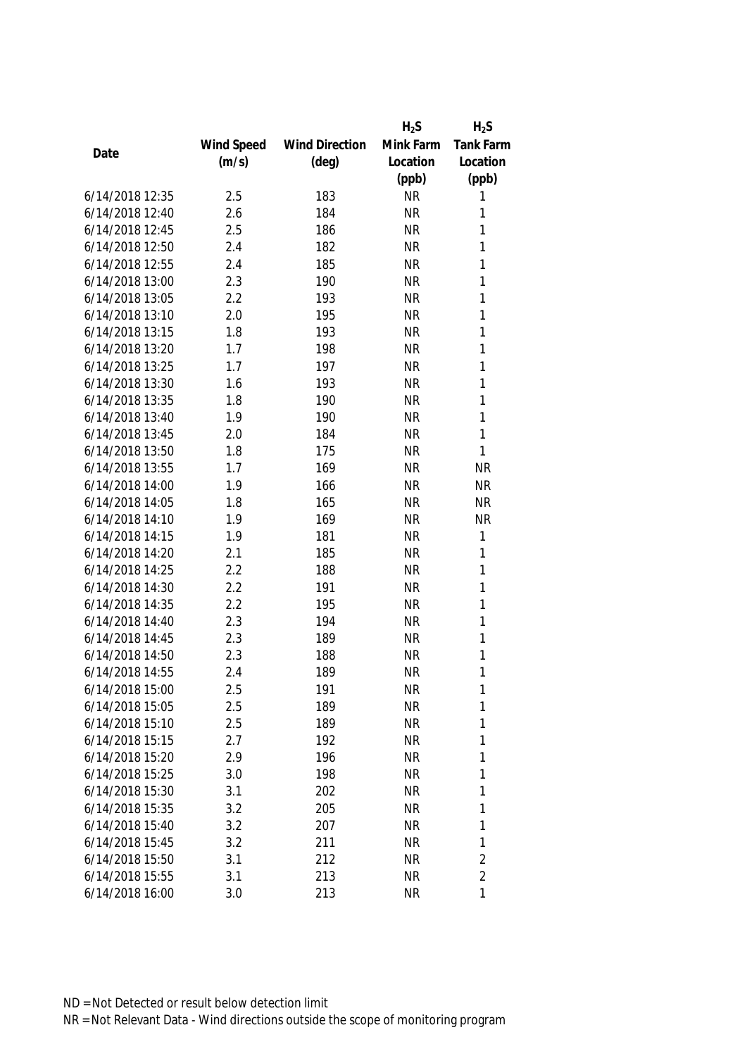| Date | Wind Speed (m/s) | Wind Direction (deg) | $H_2S$ Mink Farm Location (ppb) | $H_2S$ Tank Farm Location (ppb) |
|---|---|---|---|---|
| 6/14/2018 12:35 | 2.5 | 183 | NR | 1 |
| 6/14/2018 12:40 | 2.6 | 184 | NR | 1 |
| 6/14/2018 12:45 | 2.5 | 186 | NR | 1 |
| 6/14/2018 12:50 | 2.4 | 182 | NR | 1 |
| 6/14/2018 12:55 | 2.4 | 185 | NR | 1 |
| 6/14/2018 13:00 | 2.3 | 190 | NR | 1 |
| 6/14/2018 13:05 | 2.2 | 193 | NR | 1 |
| 6/14/2018 13:10 | 2.0 | 195 | NR | 1 |
| 6/14/2018 13:15 | 1.8 | 193 | NR | 1 |
| 6/14/2018 13:20 | 1.7 | 198 | NR | 1 |
| 6/14/2018 13:25 | 1.7 | 197 | NR | 1 |
| 6/14/2018 13:30 | 1.6 | 193 | NR | 1 |
| 6/14/2018 13:35 | 1.8 | 190 | NR | 1 |
| 6/14/2018 13:40 | 1.9 | 190 | NR | 1 |
| 6/14/2018 13:45 | 2.0 | 184 | NR | 1 |
| 6/14/2018 13:50 | 1.8 | 175 | NR | 1 |
| 6/14/2018 13:55 | 1.7 | 169 | NR | NR |
| 6/14/2018 14:00 | 1.9 | 166 | NR | NR |
| 6/14/2018 14:05 | 1.8 | 165 | NR | NR |
| 6/14/2018 14:10 | 1.9 | 169 | NR | NR |
| 6/14/2018 14:15 | 1.9 | 181 | NR | 1 |
| 6/14/2018 14:20 | 2.1 | 185 | NR | 1 |
| 6/14/2018 14:25 | 2.2 | 188 | NR | 1 |
| 6/14/2018 14:30 | 2.2 | 191 | NR | 1 |
| 6/14/2018 14:35 | 2.2 | 195 | NR | 1 |
| 6/14/2018 14:40 | 2.3 | 194 | NR | 1 |
| 6/14/2018 14:45 | 2.3 | 189 | NR | 1 |
| 6/14/2018 14:50 | 2.3 | 188 | NR | 1 |
| 6/14/2018 14:55 | 2.4 | 189 | NR | 1 |
| 6/14/2018 15:00 | 2.5 | 191 | NR | 1 |
| 6/14/2018 15:05 | 2.5 | 189 | NR | 1 |
| 6/14/2018 15:10 | 2.5 | 189 | NR | 1 |
| 6/14/2018 15:15 | 2.7 | 192 | NR | 1 |
| 6/14/2018 15:20 | 2.9 | 196 | NR | 1 |
| 6/14/2018 15:25 | 3.0 | 198 | NR | 1 |
| 6/14/2018 15:30 | 3.1 | 202 | NR | 1 |
| 6/14/2018 15:35 | 3.2 | 205 | NR | 1 |
| 6/14/2018 15:40 | 3.2 | 207 | NR | 1 |
| 6/14/2018 15:45 | 3.2 | 211 | NR | 1 |
| 6/14/2018 15:50 | 3.1 | 212 | NR | 2 |
| 6/14/2018 15:55 | 3.1 | 213 | NR | 2 |
| 6/14/2018 16:00 | 3.0 | 213 | NR | 1 |

ND = Not Detected or result below detection limit
NR = Not Relevant Data - Wind directions outside the scope of monitoring program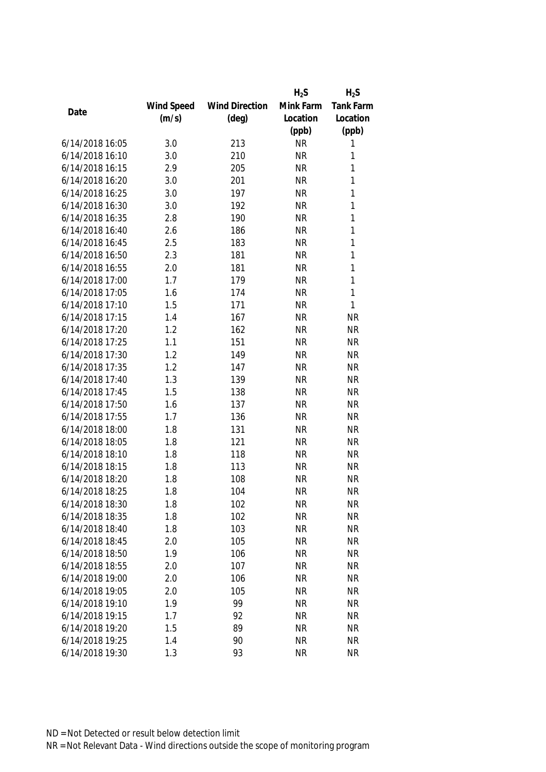| Date | Wind Speed (m/s) | Wind Direction (deg) | $H_2S$ Mink Farm Location (ppb) | $H_2S$ Tank Farm Location (ppb) |
|---|---|---|---|---|
| 6/14/2018 16:05 | 3.0 | 213 | NR | 1 |
| 6/14/2018 16:10 | 3.0 | 210 | NR | 1 |
| 6/14/2018 16:15 | 2.9 | 205 | NR | 1 |
| 6/14/2018 16:20 | 3.0 | 201 | NR | 1 |
| 6/14/2018 16:25 | 3.0 | 197 | NR | 1 |
| 6/14/2018 16:30 | 3.0 | 192 | NR | 1 |
| 6/14/2018 16:35 | 2.8 | 190 | NR | 1 |
| 6/14/2018 16:40 | 2.6 | 186 | NR | 1 |
| 6/14/2018 16:45 | 2.5 | 183 | NR | 1 |
| 6/14/2018 16:50 | 2.3 | 181 | NR | 1 |
| 6/14/2018 16:55 | 2.0 | 181 | NR | 1 |
| 6/14/2018 17:00 | 1.7 | 179 | NR | 1 |
| 6/14/2018 17:05 | 1.6 | 174 | NR | 1 |
| 6/14/2018 17:10 | 1.5 | 171 | NR | 1 |
| 6/14/2018 17:15 | 1.4 | 167 | NR | NR |
| 6/14/2018 17:20 | 1.2 | 162 | NR | NR |
| 6/14/2018 17:25 | 1.1 | 151 | NR | NR |
| 6/14/2018 17:30 | 1.2 | 149 | NR | NR |
| 6/14/2018 17:35 | 1.2 | 147 | NR | NR |
| 6/14/2018 17:40 | 1.3 | 139 | NR | NR |
| 6/14/2018 17:45 | 1.5 | 138 | NR | NR |
| 6/14/2018 17:50 | 1.6 | 137 | NR | NR |
| 6/14/2018 17:55 | 1.7 | 136 | NR | NR |
| 6/14/2018 18:00 | 1.8 | 131 | NR | NR |
| 6/14/2018 18:05 | 1.8 | 121 | NR | NR |
| 6/14/2018 18:10 | 1.8 | 118 | NR | NR |
| 6/14/2018 18:15 | 1.8 | 113 | NR | NR |
| 6/14/2018 18:20 | 1.8 | 108 | NR | NR |
| 6/14/2018 18:25 | 1.8 | 104 | NR | NR |
| 6/14/2018 18:30 | 1.8 | 102 | NR | NR |
| 6/14/2018 18:35 | 1.8 | 102 | NR | NR |
| 6/14/2018 18:40 | 1.8 | 103 | NR | NR |
| 6/14/2018 18:45 | 2.0 | 105 | NR | NR |
| 6/14/2018 18:50 | 1.9 | 106 | NR | NR |
| 6/14/2018 18:55 | 2.0 | 107 | NR | NR |
| 6/14/2018 19:00 | 2.0 | 106 | NR | NR |
| 6/14/2018 19:05 | 2.0 | 105 | NR | NR |
| 6/14/2018 19:10 | 1.9 | 99 | NR | NR |
| 6/14/2018 19:15 | 1.7 | 92 | NR | NR |
| 6/14/2018 19:20 | 1.5 | 89 | NR | NR |
| 6/14/2018 19:25 | 1.4 | 90 | NR | NR |
| 6/14/2018 19:30 | 1.3 | 93 | NR | NR |

ND = Not Detected or result below detection limit

NR = Not Relevant Data - Wind directions outside the scope of monitoring program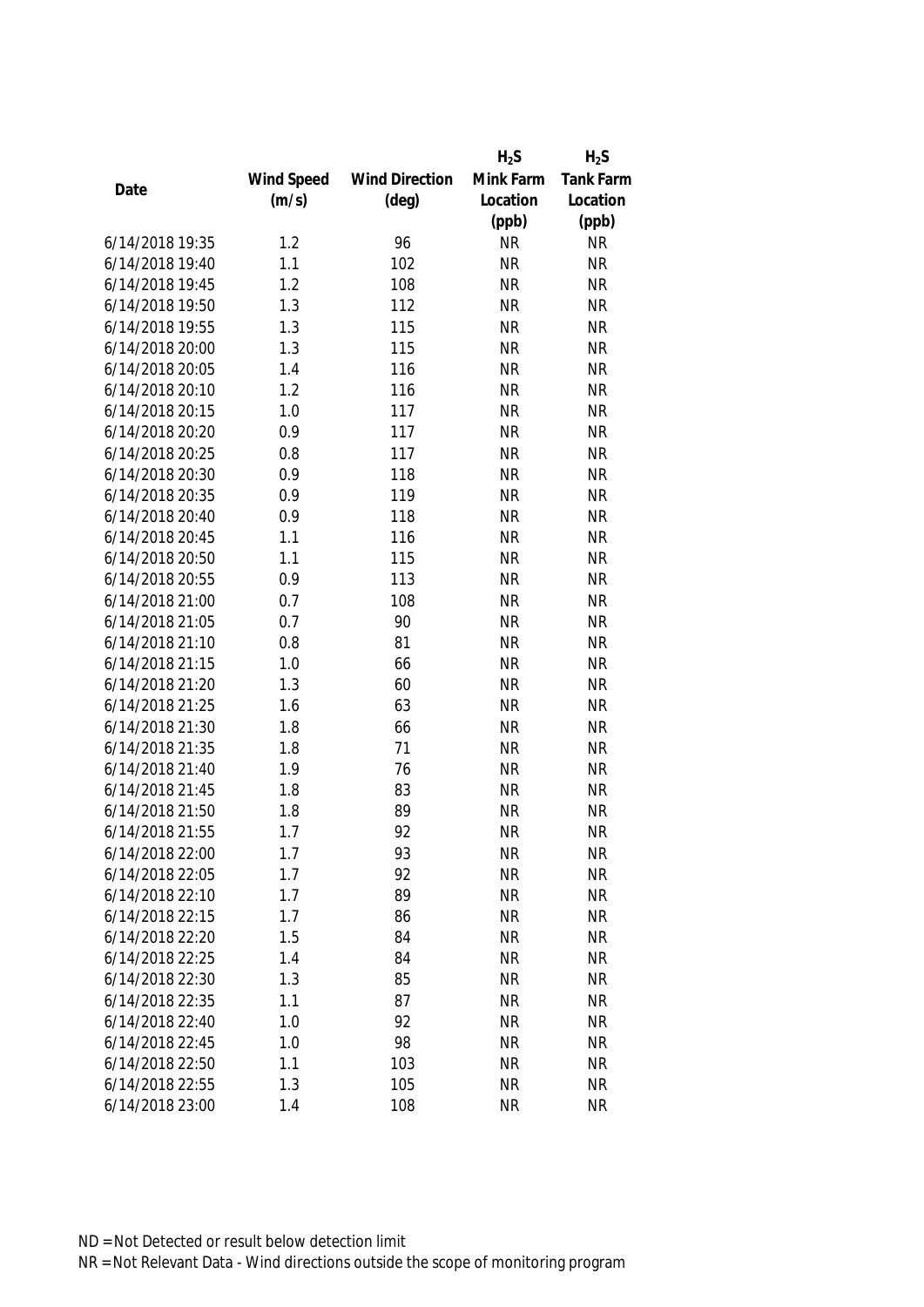| Date | Wind Speed (m/s) | Wind Direction (deg) | $H_2S$ Mink Farm Location (ppb) | $H_2S$ Tank Farm Location (ppb) |
|---|---|---|---|---|
| 6/14/2018 19:35 | 1.2 | 96 | NR | NR |
| 6/14/2018 19:40 | 1.1 | 102 | NR | NR |
| 6/14/2018 19:45 | 1.2 | 108 | NR | NR |
| 6/14/2018 19:50 | 1.3 | 112 | NR | NR |
| 6/14/2018 19:55 | 1.3 | 115 | NR | NR |
| 6/14/2018 20:00 | 1.3 | 115 | NR | NR |
| 6/14/2018 20:05 | 1.4 | 116 | NR | NR |
| 6/14/2018 20:10 | 1.2 | 116 | NR | NR |
| 6/14/2018 20:15 | 1.0 | 117 | NR | NR |
| 6/14/2018 20:20 | 0.9 | 117 | NR | NR |
| 6/14/2018 20:25 | 0.8 | 117 | NR | NR |
| 6/14/2018 20:30 | 0.9 | 118 | NR | NR |
| 6/14/2018 20:35 | 0.9 | 119 | NR | NR |
| 6/14/2018 20:40 | 0.9 | 118 | NR | NR |
| 6/14/2018 20:45 | 1.1 | 116 | NR | NR |
| 6/14/2018 20:50 | 1.1 | 115 | NR | NR |
| 6/14/2018 20:55 | 0.9 | 113 | NR | NR |
| 6/14/2018 21:00 | 0.7 | 108 | NR | NR |
| 6/14/2018 21:05 | 0.7 | 90 | NR | NR |
| 6/14/2018 21:10 | 0.8 | 81 | NR | NR |
| 6/14/2018 21:15 | 1.0 | 66 | NR | NR |
| 6/14/2018 21:20 | 1.3 | 60 | NR | NR |
| 6/14/2018 21:25 | 1.6 | 63 | NR | NR |
| 6/14/2018 21:30 | 1.8 | 66 | NR | NR |
| 6/14/2018 21:35 | 1.8 | 71 | NR | NR |
| 6/14/2018 21:40 | 1.9 | 76 | NR | NR |
| 6/14/2018 21:45 | 1.8 | 83 | NR | NR |
| 6/14/2018 21:50 | 1.8 | 89 | NR | NR |
| 6/14/2018 21:55 | 1.7 | 92 | NR | NR |
| 6/14/2018 22:00 | 1.7 | 93 | NR | NR |
| 6/14/2018 22:05 | 1.7 | 92 | NR | NR |
| 6/14/2018 22:10 | 1.7 | 89 | NR | NR |
| 6/14/2018 22:15 | 1.7 | 86 | NR | NR |
| 6/14/2018 22:20 | 1.5 | 84 | NR | NR |
| 6/14/2018 22:25 | 1.4 | 84 | NR | NR |
| 6/14/2018 22:30 | 1.3 | 85 | NR | NR |
| 6/14/2018 22:35 | 1.1 | 87 | NR | NR |
| 6/14/2018 22:40 | 1.0 | 92 | NR | NR |
| 6/14/2018 22:45 | 1.0 | 98 | NR | NR |
| 6/14/2018 22:50 | 1.1 | 103 | NR | NR |
| 6/14/2018 22:55 | 1.3 | 105 | NR | NR |
| 6/14/2018 23:00 | 1.4 | 108 | NR | NR |

ND = Not Detected or result below detection limit

NR = Not Relevant Data - Wind directions outside the scope of monitoring program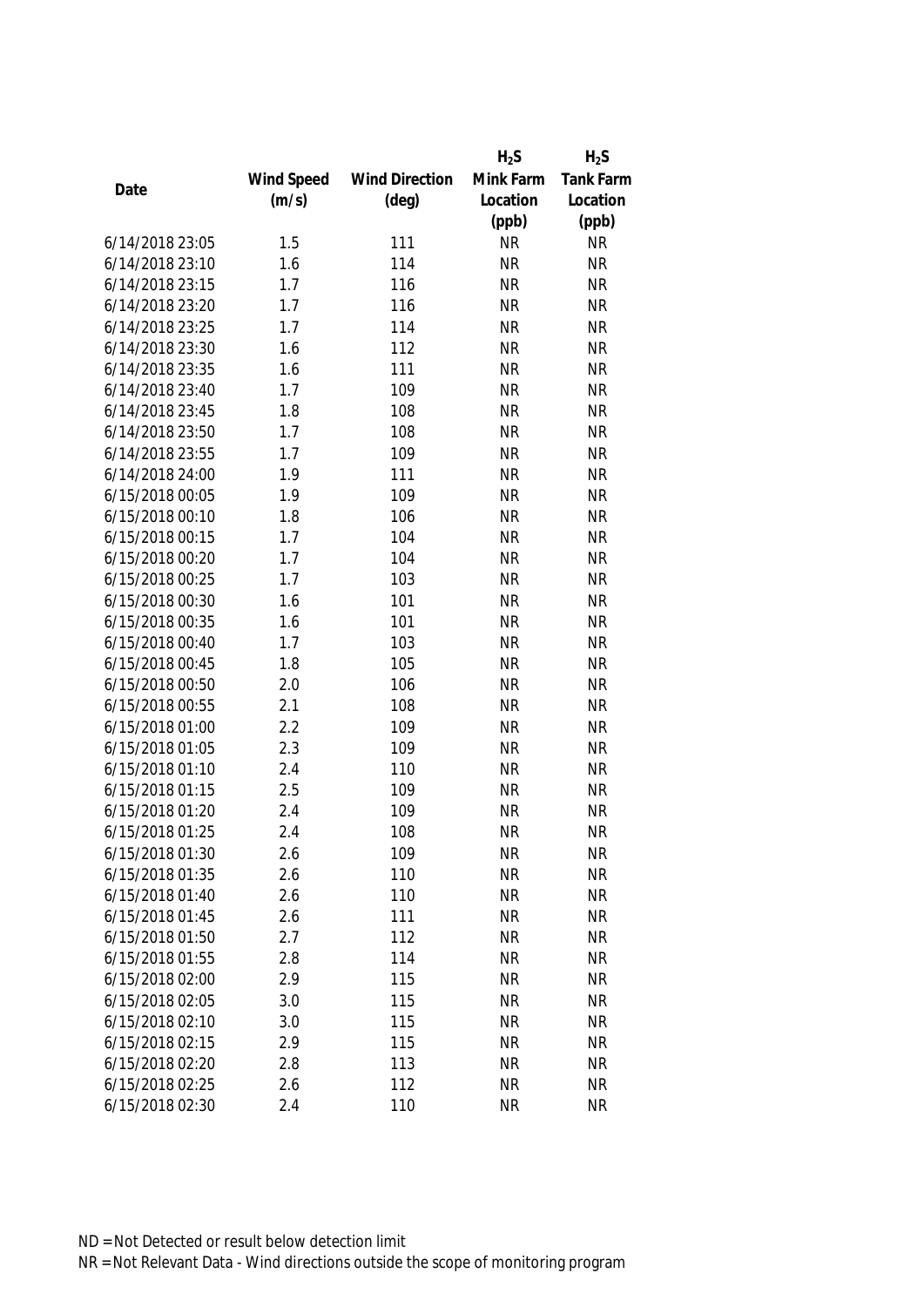| Date | Wind Speed (m/s) | Wind Direction (deg) | $H_2S$ Mink Farm Location (ppb) | $H_2S$ Tank Farm Location (ppb) |
|---|---|---|---|---|
| 6/14/2018 23:05 | 1.5 | 111 | NR | NR |
| 6/14/2018 23:10 | 1.6 | 114 | NR | NR |
| 6/14/2018 23:15 | 1.7 | 116 | NR | NR |
| 6/14/2018 23:20 | 1.7 | 116 | NR | NR |
| 6/14/2018 23:25 | 1.7 | 114 | NR | NR |
| 6/14/2018 23:30 | 1.6 | 112 | NR | NR |
| 6/14/2018 23:35 | 1.6 | 111 | NR | NR |
| 6/14/2018 23:40 | 1.7 | 109 | NR | NR |
| 6/14/2018 23:45 | 1.8 | 108 | NR | NR |
| 6/14/2018 23:50 | 1.7 | 108 | NR | NR |
| 6/14/2018 23:55 | 1.7 | 109 | NR | NR |
| 6/14/2018 24:00 | 1.9 | 111 | NR | NR |
| 6/15/2018 00:05 | 1.9 | 109 | NR | NR |
| 6/15/2018 00:10 | 1.8 | 106 | NR | NR |
| 6/15/2018 00:15 | 1.7 | 104 | NR | NR |
| 6/15/2018 00:20 | 1.7 | 104 | NR | NR |
| 6/15/2018 00:25 | 1.7 | 103 | NR | NR |
| 6/15/2018 00:30 | 1.6 | 101 | NR | NR |
| 6/15/2018 00:35 | 1.6 | 101 | NR | NR |
| 6/15/2018 00:40 | 1.7 | 103 | NR | NR |
| 6/15/2018 00:45 | 1.8 | 105 | NR | NR |
| 6/15/2018 00:50 | 2.0 | 106 | NR | NR |
| 6/15/2018 00:55 | 2.1 | 108 | NR | NR |
| 6/15/2018 01:00 | 2.2 | 109 | NR | NR |
| 6/15/2018 01:05 | 2.3 | 109 | NR | NR |
| 6/15/2018 01:10 | 2.4 | 110 | NR | NR |
| 6/15/2018 01:15 | 2.5 | 109 | NR | NR |
| 6/15/2018 01:20 | 2.4 | 109 | NR | NR |
| 6/15/2018 01:25 | 2.4 | 108 | NR | NR |
| 6/15/2018 01:30 | 2.6 | 109 | NR | NR |
| 6/15/2018 01:35 | 2.6 | 110 | NR | NR |
| 6/15/2018 01:40 | 2.6 | 110 | NR | NR |
| 6/15/2018 01:45 | 2.6 | 111 | NR | NR |
| 6/15/2018 01:50 | 2.7 | 112 | NR | NR |
| 6/15/2018 01:55 | 2.8 | 114 | NR | NR |
| 6/15/2018 02:00 | 2.9 | 115 | NR | NR |
| 6/15/2018 02:05 | 3.0 | 115 | NR | NR |
| 6/15/2018 02:10 | 3.0 | 115 | NR | NR |
| 6/15/2018 02:15 | 2.9 | 115 | NR | NR |
| 6/15/2018 02:20 | 2.8 | 113 | NR | NR |
| 6/15/2018 02:25 | 2.6 | 112 | NR | NR |
| 6/15/2018 02:30 | 2.4 | 110 | NR | NR |

ND = Not Detected or result below detection limit

NR = Not Relevant Data - Wind directions outside the scope of monitoring program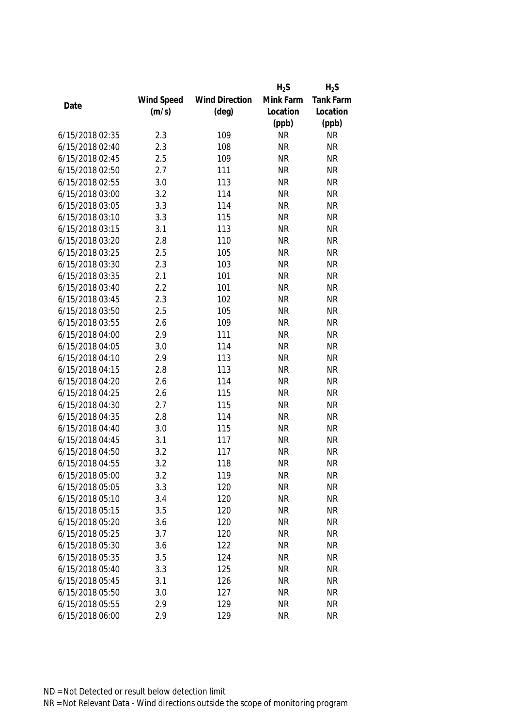| Date | Wind Speed (m/s) | Wind Direction (deg) | $H_2S$ Mink Farm Location (ppb) | $H_2S$ Tank Farm Location (ppb) |
|---|---|---|---|---|
| 6/15/2018 02:35 | 2.3 | 109 | NR | NR |
| 6/15/2018 02:40 | 2.3 | 108 | NR | NR |
| 6/15/2018 02:45 | 2.5 | 109 | NR | NR |
| 6/15/2018 02:50 | 2.7 | 111 | NR | NR |
| 6/15/2018 02:55 | 3.0 | 113 | NR | NR |
| 6/15/2018 03:00 | 3.2 | 114 | NR | NR |
| 6/15/2018 03:05 | 3.3 | 114 | NR | NR |
| 6/15/2018 03:10 | 3.3 | 115 | NR | NR |
| 6/15/2018 03:15 | 3.1 | 113 | NR | NR |
| 6/15/2018 03:20 | 2.8 | 110 | NR | NR |
| 6/15/2018 03:25 | 2.5 | 105 | NR | NR |
| 6/15/2018 03:30 | 2.3 | 103 | NR | NR |
| 6/15/2018 03:35 | 2.1 | 101 | NR | NR |
| 6/15/2018 03:40 | 2.2 | 101 | NR | NR |
| 6/15/2018 03:45 | 2.3 | 102 | NR | NR |
| 6/15/2018 03:50 | 2.5 | 105 | NR | NR |
| 6/15/2018 03:55 | 2.6 | 109 | NR | NR |
| 6/15/2018 04:00 | 2.9 | 111 | NR | NR |
| 6/15/2018 04:05 | 3.0 | 114 | NR | NR |
| 6/15/2018 04:10 | 2.9 | 113 | NR | NR |
| 6/15/2018 04:15 | 2.8 | 113 | NR | NR |
| 6/15/2018 04:20 | 2.6 | 114 | NR | NR |
| 6/15/2018 04:25 | 2.6 | 115 | NR | NR |
| 6/15/2018 04:30 | 2.7 | 115 | NR | NR |
| 6/15/2018 04:35 | 2.8 | 114 | NR | NR |
| 6/15/2018 04:40 | 3.0 | 115 | NR | NR |
| 6/15/2018 04:45 | 3.1 | 117 | NR | NR |
| 6/15/2018 04:50 | 3.2 | 117 | NR | NR |
| 6/15/2018 04:55 | 3.2 | 118 | NR | NR |
| 6/15/2018 05:00 | 3.2 | 119 | NR | NR |
| 6/15/2018 05:05 | 3.3 | 120 | NR | NR |
| 6/15/2018 05:10 | 3.4 | 120 | NR | NR |
| 6/15/2018 05:15 | 3.5 | 120 | NR | NR |
| 6/15/2018 05:20 | 3.6 | 120 | NR | NR |
| 6/15/2018 05:25 | 3.7 | 120 | NR | NR |
| 6/15/2018 05:30 | 3.6 | 122 | NR | NR |
| 6/15/2018 05:35 | 3.5 | 124 | NR | NR |
| 6/15/2018 05:40 | 3.3 | 125 | NR | NR |
| 6/15/2018 05:45 | 3.1 | 126 | NR | NR |
| 6/15/2018 05:50 | 3.0 | 127 | NR | NR |
| 6/15/2018 05:55 | 2.9 | 129 | NR | NR |
| 6/15/2018 06:00 | 2.9 | 129 | NR | NR |

ND = Not Detected or result below detection limit

NR = Not Relevant Data - Wind directions outside the scope of monitoring program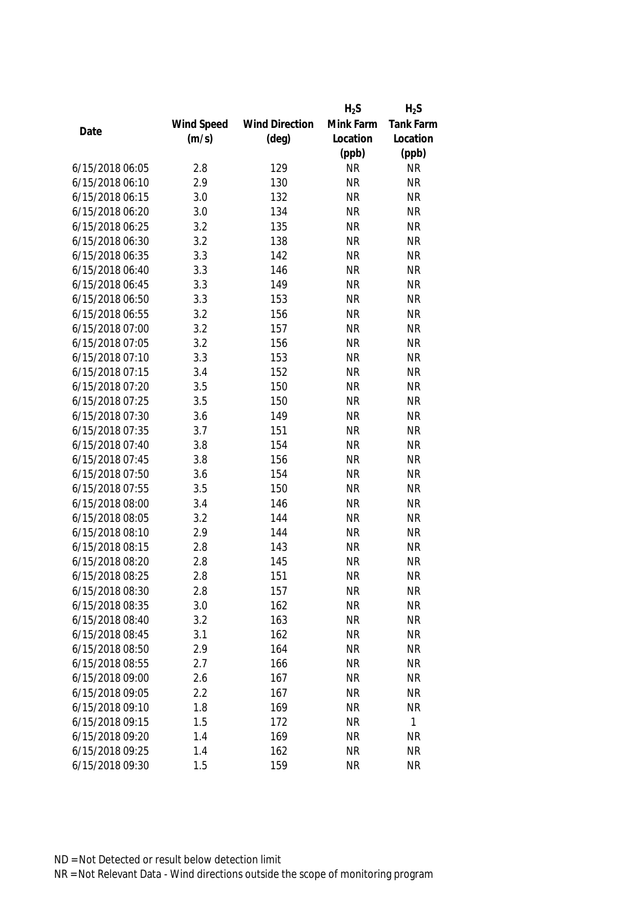| Date | Wind Speed (m/s) | Wind Direction (deg) | $H_2S$ Mink Farm Location (ppb) | $H_2S$ Tank Farm Location (ppb) |
|---|---|---|---|---|
| 6/15/2018 06:05 | 2.8 | 129 | NR | NR |
| 6/15/2018 06:10 | 2.9 | 130 | NR | NR |
| 6/15/2018 06:15 | 3.0 | 132 | NR | NR |
| 6/15/2018 06:20 | 3.0 | 134 | NR | NR |
| 6/15/2018 06:25 | 3.2 | 135 | NR | NR |
| 6/15/2018 06:30 | 3.2 | 138 | NR | NR |
| 6/15/2018 06:35 | 3.3 | 142 | NR | NR |
| 6/15/2018 06:40 | 3.3 | 146 | NR | NR |
| 6/15/2018 06:45 | 3.3 | 149 | NR | NR |
| 6/15/2018 06:50 | 3.3 | 153 | NR | NR |
| 6/15/2018 06:55 | 3.2 | 156 | NR | NR |
| 6/15/2018 07:00 | 3.2 | 157 | NR | NR |
| 6/15/2018 07:05 | 3.2 | 156 | NR | NR |
| 6/15/2018 07:10 | 3.3 | 153 | NR | NR |
| 6/15/2018 07:15 | 3.4 | 152 | NR | NR |
| 6/15/2018 07:20 | 3.5 | 150 | NR | NR |
| 6/15/2018 07:25 | 3.5 | 150 | NR | NR |
| 6/15/2018 07:30 | 3.6 | 149 | NR | NR |
| 6/15/2018 07:35 | 3.7 | 151 | NR | NR |
| 6/15/2018 07:40 | 3.8 | 154 | NR | NR |
| 6/15/2018 07:45 | 3.8 | 156 | NR | NR |
| 6/15/2018 07:50 | 3.6 | 154 | NR | NR |
| 6/15/2018 07:55 | 3.5 | 150 | NR | NR |
| 6/15/2018 08:00 | 3.4 | 146 | NR | NR |
| 6/15/2018 08:05 | 3.2 | 144 | NR | NR |
| 6/15/2018 08:10 | 2.9 | 144 | NR | NR |
| 6/15/2018 08:15 | 2.8 | 143 | NR | NR |
| 6/15/2018 08:20 | 2.8 | 145 | NR | NR |
| 6/15/2018 08:25 | 2.8 | 151 | NR | NR |
| 6/15/2018 08:30 | 2.8 | 157 | NR | NR |
| 6/15/2018 08:35 | 3.0 | 162 | NR | NR |
| 6/15/2018 08:40 | 3.2 | 163 | NR | NR |
| 6/15/2018 08:45 | 3.1 | 162 | NR | NR |
| 6/15/2018 08:50 | 2.9 | 164 | NR | NR |
| 6/15/2018 08:55 | 2.7 | 166 | NR | NR |
| 6/15/2018 09:00 | 2.6 | 167 | NR | NR |
| 6/15/2018 09:05 | 2.2 | 167 | NR | NR |
| 6/15/2018 09:10 | 1.8 | 169 | NR | NR |
| 6/15/2018 09:15 | 1.5 | 172 | NR | 1 |
| 6/15/2018 09:20 | 1.4 | 169 | NR | NR |
| 6/15/2018 09:25 | 1.4 | 162 | NR | NR |
| 6/15/2018 09:30 | 1.5 | 159 | NR | NR |

ND = Not Detected or result below detection limit

NR = Not Relevant Data - Wind directions outside the scope of monitoring program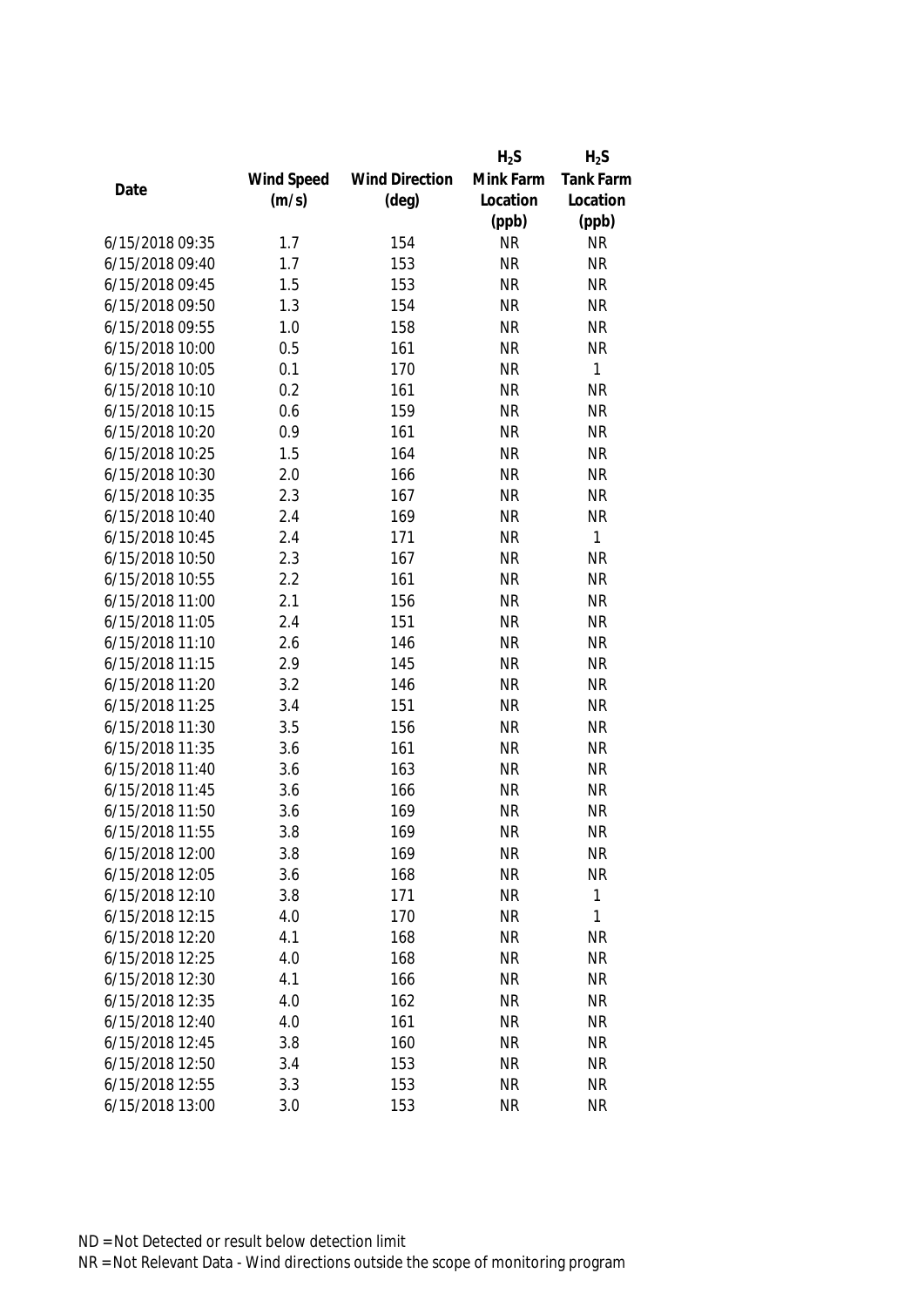| Date | Wind Speed (m/s) | Wind Direction (deg) | $H_2S$ Mink Farm Location (ppb) | $H_2S$ Tank Farm Location (ppb) |
|---|---|---|---|---|
| 6/15/2018 09:35 | 1.7 | 154 | NR | NR |
| 6/15/2018 09:40 | 1.7 | 153 | NR | NR |
| 6/15/2018 09:45 | 1.5 | 153 | NR | NR |
| 6/15/2018 09:50 | 1.3 | 154 | NR | NR |
| 6/15/2018 09:55 | 1.0 | 158 | NR | NR |
| 6/15/2018 10:00 | 0.5 | 161 | NR | NR |
| 6/15/2018 10:05 | 0.1 | 170 | NR | 1 |
| 6/15/2018 10:10 | 0.2 | 161 | NR | NR |
| 6/15/2018 10:15 | 0.6 | 159 | NR | NR |
| 6/15/2018 10:20 | 0.9 | 161 | NR | NR |
| 6/15/2018 10:25 | 1.5 | 164 | NR | NR |
| 6/15/2018 10:30 | 2.0 | 166 | NR | NR |
| 6/15/2018 10:35 | 2.3 | 167 | NR | NR |
| 6/15/2018 10:40 | 2.4 | 169 | NR | NR |
| 6/15/2018 10:45 | 2.4 | 171 | NR | 1 |
| 6/15/2018 10:50 | 2.3 | 167 | NR | NR |
| 6/15/2018 10:55 | 2.2 | 161 | NR | NR |
| 6/15/2018 11:00 | 2.1 | 156 | NR | NR |
| 6/15/2018 11:05 | 2.4 | 151 | NR | NR |
| 6/15/2018 11:10 | 2.6 | 146 | NR | NR |
| 6/15/2018 11:15 | 2.9 | 145 | NR | NR |
| 6/15/2018 11:20 | 3.2 | 146 | NR | NR |
| 6/15/2018 11:25 | 3.4 | 151 | NR | NR |
| 6/15/2018 11:30 | 3.5 | 156 | NR | NR |
| 6/15/2018 11:35 | 3.6 | 161 | NR | NR |
| 6/15/2018 11:40 | 3.6 | 163 | NR | NR |
| 6/15/2018 11:45 | 3.6 | 166 | NR | NR |
| 6/15/2018 11:50 | 3.6 | 169 | NR | NR |
| 6/15/2018 11:55 | 3.8 | 169 | NR | NR |
| 6/15/2018 12:00 | 3.8 | 169 | NR | NR |
| 6/15/2018 12:05 | 3.6 | 168 | NR | NR |
| 6/15/2018 12:10 | 3.8 | 171 | NR | 1 |
| 6/15/2018 12:15 | 4.0 | 170 | NR | 1 |
| 6/15/2018 12:20 | 4.1 | 168 | NR | NR |
| 6/15/2018 12:25 | 4.0 | 168 | NR | NR |
| 6/15/2018 12:30 | 4.1 | 166 | NR | NR |
| 6/15/2018 12:35 | 4.0 | 162 | NR | NR |
| 6/15/2018 12:40 | 4.0 | 161 | NR | NR |
| 6/15/2018 12:45 | 3.8 | 160 | NR | NR |
| 6/15/2018 12:50 | 3.4 | 153 | NR | NR |
| 6/15/2018 12:55 | 3.3 | 153 | NR | NR |
| 6/15/2018 13:00 | 3.0 | 153 | NR | NR |

ND = Not Detected or result below detection limit
NR = Not Relevant Data - Wind directions outside the scope of monitoring program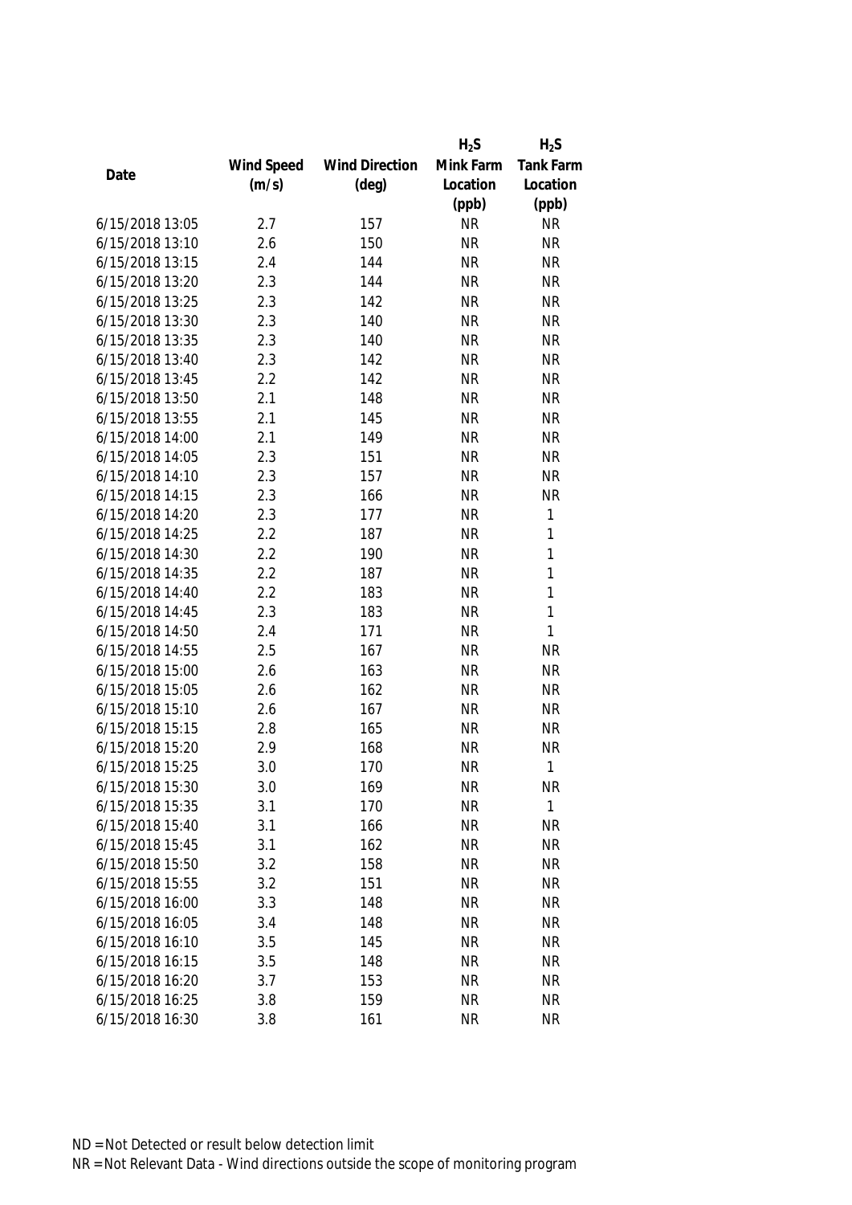| Date | Wind Speed (m/s) | Wind Direction (deg) | $H_2S$ Mink Farm Location (ppb) | $H_2S$ Tank Farm Location (ppb) |
|---|---|---|---|---|
| 6/15/2018 13:05 | 2.7 | 157 | NR | NR |
| 6/15/2018 13:10 | 2.6 | 150 | NR | NR |
| 6/15/2018 13:15 | 2.4 | 144 | NR | NR |
| 6/15/2018 13:20 | 2.3 | 144 | NR | NR |
| 6/15/2018 13:25 | 2.3 | 142 | NR | NR |
| 6/15/2018 13:30 | 2.3 | 140 | NR | NR |
| 6/15/2018 13:35 | 2.3 | 140 | NR | NR |
| 6/15/2018 13:40 | 2.3 | 142 | NR | NR |
| 6/15/2018 13:45 | 2.2 | 142 | NR | NR |
| 6/15/2018 13:50 | 2.1 | 148 | NR | NR |
| 6/15/2018 13:55 | 2.1 | 145 | NR | NR |
| 6/15/2018 14:00 | 2.1 | 149 | NR | NR |
| 6/15/2018 14:05 | 2.3 | 151 | NR | NR |
| 6/15/2018 14:10 | 2.3 | 157 | NR | NR |
| 6/15/2018 14:15 | 2.3 | 166 | NR | NR |
| 6/15/2018 14:20 | 2.3 | 177 | NR | 1 |
| 6/15/2018 14:25 | 2.2 | 187 | NR | 1 |
| 6/15/2018 14:30 | 2.2 | 190 | NR | 1 |
| 6/15/2018 14:35 | 2.2 | 187 | NR | 1 |
| 6/15/2018 14:40 | 2.2 | 183 | NR | 1 |
| 6/15/2018 14:45 | 2.3 | 183 | NR | 1 |
| 6/15/2018 14:50 | 2.4 | 171 | NR | 1 |
| 6/15/2018 14:55 | 2.5 | 167 | NR | NR |
| 6/15/2018 15:00 | 2.6 | 163 | NR | NR |
| 6/15/2018 15:05 | 2.6 | 162 | NR | NR |
| 6/15/2018 15:10 | 2.6 | 167 | NR | NR |
| 6/15/2018 15:15 | 2.8 | 165 | NR | NR |
| 6/15/2018 15:20 | 2.9 | 168 | NR | NR |
| 6/15/2018 15:25 | 3.0 | 170 | NR | 1 |
| 6/15/2018 15:30 | 3.0 | 169 | NR | NR |
| 6/15/2018 15:35 | 3.1 | 170 | NR | 1 |
| 6/15/2018 15:40 | 3.1 | 166 | NR | NR |
| 6/15/2018 15:45 | 3.1 | 162 | NR | NR |
| 6/15/2018 15:50 | 3.2 | 158 | NR | NR |
| 6/15/2018 15:55 | 3.2 | 151 | NR | NR |
| 6/15/2018 16:00 | 3.3 | 148 | NR | NR |
| 6/15/2018 16:05 | 3.4 | 148 | NR | NR |
| 6/15/2018 16:10 | 3.5 | 145 | NR | NR |
| 6/15/2018 16:15 | 3.5 | 148 | NR | NR |
| 6/15/2018 16:20 | 3.7 | 153 | NR | NR |
| 6/15/2018 16:25 | 3.8 | 159 | NR | NR |
| 6/15/2018 16:30 | 3.8 | 161 | NR | NR |

ND = Not Detected or result below detection limit

NR = Not Relevant Data - Wind directions outside the scope of monitoring program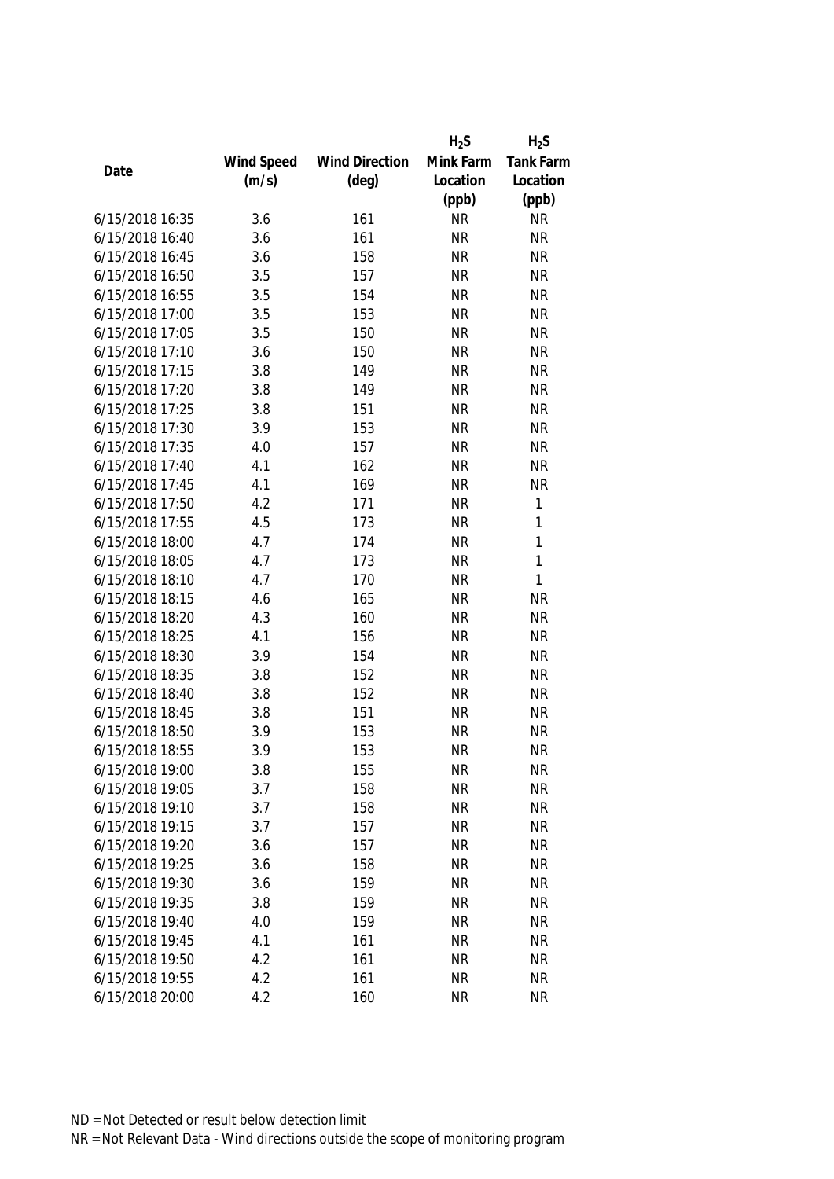| Date | Wind Speed (m/s) | Wind Direction (deg) | $H_2S$ Mink Farm Location (ppb) | $H_2S$ Tank Farm Location (ppb) |
|---|---|---|---|---|
| 6/15/2018 16:35 | 3.6 | 161 | NR | NR |
| 6/15/2018 16:40 | 3.6 | 161 | NR | NR |
| 6/15/2018 16:45 | 3.6 | 158 | NR | NR |
| 6/15/2018 16:50 | 3.5 | 157 | NR | NR |
| 6/15/2018 16:55 | 3.5 | 154 | NR | NR |
| 6/15/2018 17:00 | 3.5 | 153 | NR | NR |
| 6/15/2018 17:05 | 3.5 | 150 | NR | NR |
| 6/15/2018 17:10 | 3.6 | 150 | NR | NR |
| 6/15/2018 17:15 | 3.8 | 149 | NR | NR |
| 6/15/2018 17:20 | 3.8 | 149 | NR | NR |
| 6/15/2018 17:25 | 3.8 | 151 | NR | NR |
| 6/15/2018 17:30 | 3.9 | 153 | NR | NR |
| 6/15/2018 17:35 | 4.0 | 157 | NR | NR |
| 6/15/2018 17:40 | 4.1 | 162 | NR | NR |
| 6/15/2018 17:45 | 4.1 | 169 | NR | NR |
| 6/15/2018 17:50 | 4.2 | 171 | NR | 1 |
| 6/15/2018 17:55 | 4.5 | 173 | NR | 1 |
| 6/15/2018 18:00 | 4.7 | 174 | NR | 1 |
| 6/15/2018 18:05 | 4.7 | 173 | NR | 1 |
| 6/15/2018 18:10 | 4.7 | 170 | NR | 1 |
| 6/15/2018 18:15 | 4.6 | 165 | NR | NR |
| 6/15/2018 18:20 | 4.3 | 160 | NR | NR |
| 6/15/2018 18:25 | 4.1 | 156 | NR | NR |
| 6/15/2018 18:30 | 3.9 | 154 | NR | NR |
| 6/15/2018 18:35 | 3.8 | 152 | NR | NR |
| 6/15/2018 18:40 | 3.8 | 152 | NR | NR |
| 6/15/2018 18:45 | 3.8 | 151 | NR | NR |
| 6/15/2018 18:50 | 3.9 | 153 | NR | NR |
| 6/15/2018 18:55 | 3.9 | 153 | NR | NR |
| 6/15/2018 19:00 | 3.8 | 155 | NR | NR |
| 6/15/2018 19:05 | 3.7 | 158 | NR | NR |
| 6/15/2018 19:10 | 3.7 | 158 | NR | NR |
| 6/15/2018 19:15 | 3.7 | 157 | NR | NR |
| 6/15/2018 19:20 | 3.6 | 157 | NR | NR |
| 6/15/2018 19:25 | 3.6 | 158 | NR | NR |
| 6/15/2018 19:30 | 3.6 | 159 | NR | NR |
| 6/15/2018 19:35 | 3.8 | 159 | NR | NR |
| 6/15/2018 19:40 | 4.0 | 159 | NR | NR |
| 6/15/2018 19:45 | 4.1 | 161 | NR | NR |
| 6/15/2018 19:50 | 4.2 | 161 | NR | NR |
| 6/15/2018 19:55 | 4.2 | 161 | NR | NR |
| 6/15/2018 20:00 | 4.2 | 160 | NR | NR |

ND = Not Detected or result below detection limit
NR = Not Relevant Data - Wind directions outside the scope of monitoring program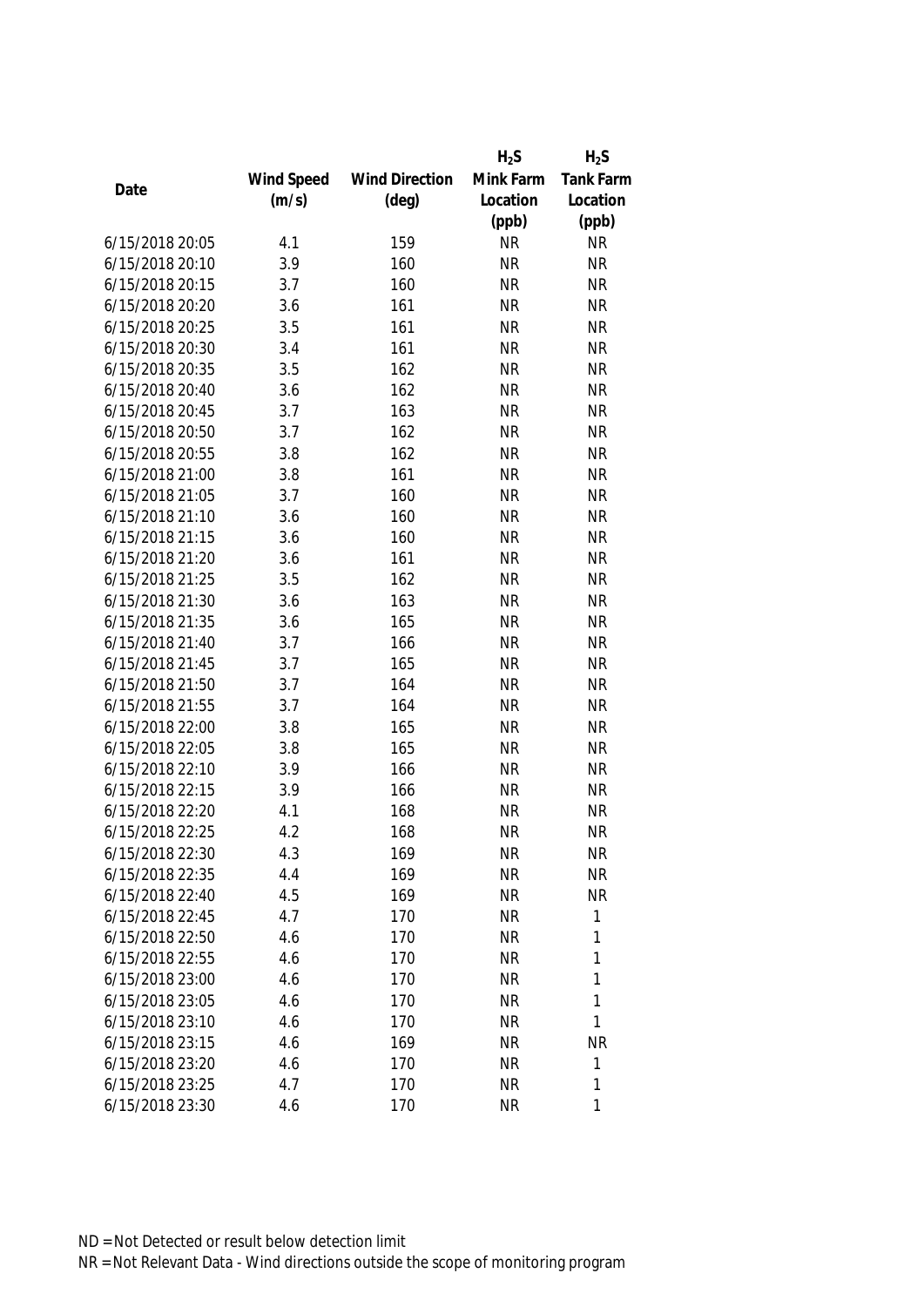| Date | Wind Speed (m/s) | Wind Direction (deg) | $H_2S$ Mink Farm Location (ppb) | $H_2S$ Tank Farm Location (ppb) |
|---|---|---|---|---|
| 6/15/2018 20:05 | 4.1 | 159 | NR | NR |
| 6/15/2018 20:10 | 3.9 | 160 | NR | NR |
| 6/15/2018 20:15 | 3.7 | 160 | NR | NR |
| 6/15/2018 20:20 | 3.6 | 161 | NR | NR |
| 6/15/2018 20:25 | 3.5 | 161 | NR | NR |
| 6/15/2018 20:30 | 3.4 | 161 | NR | NR |
| 6/15/2018 20:35 | 3.5 | 162 | NR | NR |
| 6/15/2018 20:40 | 3.6 | 162 | NR | NR |
| 6/15/2018 20:45 | 3.7 | 163 | NR | NR |
| 6/15/2018 20:50 | 3.7 | 162 | NR | NR |
| 6/15/2018 20:55 | 3.8 | 162 | NR | NR |
| 6/15/2018 21:00 | 3.8 | 161 | NR | NR |
| 6/15/2018 21:05 | 3.7 | 160 | NR | NR |
| 6/15/2018 21:10 | 3.6 | 160 | NR | NR |
| 6/15/2018 21:15 | 3.6 | 160 | NR | NR |
| 6/15/2018 21:20 | 3.6 | 161 | NR | NR |
| 6/15/2018 21:25 | 3.5 | 162 | NR | NR |
| 6/15/2018 21:30 | 3.6 | 163 | NR | NR |
| 6/15/2018 21:35 | 3.6 | 165 | NR | NR |
| 6/15/2018 21:40 | 3.7 | 166 | NR | NR |
| 6/15/2018 21:45 | 3.7 | 165 | NR | NR |
| 6/15/2018 21:50 | 3.7 | 164 | NR | NR |
| 6/15/2018 21:55 | 3.7 | 164 | NR | NR |
| 6/15/2018 22:00 | 3.8 | 165 | NR | NR |
| 6/15/2018 22:05 | 3.8 | 165 | NR | NR |
| 6/15/2018 22:10 | 3.9 | 166 | NR | NR |
| 6/15/2018 22:15 | 3.9 | 166 | NR | NR |
| 6/15/2018 22:20 | 4.1 | 168 | NR | NR |
| 6/15/2018 22:25 | 4.2 | 168 | NR | NR |
| 6/15/2018 22:30 | 4.3 | 169 | NR | NR |
| 6/15/2018 22:35 | 4.4 | 169 | NR | NR |
| 6/15/2018 22:40 | 4.5 | 169 | NR | NR |
| 6/15/2018 22:45 | 4.7 | 170 | NR | 1 |
| 6/15/2018 22:50 | 4.6 | 170 | NR | 1 |
| 6/15/2018 22:55 | 4.6 | 170 | NR | 1 |
| 6/15/2018 23:00 | 4.6 | 170 | NR | 1 |
| 6/15/2018 23:05 | 4.6 | 170 | NR | 1 |
| 6/15/2018 23:10 | 4.6 | 170 | NR | 1 |
| 6/15/2018 23:15 | 4.6 | 169 | NR | NR |
| 6/15/2018 23:20 | 4.6 | 170 | NR | 1 |
| 6/15/2018 23:25 | 4.7 | 170 | NR | 1 |
| 6/15/2018 23:30 | 4.6 | 170 | NR | 1 |

ND = Not Detected or result below detection limit

NR = Not Relevant Data - Wind directions outside the scope of monitoring program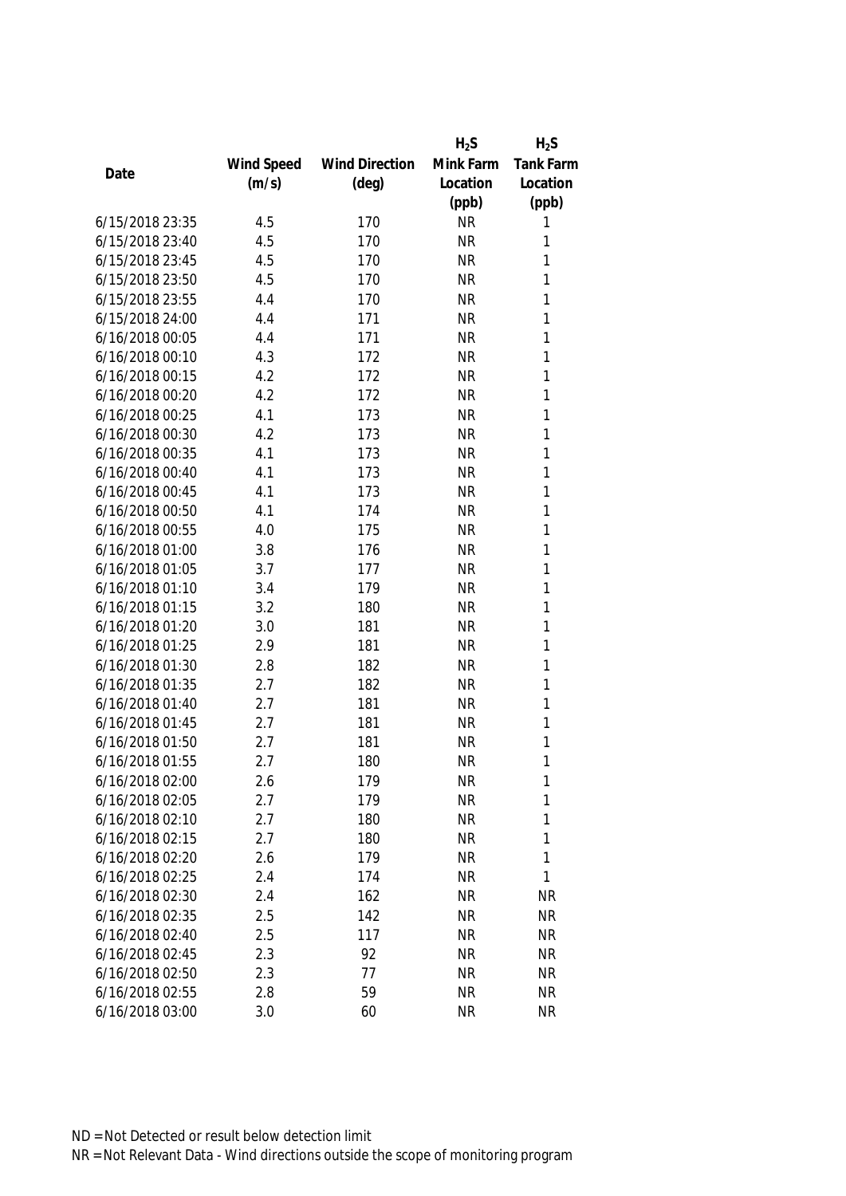| Date | Wind Speed (m/s) | Wind Direction (deg) | $H_2S$ Mink Farm Location (ppb) | $H_2S$ Tank Farm Location (ppb) |
|---|---|---|---|---|
| 6/15/2018 23:35 | 4.5 | 170 | NR | 1 |
| 6/15/2018 23:40 | 4.5 | 170 | NR | 1 |
| 6/15/2018 23:45 | 4.5 | 170 | NR | 1 |
| 6/15/2018 23:50 | 4.5 | 170 | NR | 1 |
| 6/15/2018 23:55 | 4.4 | 170 | NR | 1 |
| 6/15/2018 24:00 | 4.4 | 171 | NR | 1 |
| 6/16/2018 00:05 | 4.4 | 171 | NR | 1 |
| 6/16/2018 00:10 | 4.3 | 172 | NR | 1 |
| 6/16/2018 00:15 | 4.2 | 172 | NR | 1 |
| 6/16/2018 00:20 | 4.2 | 172 | NR | 1 |
| 6/16/2018 00:25 | 4.1 | 173 | NR | 1 |
| 6/16/2018 00:30 | 4.2 | 173 | NR | 1 |
| 6/16/2018 00:35 | 4.1 | 173 | NR | 1 |
| 6/16/2018 00:40 | 4.1 | 173 | NR | 1 |
| 6/16/2018 00:45 | 4.1 | 173 | NR | 1 |
| 6/16/2018 00:50 | 4.1 | 174 | NR | 1 |
| 6/16/2018 00:55 | 4.0 | 175 | NR | 1 |
| 6/16/2018 01:00 | 3.8 | 176 | NR | 1 |
| 6/16/2018 01:05 | 3.7 | 177 | NR | 1 |
| 6/16/2018 01:10 | 3.4 | 179 | NR | 1 |
| 6/16/2018 01:15 | 3.2 | 180 | NR | 1 |
| 6/16/2018 01:20 | 3.0 | 181 | NR | 1 |
| 6/16/2018 01:25 | 2.9 | 181 | NR | 1 |
| 6/16/2018 01:30 | 2.8 | 182 | NR | 1 |
| 6/16/2018 01:35 | 2.7 | 182 | NR | 1 |
| 6/16/2018 01:40 | 2.7 | 181 | NR | 1 |
| 6/16/2018 01:45 | 2.7 | 181 | NR | 1 |
| 6/16/2018 01:50 | 2.7 | 181 | NR | 1 |
| 6/16/2018 01:55 | 2.7 | 180 | NR | 1 |
| 6/16/2018 02:00 | 2.6 | 179 | NR | 1 |
| 6/16/2018 02:05 | 2.7 | 179 | NR | 1 |
| 6/16/2018 02:10 | 2.7 | 180 | NR | 1 |
| 6/16/2018 02:15 | 2.7 | 180 | NR | 1 |
| 6/16/2018 02:20 | 2.6 | 179 | NR | 1 |
| 6/16/2018 02:25 | 2.4 | 174 | NR | 1 |
| 6/16/2018 02:30 | 2.4 | 162 | NR | NR |
| 6/16/2018 02:35 | 2.5 | 142 | NR | NR |
| 6/16/2018 02:40 | 2.5 | 117 | NR | NR |
| 6/16/2018 02:45 | 2.3 | 92 | NR | NR |
| 6/16/2018 02:50 | 2.3 | 77 | NR | NR |
| 6/16/2018 02:55 | 2.8 | 59 | NR | NR |
| 6/16/2018 03:00 | 3.0 | 60 | NR | NR |

ND = Not Detected or result below detection limit

NR = Not Relevant Data - Wind directions outside the scope of monitoring program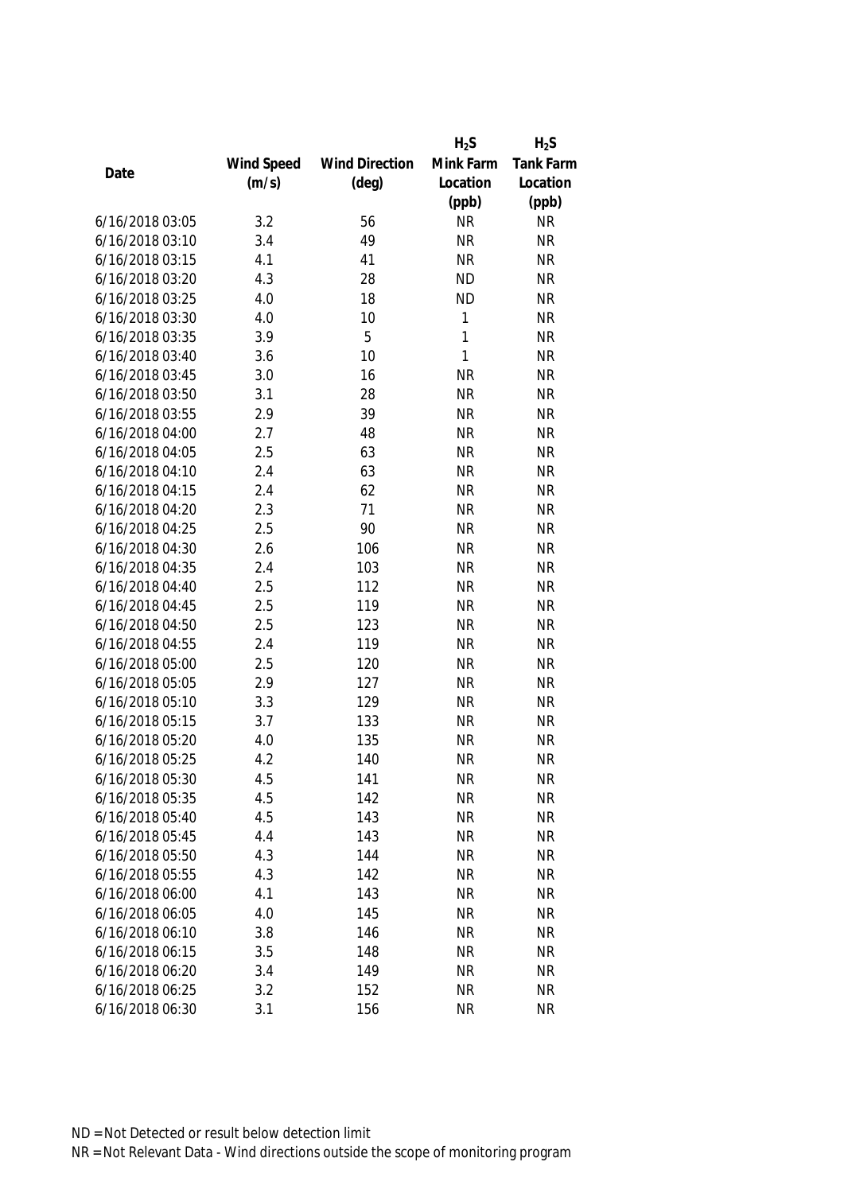| Date | Wind Speed (m/s) | Wind Direction (deg) | $H_2S$ Mink Farm Location (ppb) | $H_2S$ Tank Farm Location (ppb) |
|---|---|---|---|---|
| 6/16/2018 03:05 | 3.2 | 56 | NR | NR |
| 6/16/2018 03:10 | 3.4 | 49 | NR | NR |
| 6/16/2018 03:15 | 4.1 | 41 | NR | NR |
| 6/16/2018 03:20 | 4.3 | 28 | ND | NR |
| 6/16/2018 03:25 | 4.0 | 18 | ND | NR |
| 6/16/2018 03:30 | 4.0 | 10 | 1 | NR |
| 6/16/2018 03:35 | 3.9 | 5 | 1 | NR |
| 6/16/2018 03:40 | 3.6 | 10 | 1 | NR |
| 6/16/2018 03:45 | 3.0 | 16 | NR | NR |
| 6/16/2018 03:50 | 3.1 | 28 | NR | NR |
| 6/16/2018 03:55 | 2.9 | 39 | NR | NR |
| 6/16/2018 04:00 | 2.7 | 48 | NR | NR |
| 6/16/2018 04:05 | 2.5 | 63 | NR | NR |
| 6/16/2018 04:10 | 2.4 | 63 | NR | NR |
| 6/16/2018 04:15 | 2.4 | 62 | NR | NR |
| 6/16/2018 04:20 | 2.3 | 71 | NR | NR |
| 6/16/2018 04:25 | 2.5 | 90 | NR | NR |
| 6/16/2018 04:30 | 2.6 | 106 | NR | NR |
| 6/16/2018 04:35 | 2.4 | 103 | NR | NR |
| 6/16/2018 04:40 | 2.5 | 112 | NR | NR |
| 6/16/2018 04:45 | 2.5 | 119 | NR | NR |
| 6/16/2018 04:50 | 2.5 | 123 | NR | NR |
| 6/16/2018 04:55 | 2.4 | 119 | NR | NR |
| 6/16/2018 05:00 | 2.5 | 120 | NR | NR |
| 6/16/2018 05:05 | 2.9 | 127 | NR | NR |
| 6/16/2018 05:10 | 3.3 | 129 | NR | NR |
| 6/16/2018 05:15 | 3.7 | 133 | NR | NR |
| 6/16/2018 05:20 | 4.0 | 135 | NR | NR |
| 6/16/2018 05:25 | 4.2 | 140 | NR | NR |
| 6/16/2018 05:30 | 4.5 | 141 | NR | NR |
| 6/16/2018 05:35 | 4.5 | 142 | NR | NR |
| 6/16/2018 05:40 | 4.5 | 143 | NR | NR |
| 6/16/2018 05:45 | 4.4 | 143 | NR | NR |
| 6/16/2018 05:50 | 4.3 | 144 | NR | NR |
| 6/16/2018 05:55 | 4.3 | 142 | NR | NR |
| 6/16/2018 06:00 | 4.1 | 143 | NR | NR |
| 6/16/2018 06:05 | 4.0 | 145 | NR | NR |
| 6/16/2018 06:10 | 3.8 | 146 | NR | NR |
| 6/16/2018 06:15 | 3.5 | 148 | NR | NR |
| 6/16/2018 06:20 | 3.4 | 149 | NR | NR |
| 6/16/2018 06:25 | 3.2 | 152 | NR | NR |
| 6/16/2018 06:30 | 3.1 | 156 | NR | NR |

ND = Not Detected or result below detection limit

NR = Not Relevant Data - Wind directions outside the scope of monitoring program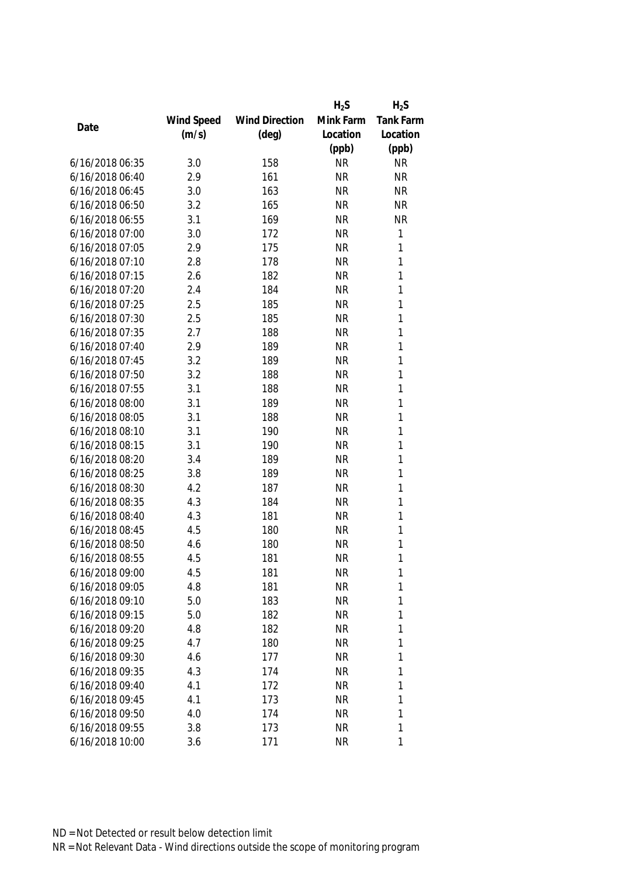| Date | Wind Speed (m/s) | Wind Direction (deg) | $H_2S$ Mink Farm Location (ppb) | $H_2S$ Tank Farm Location (ppb) |
|---|---|---|---|---|
| 6/16/2018 06:35 | 3.0 | 158 | NR | NR |
| 6/16/2018 06:40 | 2.9 | 161 | NR | NR |
| 6/16/2018 06:45 | 3.0 | 163 | NR | NR |
| 6/16/2018 06:50 | 3.2 | 165 | NR | NR |
| 6/16/2018 06:55 | 3.1 | 169 | NR | NR |
| 6/16/2018 07:00 | 3.0 | 172 | NR | 1 |
| 6/16/2018 07:05 | 2.9 | 175 | NR | 1 |
| 6/16/2018 07:10 | 2.8 | 178 | NR | 1 |
| 6/16/2018 07:15 | 2.6 | 182 | NR | 1 |
| 6/16/2018 07:20 | 2.4 | 184 | NR | 1 |
| 6/16/2018 07:25 | 2.5 | 185 | NR | 1 |
| 6/16/2018 07:30 | 2.5 | 185 | NR | 1 |
| 6/16/2018 07:35 | 2.7 | 188 | NR | 1 |
| 6/16/2018 07:40 | 2.9 | 189 | NR | 1 |
| 6/16/2018 07:45 | 3.2 | 189 | NR | 1 |
| 6/16/2018 07:50 | 3.2 | 188 | NR | 1 |
| 6/16/2018 07:55 | 3.1 | 188 | NR | 1 |
| 6/16/2018 08:00 | 3.1 | 189 | NR | 1 |
| 6/16/2018 08:05 | 3.1 | 188 | NR | 1 |
| 6/16/2018 08:10 | 3.1 | 190 | NR | 1 |
| 6/16/2018 08:15 | 3.1 | 190 | NR | 1 |
| 6/16/2018 08:20 | 3.4 | 189 | NR | 1 |
| 6/16/2018 08:25 | 3.8 | 189 | NR | 1 |
| 6/16/2018 08:30 | 4.2 | 187 | NR | 1 |
| 6/16/2018 08:35 | 4.3 | 184 | NR | 1 |
| 6/16/2018 08:40 | 4.3 | 181 | NR | 1 |
| 6/16/2018 08:45 | 4.5 | 180 | NR | 1 |
| 6/16/2018 08:50 | 4.6 | 180 | NR | 1 |
| 6/16/2018 08:55 | 4.5 | 181 | NR | 1 |
| 6/16/2018 09:00 | 4.5 | 181 | NR | 1 |
| 6/16/2018 09:05 | 4.8 | 181 | NR | 1 |
| 6/16/2018 09:10 | 5.0 | 183 | NR | 1 |
| 6/16/2018 09:15 | 5.0 | 182 | NR | 1 |
| 6/16/2018 09:20 | 4.8 | 182 | NR | 1 |
| 6/16/2018 09:25 | 4.7 | 180 | NR | 1 |
| 6/16/2018 09:30 | 4.6 | 177 | NR | 1 |
| 6/16/2018 09:35 | 4.3 | 174 | NR | 1 |
| 6/16/2018 09:40 | 4.1 | 172 | NR | 1 |
| 6/16/2018 09:45 | 4.1 | 173 | NR | 1 |
| 6/16/2018 09:50 | 4.0 | 174 | NR | 1 |
| 6/16/2018 09:55 | 3.8 | 173 | NR | 1 |
| 6/16/2018 10:00 | 3.6 | 171 | NR | 1 |

ND = Not Detected or result below detection limit
NR = Not Relevant Data - Wind directions outside the scope of monitoring program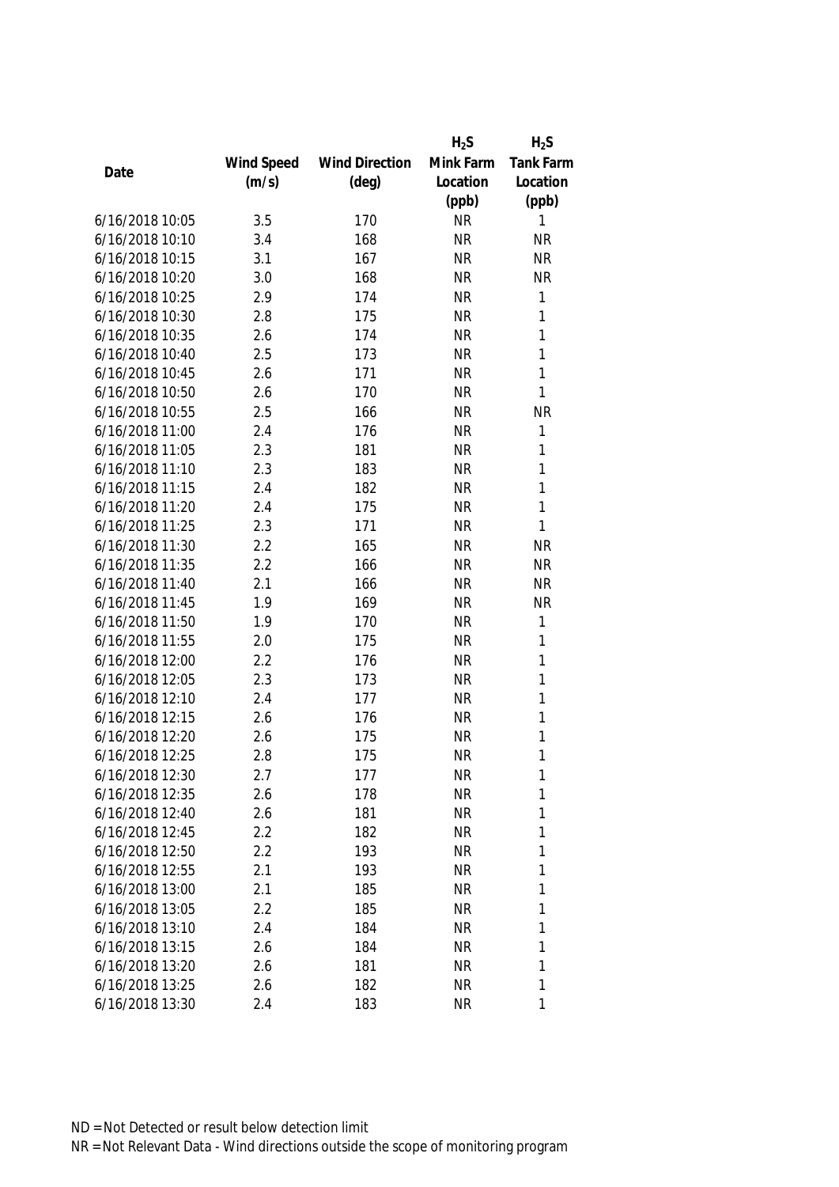| Date | Wind Speed (m/s) | Wind Direction (deg) | $H_2S$ Mink Farm Location (ppb) | $H_2S$ Tank Farm Location (ppb) |
|---|---|---|---|---|
| 6/16/2018 10:05 | 3.5 | 170 | NR | 1 |
| 6/16/2018 10:10 | 3.4 | 168 | NR | NR |
| 6/16/2018 10:15 | 3.1 | 167 | NR | NR |
| 6/16/2018 10:20 | 3.0 | 168 | NR | NR |
| 6/16/2018 10:25 | 2.9 | 174 | NR | 1 |
| 6/16/2018 10:30 | 2.8 | 175 | NR | 1 |
| 6/16/2018 10:35 | 2.6 | 174 | NR | 1 |
| 6/16/2018 10:40 | 2.5 | 173 | NR | 1 |
| 6/16/2018 10:45 | 2.6 | 171 | NR | 1 |
| 6/16/2018 10:50 | 2.6 | 170 | NR | 1 |
| 6/16/2018 10:55 | 2.5 | 166 | NR | NR |
| 6/16/2018 11:00 | 2.4 | 176 | NR | 1 |
| 6/16/2018 11:05 | 2.3 | 181 | NR | 1 |
| 6/16/2018 11:10 | 2.3 | 183 | NR | 1 |
| 6/16/2018 11:15 | 2.4 | 182 | NR | 1 |
| 6/16/2018 11:20 | 2.4 | 175 | NR | 1 |
| 6/16/2018 11:25 | 2.3 | 171 | NR | 1 |
| 6/16/2018 11:30 | 2.2 | 165 | NR | NR |
| 6/16/2018 11:35 | 2.2 | 166 | NR | NR |
| 6/16/2018 11:40 | 2.1 | 166 | NR | NR |
| 6/16/2018 11:45 | 1.9 | 169 | NR | NR |
| 6/16/2018 11:50 | 1.9 | 170 | NR | 1 |
| 6/16/2018 11:55 | 2.0 | 175 | NR | 1 |
| 6/16/2018 12:00 | 2.2 | 176 | NR | 1 |
| 6/16/2018 12:05 | 2.3 | 173 | NR | 1 |
| 6/16/2018 12:10 | 2.4 | 177 | NR | 1 |
| 6/16/2018 12:15 | 2.6 | 176 | NR | 1 |
| 6/16/2018 12:20 | 2.6 | 175 | NR | 1 |
| 6/16/2018 12:25 | 2.8 | 175 | NR | 1 |
| 6/16/2018 12:30 | 2.7 | 177 | NR | 1 |
| 6/16/2018 12:35 | 2.6 | 178 | NR | 1 |
| 6/16/2018 12:40 | 2.6 | 181 | NR | 1 |
| 6/16/2018 12:45 | 2.2 | 182 | NR | 1 |
| 6/16/2018 12:50 | 2.2 | 193 | NR | 1 |
| 6/16/2018 12:55 | 2.1 | 193 | NR | 1 |
| 6/16/2018 13:00 | 2.1 | 185 | NR | 1 |
| 6/16/2018 13:05 | 2.2 | 185 | NR | 1 |
| 6/16/2018 13:10 | 2.4 | 184 | NR | 1 |
| 6/16/2018 13:15 | 2.6 | 184 | NR | 1 |
| 6/16/2018 13:20 | 2.6 | 181 | NR | 1 |
| 6/16/2018 13:25 | 2.6 | 182 | NR | 1 |
| 6/16/2018 13:30 | 2.4 | 183 | NR | 1 |

ND = Not Detected or result below detection limit

NR = Not Relevant Data - Wind directions outside the scope of monitoring program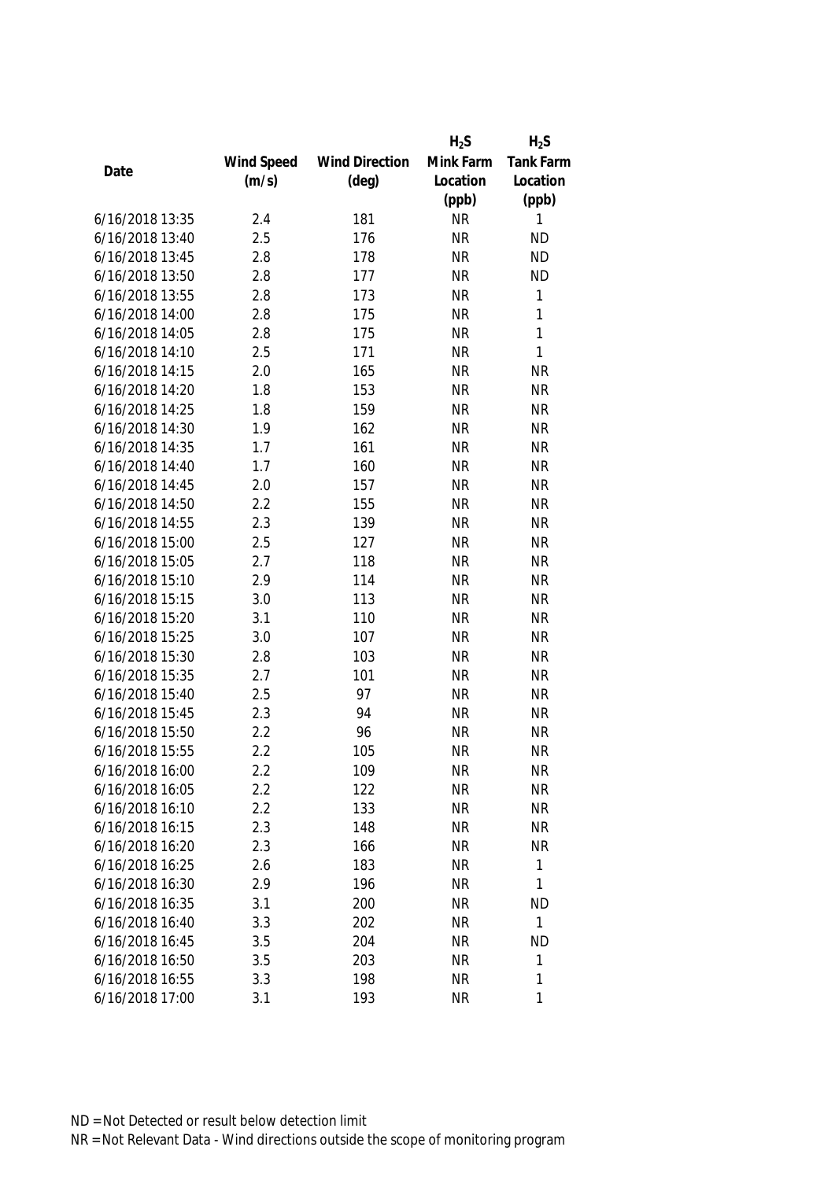| Date | Wind Speed (m/s) | Wind Direction (deg) | $H_2S$ Mink Farm Location (ppb) | $H_2S$ Tank Farm Location (ppb) |
|---|---|---|---|---|
| 6/16/2018 13:35 | 2.4 | 181 | NR | 1 |
| 6/16/2018 13:40 | 2.5 | 176 | NR | ND |
| 6/16/2018 13:45 | 2.8 | 178 | NR | ND |
| 6/16/2018 13:50 | 2.8 | 177 | NR | ND |
| 6/16/2018 13:55 | 2.8 | 173 | NR | 1 |
| 6/16/2018 14:00 | 2.8 | 175 | NR | 1 |
| 6/16/2018 14:05 | 2.8 | 175 | NR | 1 |
| 6/16/2018 14:10 | 2.5 | 171 | NR | 1 |
| 6/16/2018 14:15 | 2.0 | 165 | NR | NR |
| 6/16/2018 14:20 | 1.8 | 153 | NR | NR |
| 6/16/2018 14:25 | 1.8 | 159 | NR | NR |
| 6/16/2018 14:30 | 1.9 | 162 | NR | NR |
| 6/16/2018 14:35 | 1.7 | 161 | NR | NR |
| 6/16/2018 14:40 | 1.7 | 160 | NR | NR |
| 6/16/2018 14:45 | 2.0 | 157 | NR | NR |
| 6/16/2018 14:50 | 2.2 | 155 | NR | NR |
| 6/16/2018 14:55 | 2.3 | 139 | NR | NR |
| 6/16/2018 15:00 | 2.5 | 127 | NR | NR |
| 6/16/2018 15:05 | 2.7 | 118 | NR | NR |
| 6/16/2018 15:10 | 2.9 | 114 | NR | NR |
| 6/16/2018 15:15 | 3.0 | 113 | NR | NR |
| 6/16/2018 15:20 | 3.1 | 110 | NR | NR |
| 6/16/2018 15:25 | 3.0 | 107 | NR | NR |
| 6/16/2018 15:30 | 2.8 | 103 | NR | NR |
| 6/16/2018 15:35 | 2.7 | 101 | NR | NR |
| 6/16/2018 15:40 | 2.5 | 97 | NR | NR |
| 6/16/2018 15:45 | 2.3 | 94 | NR | NR |
| 6/16/2018 15:50 | 2.2 | 96 | NR | NR |
| 6/16/2018 15:55 | 2.2 | 105 | NR | NR |
| 6/16/2018 16:00 | 2.2 | 109 | NR | NR |
| 6/16/2018 16:05 | 2.2 | 122 | NR | NR |
| 6/16/2018 16:10 | 2.2 | 133 | NR | NR |
| 6/16/2018 16:15 | 2.3 | 148 | NR | NR |
| 6/16/2018 16:20 | 2.3 | 166 | NR | NR |
| 6/16/2018 16:25 | 2.6 | 183 | NR | 1 |
| 6/16/2018 16:30 | 2.9 | 196 | NR | 1 |
| 6/16/2018 16:35 | 3.1 | 200 | NR | ND |
| 6/16/2018 16:40 | 3.3 | 202 | NR | 1 |
| 6/16/2018 16:45 | 3.5 | 204 | NR | ND |
| 6/16/2018 16:50 | 3.5 | 203 | NR | 1 |
| 6/16/2018 16:55 | 3.3 | 198 | NR | 1 |
| 6/16/2018 17:00 | 3.1 | 193 | NR | 1 |

ND = Not Detected or result below detection limit

NR = Not Relevant Data - Wind directions outside the scope of monitoring program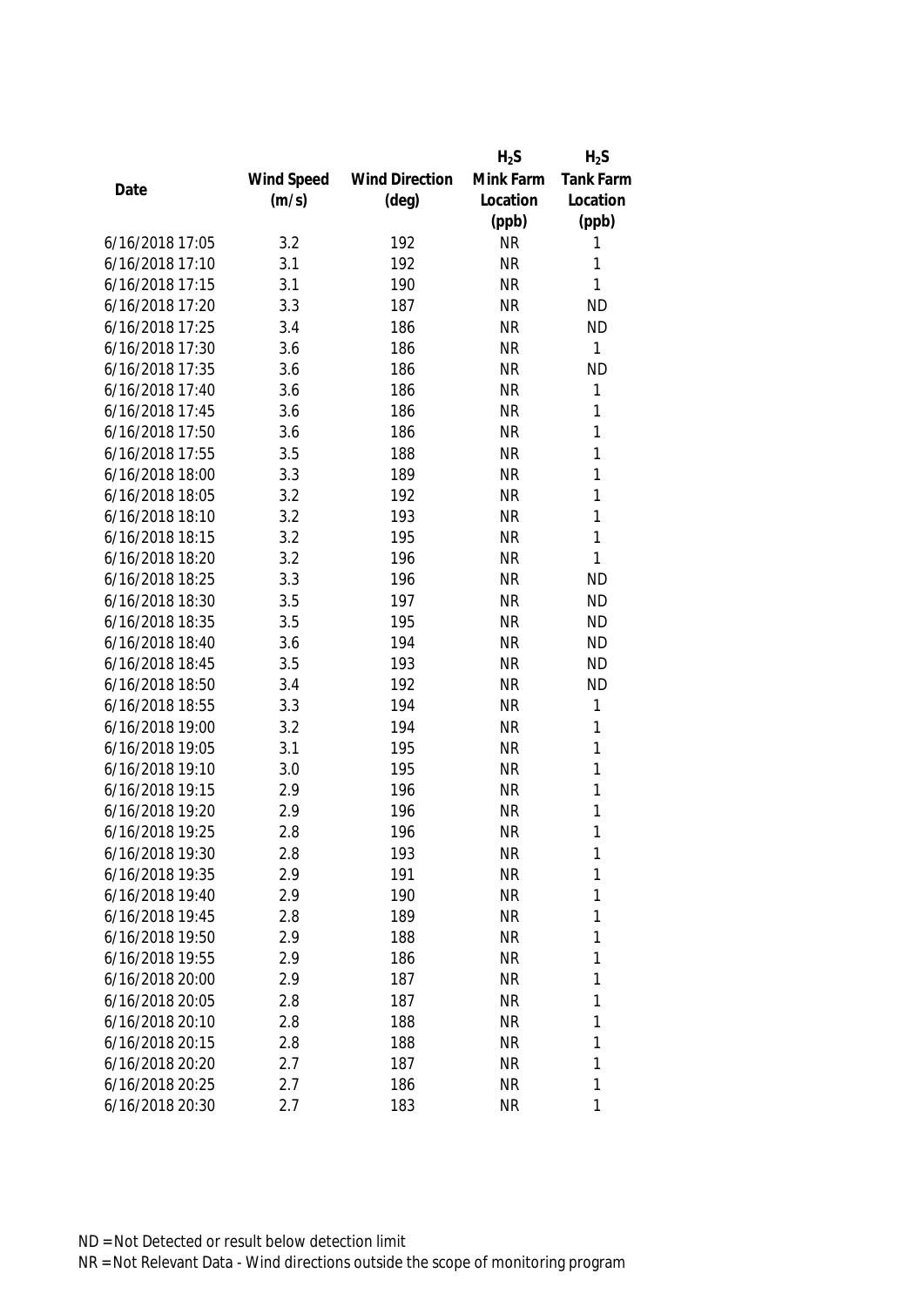| Date | Wind Speed (m/s) | Wind Direction (deg) | $H_2S$ Mink Farm Location (ppb) | $H_2S$ Tank Farm Location (ppb) |
|---|---|---|---|---|
| 6/16/2018 17:05 | 3.2 | 192 | NR | 1 |
| 6/16/2018 17:10 | 3.1 | 192 | NR | 1 |
| 6/16/2018 17:15 | 3.1 | 190 | NR | 1 |
| 6/16/2018 17:20 | 3.3 | 187 | NR | ND |
| 6/16/2018 17:25 | 3.4 | 186 | NR | ND |
| 6/16/2018 17:30 | 3.6 | 186 | NR | 1 |
| 6/16/2018 17:35 | 3.6 | 186 | NR | ND |
| 6/16/2018 17:40 | 3.6 | 186 | NR | 1 |
| 6/16/2018 17:45 | 3.6 | 186 | NR | 1 |
| 6/16/2018 17:50 | 3.6 | 186 | NR | 1 |
| 6/16/2018 17:55 | 3.5 | 188 | NR | 1 |
| 6/16/2018 18:00 | 3.3 | 189 | NR | 1 |
| 6/16/2018 18:05 | 3.2 | 192 | NR | 1 |
| 6/16/2018 18:10 | 3.2 | 193 | NR | 1 |
| 6/16/2018 18:15 | 3.2 | 195 | NR | 1 |
| 6/16/2018 18:20 | 3.2 | 196 | NR | 1 |
| 6/16/2018 18:25 | 3.3 | 196 | NR | ND |
| 6/16/2018 18:30 | 3.5 | 197 | NR | ND |
| 6/16/2018 18:35 | 3.5 | 195 | NR | ND |
| 6/16/2018 18:40 | 3.6 | 194 | NR | ND |
| 6/16/2018 18:45 | 3.5 | 193 | NR | ND |
| 6/16/2018 18:50 | 3.4 | 192 | NR | ND |
| 6/16/2018 18:55 | 3.3 | 194 | NR | 1 |
| 6/16/2018 19:00 | 3.2 | 194 | NR | 1 |
| 6/16/2018 19:05 | 3.1 | 195 | NR | 1 |
| 6/16/2018 19:10 | 3.0 | 195 | NR | 1 |
| 6/16/2018 19:15 | 2.9 | 196 | NR | 1 |
| 6/16/2018 19:20 | 2.9 | 196 | NR | 1 |
| 6/16/2018 19:25 | 2.8 | 196 | NR | 1 |
| 6/16/2018 19:30 | 2.8 | 193 | NR | 1 |
| 6/16/2018 19:35 | 2.9 | 191 | NR | 1 |
| 6/16/2018 19:40 | 2.9 | 190 | NR | 1 |
| 6/16/2018 19:45 | 2.8 | 189 | NR | 1 |
| 6/16/2018 19:50 | 2.9 | 188 | NR | 1 |
| 6/16/2018 19:55 | 2.9 | 186 | NR | 1 |
| 6/16/2018 20:00 | 2.9 | 187 | NR | 1 |
| 6/16/2018 20:05 | 2.8 | 187 | NR | 1 |
| 6/16/2018 20:10 | 2.8 | 188 | NR | 1 |
| 6/16/2018 20:15 | 2.8 | 188 | NR | 1 |
| 6/16/2018 20:20 | 2.7 | 187 | NR | 1 |
| 6/16/2018 20:25 | 2.7 | 186 | NR | 1 |
| 6/16/2018 20:30 | 2.7 | 183 | NR | 1 |

ND = Not Detected or result below detection limit

NR = Not Relevant Data - Wind directions outside the scope of monitoring program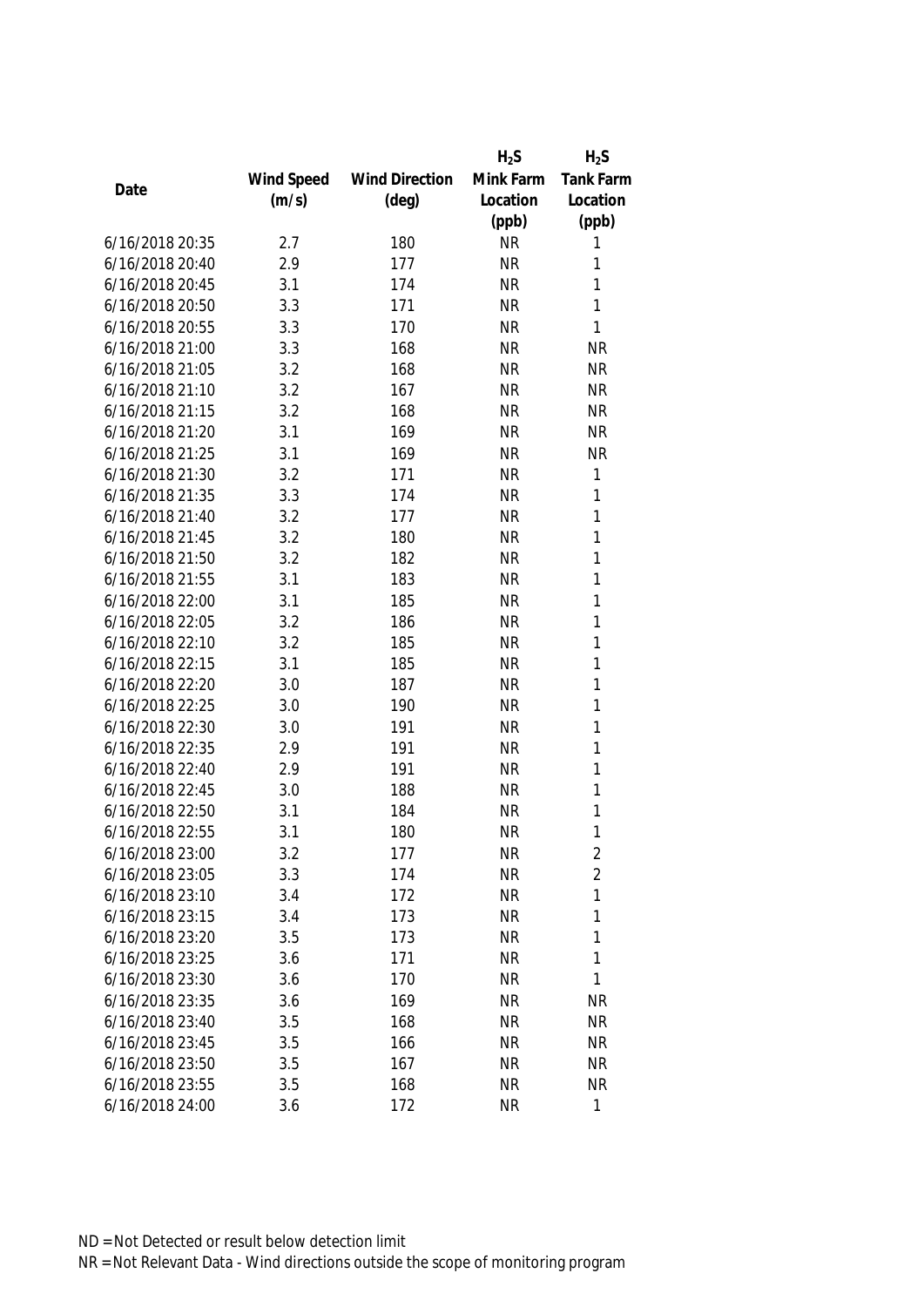| Date | Wind Speed (m/s) | Wind Direction (deg) | $H_2S$ Mink Farm Location (ppb) | $H_2S$ Tank Farm Location (ppb) |
|---|---|---|---|---|
| 6/16/2018 20:35 | 2.7 | 180 | NR | 1 |
| 6/16/2018 20:40 | 2.9 | 177 | NR | 1 |
| 6/16/2018 20:45 | 3.1 | 174 | NR | 1 |
| 6/16/2018 20:50 | 3.3 | 171 | NR | 1 |
| 6/16/2018 20:55 | 3.3 | 170 | NR | 1 |
| 6/16/2018 21:00 | 3.3 | 168 | NR | NR |
| 6/16/2018 21:05 | 3.2 | 168 | NR | NR |
| 6/16/2018 21:10 | 3.2 | 167 | NR | NR |
| 6/16/2018 21:15 | 3.2 | 168 | NR | NR |
| 6/16/2018 21:20 | 3.1 | 169 | NR | NR |
| 6/16/2018 21:25 | 3.1 | 169 | NR | NR |
| 6/16/2018 21:30 | 3.2 | 171 | NR | 1 |
| 6/16/2018 21:35 | 3.3 | 174 | NR | 1 |
| 6/16/2018 21:40 | 3.2 | 177 | NR | 1 |
| 6/16/2018 21:45 | 3.2 | 180 | NR | 1 |
| 6/16/2018 21:50 | 3.2 | 182 | NR | 1 |
| 6/16/2018 21:55 | 3.1 | 183 | NR | 1 |
| 6/16/2018 22:00 | 3.1 | 185 | NR | 1 |
| 6/16/2018 22:05 | 3.2 | 186 | NR | 1 |
| 6/16/2018 22:10 | 3.2 | 185 | NR | 1 |
| 6/16/2018 22:15 | 3.1 | 185 | NR | 1 |
| 6/16/2018 22:20 | 3.0 | 187 | NR | 1 |
| 6/16/2018 22:25 | 3.0 | 190 | NR | 1 |
| 6/16/2018 22:30 | 3.0 | 191 | NR | 1 |
| 6/16/2018 22:35 | 2.9 | 191 | NR | 1 |
| 6/16/2018 22:40 | 2.9 | 191 | NR | 1 |
| 6/16/2018 22:45 | 3.0 | 188 | NR | 1 |
| 6/16/2018 22:50 | 3.1 | 184 | NR | 1 |
| 6/16/2018 22:55 | 3.1 | 180 | NR | 1 |
| 6/16/2018 23:00 | 3.2 | 177 | NR | 2 |
| 6/16/2018 23:05 | 3.3 | 174 | NR | 2 |
| 6/16/2018 23:10 | 3.4 | 172 | NR | 1 |
| 6/16/2018 23:15 | 3.4 | 173 | NR | 1 |
| 6/16/2018 23:20 | 3.5 | 173 | NR | 1 |
| 6/16/2018 23:25 | 3.6 | 171 | NR | 1 |
| 6/16/2018 23:30 | 3.6 | 170 | NR | 1 |
| 6/16/2018 23:35 | 3.6 | 169 | NR | NR |
| 6/16/2018 23:40 | 3.5 | 168 | NR | NR |
| 6/16/2018 23:45 | 3.5 | 166 | NR | NR |
| 6/16/2018 23:50 | 3.5 | 167 | NR | NR |
| 6/16/2018 23:55 | 3.5 | 168 | NR | NR |
| 6/16/2018 24:00 | 3.6 | 172 | NR | 1 |

ND = Not Detected or result below detection limit

NR = Not Relevant Data - Wind directions outside the scope of monitoring program